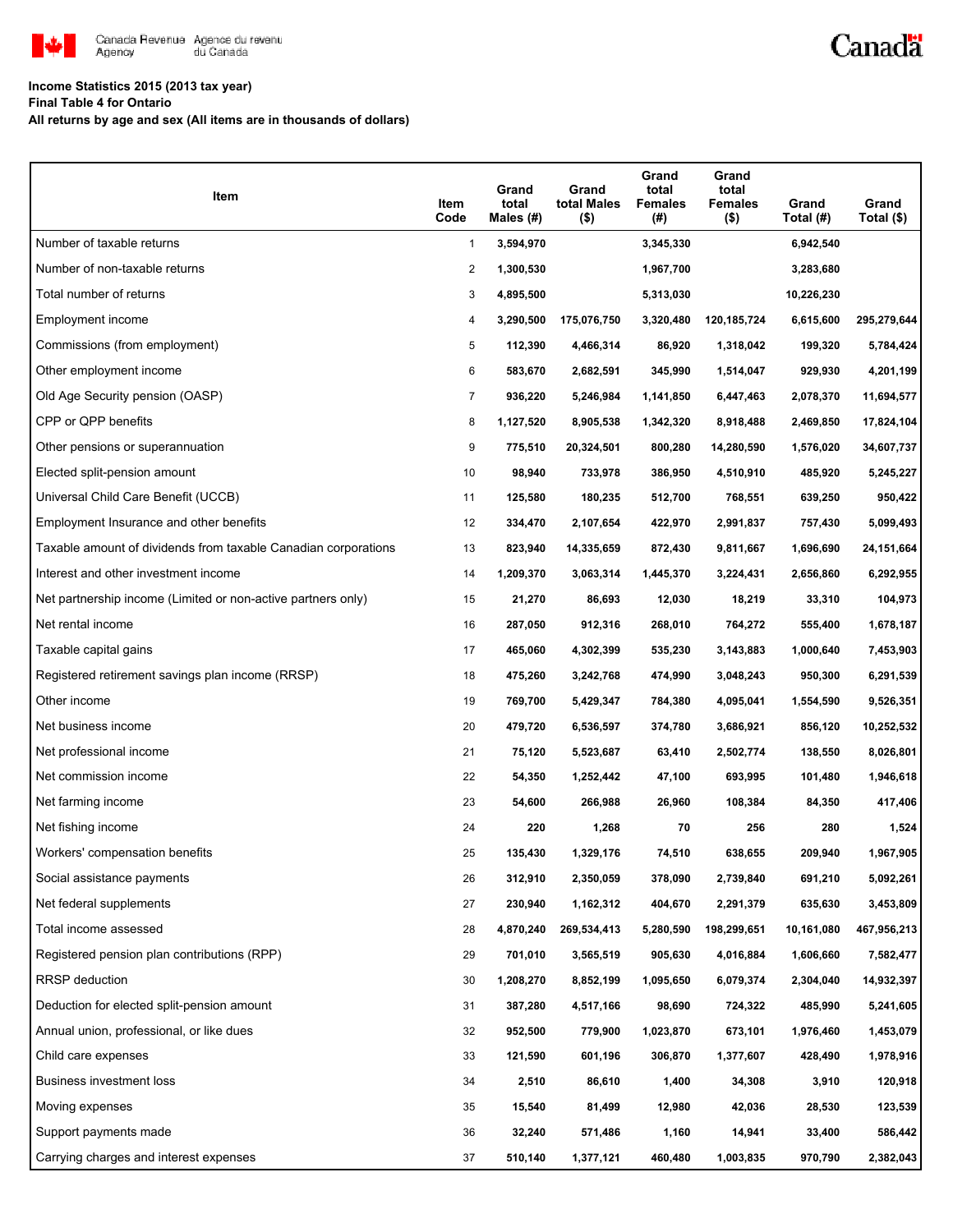Canada Revenue Agency / Agence du revenu du Canada

Canada

**Income Statistics 2015 (2013 tax year)**
**Final Table 4 for Ontario**
**All returns by age and sex (All items are in thousands of dollars)**

| Item | Item Code | Grand total Males (#) | Grand total Males ($) | Grand total Females (#) | Grand total Females ($) | Grand Total (#) | Grand Total ($) |
|---|---|---|---|---|---|---|---|
| Number of taxable returns | 1 | 3,594,970 | | 3,345,330 | | 6,942,540 | |
| Number of non-taxable returns | 2 | 1,300,530 | | 1,967,700 | | 3,283,680 | |
| Total number of returns | 3 | 4,895,500 | | 5,313,030 | | 10,226,230 | |
| Employment income | 4 | 3,290,500 | 175,076,750 | 3,320,480 | 120,185,724 | 6,615,600 | 295,279,644 |
| Commissions (from employment) | 5 | 112,390 | 4,466,314 | 86,920 | 1,318,042 | 199,320 | 5,784,424 |
| Other employment income | 6 | 583,670 | 2,682,591 | 345,990 | 1,514,047 | 929,930 | 4,201,199 |
| Old Age Security pension (OASP) | 7 | 936,220 | 5,246,984 | 1,141,850 | 6,447,463 | 2,078,370 | 11,694,577 |
| CPP or QPP benefits | 8 | 1,127,520 | 8,905,538 | 1,342,320 | 8,918,488 | 2,469,850 | 17,824,104 |
| Other pensions or superannuation | 9 | 775,510 | 20,324,501 | 800,280 | 14,280,590 | 1,576,020 | 34,607,737 |
| Elected split-pension amount | 10 | 98,940 | 733,978 | 386,950 | 4,510,910 | 485,920 | 5,245,227 |
| Universal Child Care Benefit (UCCB) | 11 | 125,580 | 180,235 | 512,700 | 768,551 | 639,250 | 950,422 |
| Employment Insurance and other benefits | 12 | 334,470 | 2,107,654 | 422,970 | 2,991,837 | 757,430 | 5,099,493 |
| Taxable amount of dividends from taxable Canadian corporations | 13 | 823,940 | 14,335,659 | 872,430 | 9,811,667 | 1,696,690 | 24,151,664 |
| Interest and other investment income | 14 | 1,209,370 | 3,063,314 | 1,445,370 | 3,224,431 | 2,656,860 | 6,292,955 |
| Net partnership income (Limited or non-active partners only) | 15 | 21,270 | 86,693 | 12,030 | 18,219 | 33,310 | 104,973 |
| Net rental income | 16 | 287,050 | 912,316 | 268,010 | 764,272 | 555,400 | 1,678,187 |
| Taxable capital gains | 17 | 465,060 | 4,302,399 | 535,230 | 3,143,883 | 1,000,640 | 7,453,903 |
| Registered retirement savings plan income (RRSP) | 18 | 475,260 | 3,242,768 | 474,990 | 3,048,243 | 950,300 | 6,291,539 |
| Other income | 19 | 769,700 | 5,429,347 | 784,380 | 4,095,041 | 1,554,590 | 9,526,351 |
| Net business income | 20 | 479,720 | 6,536,597 | 374,780 | 3,686,921 | 856,120 | 10,252,532 |
| Net professional income | 21 | 75,120 | 5,523,687 | 63,410 | 2,502,774 | 138,550 | 8,026,801 |
| Net commission income | 22 | 54,350 | 1,252,442 | 47,100 | 693,995 | 101,480 | 1,946,618 |
| Net farming income | 23 | 54,600 | 266,988 | 26,960 | 108,384 | 84,350 | 417,406 |
| Net fishing income | 24 | 220 | 1,268 | 70 | 256 | 280 | 1,524 |
| Workers' compensation benefits | 25 | 135,430 | 1,329,176 | 74,510 | 638,655 | 209,940 | 1,967,905 |
| Social assistance payments | 26 | 312,910 | 2,350,059 | 378,090 | 2,739,840 | 691,210 | 5,092,261 |
| Net federal supplements | 27 | 230,940 | 1,162,312 | 404,670 | 2,291,379 | 635,630 | 3,453,809 |
| Total income assessed | 28 | 4,870,240 | 269,534,413 | 5,280,590 | 198,299,651 | 10,161,080 | 467,956,213 |
| Registered pension plan contributions (RPP) | 29 | 701,010 | 3,565,519 | 905,630 | 4,016,884 | 1,606,660 | 7,582,477 |
| RRSP deduction | 30 | 1,208,270 | 8,852,199 | 1,095,650 | 6,079,374 | 2,304,040 | 14,932,397 |
| Deduction for elected split-pension amount | 31 | 387,280 | 4,517,166 | 98,690 | 724,322 | 485,990 | 5,241,605 |
| Annual union, professional, or like dues | 32 | 952,500 | 779,900 | 1,023,870 | 673,101 | 1,976,460 | 1,453,079 |
| Child care expenses | 33 | 121,590 | 601,196 | 306,870 | 1,377,607 | 428,490 | 1,978,916 |
| Business investment loss | 34 | 2,510 | 86,610 | 1,400 | 34,308 | 3,910 | 120,918 |
| Moving expenses | 35 | 15,540 | 81,499 | 12,980 | 42,036 | 28,530 | 123,539 |
| Support payments made | 36 | 32,240 | 571,486 | 1,160 | 14,941 | 33,400 | 586,442 |
| Carrying charges and interest expenses | 37 | 510,140 | 1,377,121 | 460,480 | 1,003,835 | 970,790 | 2,382,043 |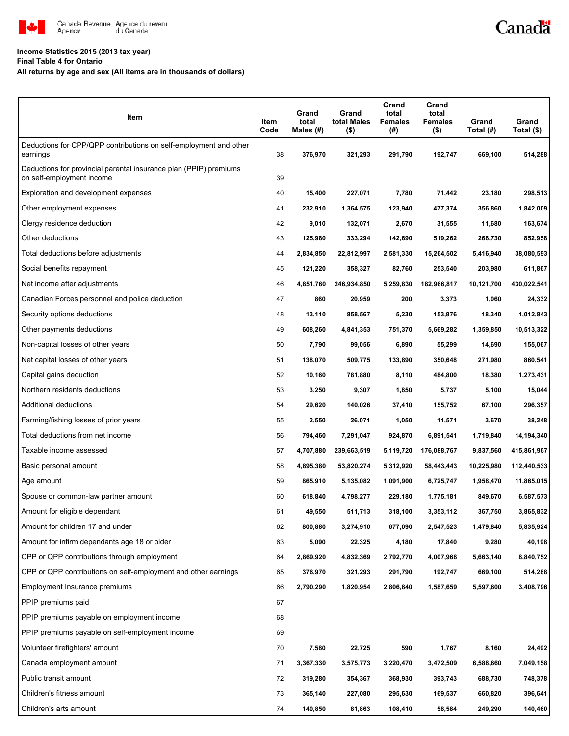**Income Statistics 2015 (2013 tax year)**
**Final Table 4 for Ontario**
**All returns by age and sex (All items are in thousands of dollars)**

| Item | Item Code | Grand total Males (#) | Grand total Males ($) | Grand total Females (#) | Grand total Females ($) | Grand Total (#) | Grand Total ($) |
|---|---|---|---|---|---|---|---|
| Deductions for CPP/QPP contributions on self-employment and other earnings | 38 | 376,970 | 321,293 | 291,790 | 192,747 | 669,100 | 514,288 |
| Deductions for provincial parental insurance plan (PPIP) premiums on self-employment income | 39 | | | | | | |
| Exploration and development expenses | 40 | 15,400 | 227,071 | 7,780 | 71,442 | 23,180 | 298,513 |
| Other employment expenses | 41 | 232,910 | 1,364,575 | 123,940 | 477,374 | 356,860 | 1,842,009 |
| Clergy residence deduction | 42 | 9,010 | 132,071 | 2,670 | 31,555 | 11,680 | 163,674 |
| Other deductions | 43 | 125,980 | 333,294 | 142,690 | 519,262 | 268,730 | 852,958 |
| Total deductions before adjustments | 44 | 2,834,850 | 22,812,997 | 2,581,330 | 15,264,502 | 5,416,940 | 38,080,593 |
| Social benefits repayment | 45 | 121,220 | 358,327 | 82,760 | 253,540 | 203,980 | 611,867 |
| Net income after adjustments | 46 | 4,851,760 | 246,934,850 | 5,259,830 | 182,966,817 | 10,121,700 | 430,022,541 |
| Canadian Forces personnel and police deduction | 47 | 860 | 20,959 | 200 | 3,373 | 1,060 | 24,332 |
| Security options deductions | 48 | 13,110 | 858,567 | 5,230 | 153,976 | 18,340 | 1,012,843 |
| Other payments deductions | 49 | 608,260 | 4,841,353 | 751,370 | 5,669,282 | 1,359,850 | 10,513,322 |
| Non-capital losses of other years | 50 | 7,790 | 99,056 | 6,890 | 55,299 | 14,690 | 155,067 |
| Net capital losses of other years | 51 | 138,070 | 509,775 | 133,890 | 350,648 | 271,980 | 860,541 |
| Capital gains deduction | 52 | 10,160 | 781,880 | 8,110 | 484,800 | 18,380 | 1,273,431 |
| Northern residents deductions | 53 | 3,250 | 9,307 | 1,850 | 5,737 | 5,100 | 15,044 |
| Additional deductions | 54 | 29,620 | 140,026 | 37,410 | 155,752 | 67,100 | 296,357 |
| Farming/fishing losses of prior years | 55 | 2,550 | 26,071 | 1,050 | 11,571 | 3,670 | 38,248 |
| Total deductions from net income | 56 | 794,460 | 7,291,047 | 924,870 | 6,891,541 | 1,719,840 | 14,194,340 |
| Taxable income assessed | 57 | 4,707,880 | 239,663,519 | 5,119,720 | 176,088,767 | 9,837,560 | 415,861,967 |
| Basic personal amount | 58 | 4,895,380 | 53,820,274 | 5,312,920 | 58,443,443 | 10,225,980 | 112,440,533 |
| Age amount | 59 | 865,910 | 5,135,082 | 1,091,900 | 6,725,747 | 1,958,470 | 11,865,015 |
| Spouse or common-law partner amount | 60 | 618,840 | 4,798,277 | 229,180 | 1,775,181 | 849,670 | 6,587,573 |
| Amount for eligible dependant | 61 | 49,550 | 511,713 | 318,100 | 3,353,112 | 367,750 | 3,865,832 |
| Amount for children 17 and under | 62 | 800,880 | 3,274,910 | 677,090 | 2,547,523 | 1,479,840 | 5,835,924 |
| Amount for infirm dependants age 18 or older | 63 | 5,090 | 22,325 | 4,180 | 17,840 | 9,280 | 40,198 |
| CPP or QPP contributions through employment | 64 | 2,869,920 | 4,832,369 | 2,792,770 | 4,007,968 | 5,663,140 | 8,840,752 |
| CPP or QPP contributions on self-employment and other earnings | 65 | 376,970 | 321,293 | 291,790 | 192,747 | 669,100 | 514,288 |
| Employment Insurance premiums | 66 | 2,790,290 | 1,820,954 | 2,806,840 | 1,587,659 | 5,597,600 | 3,408,796 |
| PPIP premiums paid | 67 | | | | | | |
| PPIP premiums payable on employment income | 68 | | | | | | |
| PPIP premiums payable on self-employment income | 69 | | | | | | |
| Volunteer firefighters' amount | 70 | 7,580 | 22,725 | 590 | 1,767 | 8,160 | 24,492 |
| Canada employment amount | 71 | 3,367,330 | 3,575,773 | 3,220,470 | 3,472,509 | 6,588,660 | 7,049,158 |
| Public transit amount | 72 | 319,280 | 354,367 | 368,930 | 393,743 | 688,730 | 748,378 |
| Children's fitness amount | 73 | 365,140 | 227,080 | 295,630 | 169,537 | 660,820 | 396,641 |
| Children's arts amount | 74 | 140,850 | 81,863 | 108,410 | 58,584 | 249,290 | 140,460 |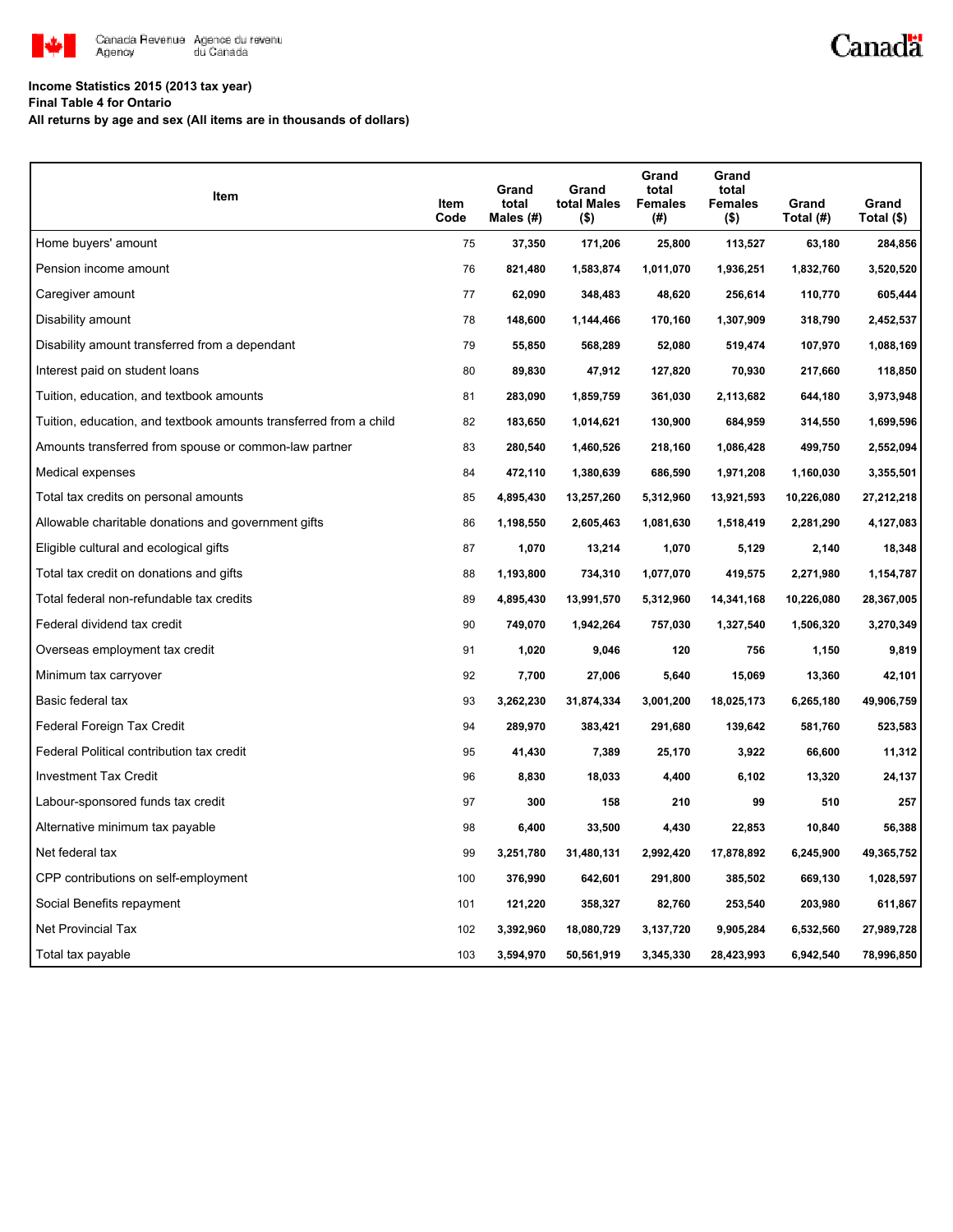**Income Statistics 2015 (2013 tax year)**
**Final Table 4 for Ontario**
**All returns by age and sex (All items are in thousands of dollars)**

| Item | Item Code | Grand total Males (#) | Grand total Males ($) | Grand total Females (#) | Grand total Females ($) | Grand Total (#) | Grand Total ($) |
|---|---|---|---|---|---|---|---|
| Home buyers' amount | 75 | 37,350 | 171,206 | 25,800 | 113,527 | 63,180 | 284,856 |
| Pension income amount | 76 | 821,480 | 1,583,874 | 1,011,070 | 1,936,251 | 1,832,760 | 3,520,520 |
| Caregiver amount | 77 | 62,090 | 348,483 | 48,620 | 256,614 | 110,770 | 605,444 |
| Disability amount | 78 | 148,600 | 1,144,466 | 170,160 | 1,307,909 | 318,790 | 2,452,537 |
| Disability amount transferred from a dependant | 79 | 55,850 | 568,289 | 52,080 | 519,474 | 107,970 | 1,088,169 |
| Interest paid on student loans | 80 | 89,830 | 47,912 | 127,820 | 70,930 | 217,660 | 118,850 |
| Tuition, education, and textbook amounts | 81 | 283,090 | 1,859,759 | 361,030 | 2,113,682 | 644,180 | 3,973,948 |
| Tuition, education, and textbook amounts transferred from a child | 82 | 183,650 | 1,014,621 | 130,900 | 684,959 | 314,550 | 1,699,596 |
| Amounts transferred from spouse or common-law partner | 83 | 280,540 | 1,460,526 | 218,160 | 1,086,428 | 499,750 | 2,552,094 |
| Medical expenses | 84 | 472,110 | 1,380,639 | 686,590 | 1,971,208 | 1,160,030 | 3,355,501 |
| Total tax credits on personal amounts | 85 | 4,895,430 | 13,257,260 | 5,312,960 | 13,921,593 | 10,226,080 | 27,212,218 |
| Allowable charitable donations and government gifts | 86 | 1,198,550 | 2,605,463 | 1,081,630 | 1,518,419 | 2,281,290 | 4,127,083 |
| Eligible cultural and ecological gifts | 87 | 1,070 | 13,214 | 1,070 | 5,129 | 2,140 | 18,348 |
| Total tax credit on donations and gifts | 88 | 1,193,800 | 734,310 | 1,077,070 | 419,575 | 2,271,980 | 1,154,787 |
| Total federal non-refundable tax credits | 89 | 4,895,430 | 13,991,570 | 5,312,960 | 14,341,168 | 10,226,080 | 28,367,005 |
| Federal dividend tax credit | 90 | 749,070 | 1,942,264 | 757,030 | 1,327,540 | 1,506,320 | 3,270,349 |
| Overseas employment tax credit | 91 | 1,020 | 9,046 | 120 | 756 | 1,150 | 9,819 |
| Minimum tax carryover | 92 | 7,700 | 27,006 | 5,640 | 15,069 | 13,360 | 42,101 |
| Basic federal tax | 93 | 3,262,230 | 31,874,334 | 3,001,200 | 18,025,173 | 6,265,180 | 49,906,759 |
| Federal Foreign Tax Credit | 94 | 289,970 | 383,421 | 291,680 | 139,642 | 581,760 | 523,583 |
| Federal Political contribution tax credit | 95 | 41,430 | 7,389 | 25,170 | 3,922 | 66,600 | 11,312 |
| Investment Tax Credit | 96 | 8,830 | 18,033 | 4,400 | 6,102 | 13,320 | 24,137 |
| Labour-sponsored funds tax credit | 97 | 300 | 158 | 210 | 99 | 510 | 257 |
| Alternative minimum tax payable | 98 | 6,400 | 33,500 | 4,430 | 22,853 | 10,840 | 56,388 |
| Net federal tax | 99 | 3,251,780 | 31,480,131 | 2,992,420 | 17,878,892 | 6,245,900 | 49,365,752 |
| CPP contributions on self-employment | 100 | 376,990 | 642,601 | 291,800 | 385,502 | 669,130 | 1,028,597 |
| Social Benefits repayment | 101 | 121,220 | 358,327 | 82,760 | 253,540 | 203,980 | 611,867 |
| Net Provincial Tax | 102 | 3,392,960 | 18,080,729 | 3,137,720 | 9,905,284 | 6,532,560 | 27,989,728 |
| Total tax payable | 103 | 3,594,970 | 50,561,919 | 3,345,330 | 28,423,993 | 6,942,540 | 78,996,850 |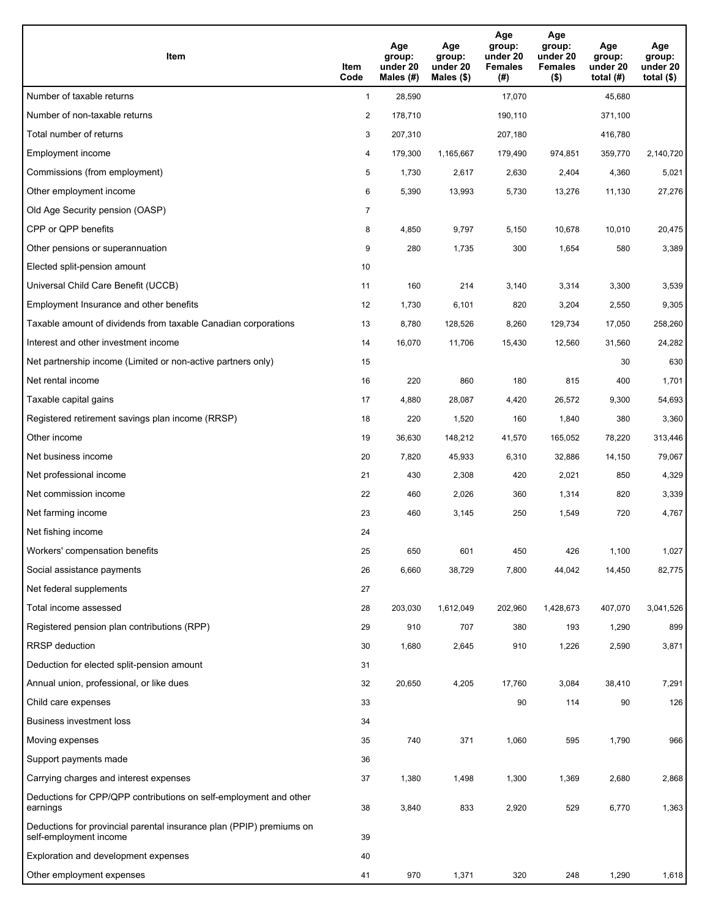| Item | Item Code | Age group: under 20 Males (#) | Age group: under 20 Males ($) | Age group: under 20 Females (#) | Age group: under 20 Females ($) | Age group: under 20 total (#) | Age group: under 20 total ($) |
|---|---|---|---|---|---|---|---|
| Number of taxable returns | 1 | 28,590 | | 17,070 | | 45,680 | |
| Number of non-taxable returns | 2 | 178,710 | | 190,110 | | 371,100 | |
| Total number of returns | 3 | 207,310 | | 207,180 | | 416,780 | |
| Employment income | 4 | 179,300 | 1,165,667 | 179,490 | 974,851 | 359,770 | 2,140,720 |
| Commissions (from employment) | 5 | 1,730 | 2,617 | 2,630 | 2,404 | 4,360 | 5,021 |
| Other employment income | 6 | 5,390 | 13,993 | 5,730 | 13,276 | 11,130 | 27,276 |
| Old Age Security pension (OASP) | 7 | | | | | | |
| CPP or QPP benefits | 8 | 4,850 | 9,797 | 5,150 | 10,678 | 10,010 | 20,475 |
| Other pensions or superannuation | 9 | 280 | 1,735 | 300 | 1,654 | 580 | 3,389 |
| Elected split-pension amount | 10 | | | | | | |
| Universal Child Care Benefit (UCCB) | 11 | 160 | 214 | 3,140 | 3,314 | 3,300 | 3,539 |
| Employment Insurance and other benefits | 12 | 1,730 | 6,101 | 820 | 3,204 | 2,550 | 9,305 |
| Taxable amount of dividends from taxable Canadian corporations | 13 | 8,780 | 128,526 | 8,260 | 129,734 | 17,050 | 258,260 |
| Interest and other investment income | 14 | 16,070 | 11,706 | 15,430 | 12,560 | 31,560 | 24,282 |
| Net partnership income (Limited or non-active partners only) | 15 | | | | | 30 | 630 |
| Net rental income | 16 | 220 | 860 | 180 | 815 | 400 | 1,701 |
| Taxable capital gains | 17 | 4,880 | 28,087 | 4,420 | 26,572 | 9,300 | 54,693 |
| Registered retirement savings plan income (RRSP) | 18 | 220 | 1,520 | 160 | 1,840 | 380 | 3,360 |
| Other income | 19 | 36,630 | 148,212 | 41,570 | 165,052 | 78,220 | 313,446 |
| Net business income | 20 | 7,820 | 45,933 | 6,310 | 32,886 | 14,150 | 79,067 |
| Net professional income | 21 | 430 | 2,308 | 420 | 2,021 | 850 | 4,329 |
| Net commission income | 22 | 460 | 2,026 | 360 | 1,314 | 820 | 3,339 |
| Net farming income | 23 | 460 | 3,145 | 250 | 1,549 | 720 | 4,767 |
| Net fishing income | 24 | | | | | | |
| Workers' compensation benefits | 25 | 650 | 601 | 450 | 426 | 1,100 | 1,027 |
| Social assistance payments | 26 | 6,660 | 38,729 | 7,800 | 44,042 | 14,450 | 82,775 |
| Net federal supplements | 27 | | | | | | |
| Total income assessed | 28 | 203,030 | 1,612,049 | 202,960 | 1,428,673 | 407,070 | 3,041,526 |
| Registered pension plan contributions (RPP) | 29 | 910 | 707 | 380 | 193 | 1,290 | 899 |
| RRSP deduction | 30 | 1,680 | 2,645 | 910 | 1,226 | 2,590 | 3,871 |
| Deduction for elected split-pension amount | 31 | | | | | | |
| Annual union, professional, or like dues | 32 | 20,650 | 4,205 | 17,760 | 3,084 | 38,410 | 7,291 |
| Child care expenses | 33 | | | 90 | 114 | 90 | 126 |
| Business investment loss | 34 | | | | | | |
| Moving expenses | 35 | 740 | 371 | 1,060 | 595 | 1,790 | 966 |
| Support payments made | 36 | | | | | | |
| Carrying charges and interest expenses | 37 | 1,380 | 1,498 | 1,300 | 1,369 | 2,680 | 2,868 |
| Deductions for CPP/QPP contributions on self-employment and other earnings | 38 | 3,840 | 833 | 2,920 | 529 | 6,770 | 1,363 |
| Deductions for provincial parental insurance plan (PPIP) premiums on self-employment income | 39 | | | | | | |
| Exploration and development expenses | 40 | | | | | | |
| Other employment expenses | 41 | 970 | 1,371 | 320 | 248 | 1,290 | 1,618 |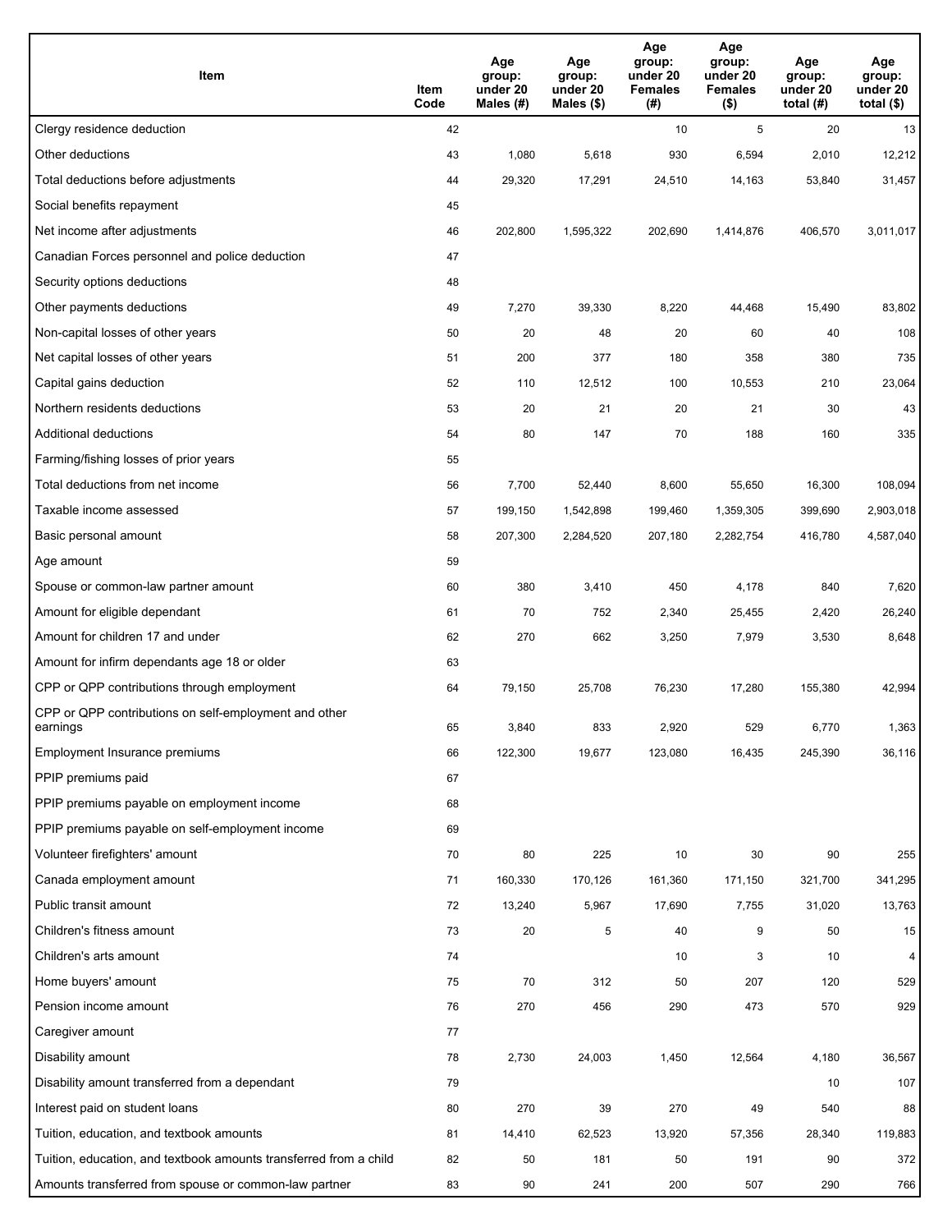| Item | Item Code | Age group: under 20 Males (#) | Age group: under 20 Males ($) | Age group: under 20 Females (#) | Age group: under 20 Females ($) | Age group: under 20 total (#) | Age group: under 20 total ($) |
|---|---|---|---|---|---|---|---|
| Clergy residence deduction | 42 | | | 10 | 5 | 20 | 13 |
| Other deductions | 43 | 1,080 | 5,618 | 930 | 6,594 | 2,010 | 12,212 |
| Total deductions before adjustments | 44 | 29,320 | 17,291 | 24,510 | 14,163 | 53,840 | 31,457 |
| Social benefits repayment | 45 | | | | | | |
| Net income after adjustments | 46 | 202,800 | 1,595,322 | 202,690 | 1,414,876 | 406,570 | 3,011,017 |
| Canadian Forces personnel and police deduction | 47 | | | | | | |
| Security options deductions | 48 | | | | | | |
| Other payments deductions | 49 | 7,270 | 39,330 | 8,220 | 44,468 | 15,490 | 83,802 |
| Non-capital losses of other years | 50 | 20 | 48 | 20 | 60 | 40 | 108 |
| Net capital losses of other years | 51 | 200 | 377 | 180 | 358 | 380 | 735 |
| Capital gains deduction | 52 | 110 | 12,512 | 100 | 10,553 | 210 | 23,064 |
| Northern residents deductions | 53 | 20 | 21 | 20 | 21 | 30 | 43 |
| Additional deductions | 54 | 80 | 147 | 70 | 188 | 160 | 335 |
| Farming/fishing losses of prior years | 55 | | | | | | |
| Total deductions from net income | 56 | 7,700 | 52,440 | 8,600 | 55,650 | 16,300 | 108,094 |
| Taxable income assessed | 57 | 199,150 | 1,542,898 | 199,460 | 1,359,305 | 399,690 | 2,903,018 |
| Basic personal amount | 58 | 207,300 | 2,284,520 | 207,180 | 2,282,754 | 416,780 | 4,587,040 |
| Age amount | 59 | | | | | | |
| Spouse or common-law partner amount | 60 | 380 | 3,410 | 450 | 4,178 | 840 | 7,620 |
| Amount for eligible dependant | 61 | 70 | 752 | 2,340 | 25,455 | 2,420 | 26,240 |
| Amount for children 17 and under | 62 | 270 | 662 | 3,250 | 7,979 | 3,530 | 8,648 |
| Amount for infirm dependants age 18 or older | 63 | | | | | | |
| CPP or QPP contributions through employment | 64 | 79,150 | 25,708 | 76,230 | 17,280 | 155,380 | 42,994 |
| CPP or QPP contributions on self-employment and other earnings | 65 | 3,840 | 833 | 2,920 | 529 | 6,770 | 1,363 |
| Employment Insurance premiums | 66 | 122,300 | 19,677 | 123,080 | 16,435 | 245,390 | 36,116 |
| PPIP premiums paid | 67 | | | | | | |
| PPIP premiums payable on employment income | 68 | | | | | | |
| PPIP premiums payable on self-employment income | 69 | | | | | | |
| Volunteer firefighters' amount | 70 | 80 | 225 | 10 | 30 | 90 | 255 |
| Canada employment amount | 71 | 160,330 | 170,126 | 161,360 | 171,150 | 321,700 | 341,295 |
| Public transit amount | 72 | 13,240 | 5,967 | 17,690 | 7,755 | 31,020 | 13,763 |
| Children's fitness amount | 73 | 20 | 5 | 40 | 9 | 50 | 15 |
| Children's arts amount | 74 | | | 10 | 3 | 10 | 4 |
| Home buyers' amount | 75 | 70 | 312 | 50 | 207 | 120 | 529 |
| Pension income amount | 76 | 270 | 456 | 290 | 473 | 570 | 929 |
| Caregiver amount | 77 | | | | | | |
| Disability amount | 78 | 2,730 | 24,003 | 1,450 | 12,564 | 4,180 | 36,567 |
| Disability amount transferred from a dependant | 79 | | | | | 10 | 107 |
| Interest paid on student loans | 80 | 270 | 39 | 270 | 49 | 540 | 88 |
| Tuition, education, and textbook amounts | 81 | 14,410 | 62,523 | 13,920 | 57,356 | 28,340 | 119,883 |
| Tuition, education, and textbook amounts transferred from a child | 82 | 50 | 181 | 50 | 191 | 90 | 372 |
| Amounts transferred from spouse or common-law partner | 83 | 90 | 241 | 200 | 507 | 290 | 766 |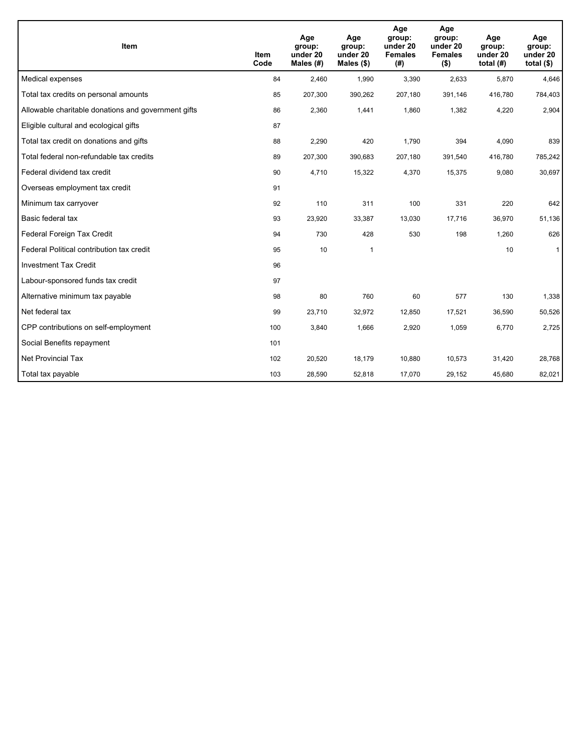| Item | Item Code | Age group: under 20 Males (#) | Age group: under 20 Males ($) | Age group: under 20 Females (#) | Age group: under 20 Females ($) | Age group: under 20 total (#) | Age group: under 20 total ($) |
|---|---|---|---|---|---|---|---|
| Medical expenses | 84 | 2,460 | 1,990 | 3,390 | 2,633 | 5,870 | 4,646 |
| Total tax credits on personal amounts | 85 | 207,300 | 390,262 | 207,180 | 391,146 | 416,780 | 784,403 |
| Allowable charitable donations and government gifts | 86 | 2,360 | 1,441 | 1,860 | 1,382 | 4,220 | 2,904 |
| Eligible cultural and ecological gifts | 87 | | | | | | |
| Total tax credit on donations and gifts | 88 | 2,290 | 420 | 1,790 | 394 | 4,090 | 839 |
| Total federal non-refundable tax credits | 89 | 207,300 | 390,683 | 207,180 | 391,540 | 416,780 | 785,242 |
| Federal dividend tax credit | 90 | 4,710 | 15,322 | 4,370 | 15,375 | 9,080 | 30,697 |
| Overseas employment tax credit | 91 | | | | | | |
| Minimum tax carryover | 92 | 110 | 311 | 100 | 331 | 220 | 642 |
| Basic federal tax | 93 | 23,920 | 33,387 | 13,030 | 17,716 | 36,970 | 51,136 |
| Federal Foreign Tax Credit | 94 | 730 | 428 | 530 | 198 | 1,260 | 626 |
| Federal Political contribution tax credit | 95 | 10 | 1 | | | 10 | 1 |
| Investment Tax Credit | 96 | | | | | | |
| Labour-sponsored funds tax credit | 97 | | | | | | |
| Alternative minimum tax payable | 98 | 80 | 760 | 60 | 577 | 130 | 1,338 |
| Net federal tax | 99 | 23,710 | 32,972 | 12,850 | 17,521 | 36,590 | 50,526 |
| CPP contributions on self-employment | 100 | 3,840 | 1,666 | 2,920 | 1,059 | 6,770 | 2,725 |
| Social Benefits repayment | 101 | | | | | | |
| Net Provincial Tax | 102 | 20,520 | 18,179 | 10,880 | 10,573 | 31,420 | 28,768 |
| Total tax payable | 103 | 28,590 | 52,818 | 17,070 | 29,152 | 45,680 | 82,021 |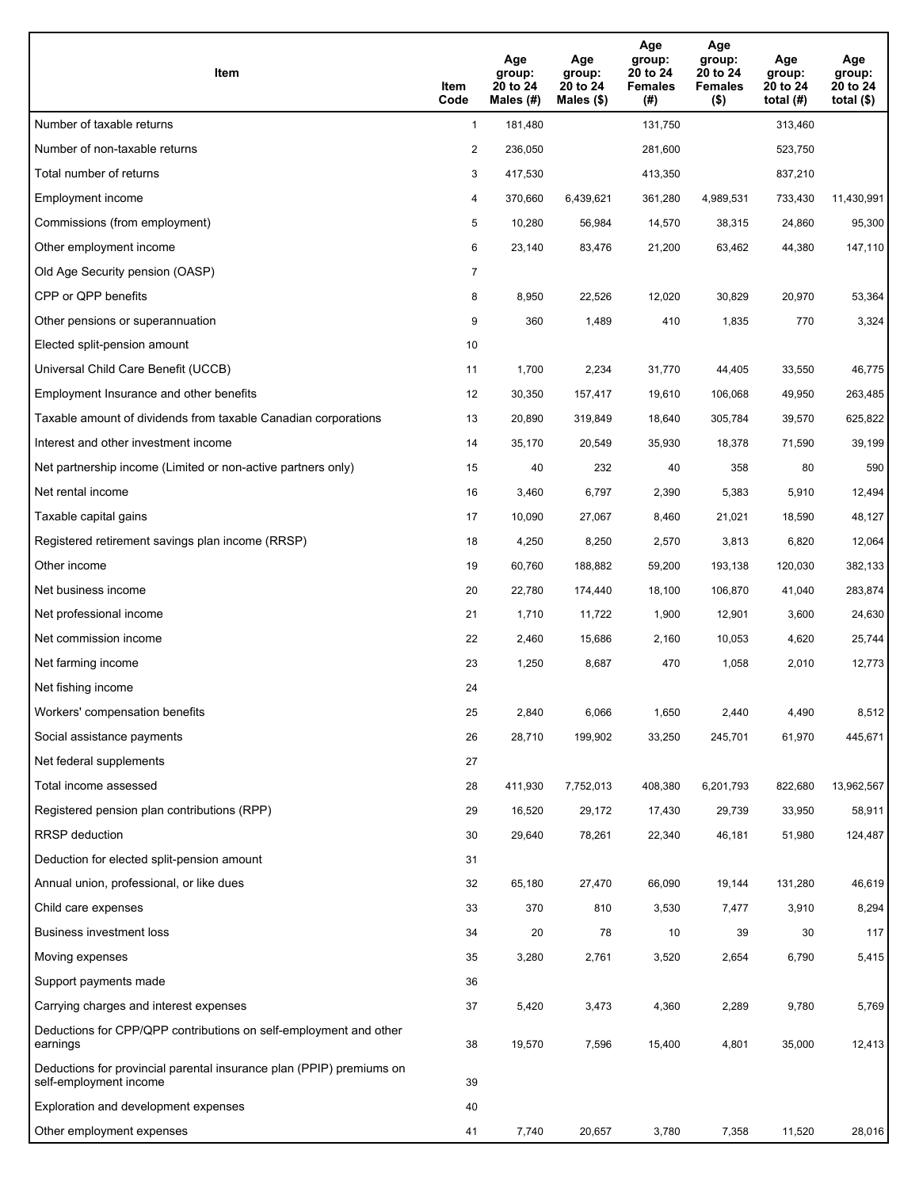| Item | Item Code | Age group: 20 to 24 Males (#) | Age group: 20 to 24 Males ($) | Age group: 20 to 24 Females (#) | Age group: 20 to 24 Females ($) | Age group: 20 to 24 total (#) | Age group: 20 to 24 total ($) |
|---|---|---|---|---|---|---|---|
| Number of taxable returns | 1 | 181,480 | | 131,750 | | 313,460 | |
| Number of non-taxable returns | 2 | 236,050 | | 281,600 | | 523,750 | |
| Total number of returns | 3 | 417,530 | | 413,350 | | 837,210 | |
| Employment income | 4 | 370,660 | 6,439,621 | 361,280 | 4,989,531 | 733,430 | 11,430,991 |
| Commissions (from employment) | 5 | 10,280 | 56,984 | 14,570 | 38,315 | 24,860 | 95,300 |
| Other employment income | 6 | 23,140 | 83,476 | 21,200 | 63,462 | 44,380 | 147,110 |
| Old Age Security pension (OASP) | 7 | | | | | | |
| CPP or QPP benefits | 8 | 8,950 | 22,526 | 12,020 | 30,829 | 20,970 | 53,364 |
| Other pensions or superannuation | 9 | 360 | 1,489 | 410 | 1,835 | 770 | 3,324 |
| Elected split-pension amount | 10 | | | | | | |
| Universal Child Care Benefit (UCCB) | 11 | 1,700 | 2,234 | 31,770 | 44,405 | 33,550 | 46,775 |
| Employment Insurance and other benefits | 12 | 30,350 | 157,417 | 19,610 | 106,068 | 49,950 | 263,485 |
| Taxable amount of dividends from taxable Canadian corporations | 13 | 20,890 | 319,849 | 18,640 | 305,784 | 39,570 | 625,822 |
| Interest and other investment income | 14 | 35,170 | 20,549 | 35,930 | 18,378 | 71,590 | 39,199 |
| Net partnership income (Limited or non-active partners only) | 15 | 40 | 232 | 40 | 358 | 80 | 590 |
| Net rental income | 16 | 3,460 | 6,797 | 2,390 | 5,383 | 5,910 | 12,494 |
| Taxable capital gains | 17 | 10,090 | 27,067 | 8,460 | 21,021 | 18,590 | 48,127 |
| Registered retirement savings plan income (RRSP) | 18 | 4,250 | 8,250 | 2,570 | 3,813 | 6,820 | 12,064 |
| Other income | 19 | 60,760 | 188,882 | 59,200 | 193,138 | 120,030 | 382,133 |
| Net business income | 20 | 22,780 | 174,440 | 18,100 | 106,870 | 41,040 | 283,874 |
| Net professional income | 21 | 1,710 | 11,722 | 1,900 | 12,901 | 3,600 | 24,630 |
| Net commission income | 22 | 2,460 | 15,686 | 2,160 | 10,053 | 4,620 | 25,744 |
| Net farming income | 23 | 1,250 | 8,687 | 470 | 1,058 | 2,010 | 12,773 |
| Net fishing income | 24 | | | | | | |
| Workers' compensation benefits | 25 | 2,840 | 6,066 | 1,650 | 2,440 | 4,490 | 8,512 |
| Social assistance payments | 26 | 28,710 | 199,902 | 33,250 | 245,701 | 61,970 | 445,671 |
| Net federal supplements | 27 | | | | | | |
| Total income assessed | 28 | 411,930 | 7,752,013 | 408,380 | 6,201,793 | 822,680 | 13,962,567 |
| Registered pension plan contributions (RPP) | 29 | 16,520 | 29,172 | 17,430 | 29,739 | 33,950 | 58,911 |
| RRSP deduction | 30 | 29,640 | 78,261 | 22,340 | 46,181 | 51,980 | 124,487 |
| Deduction for elected split-pension amount | 31 | | | | | | |
| Annual union, professional, or like dues | 32 | 65,180 | 27,470 | 66,090 | 19,144 | 131,280 | 46,619 |
| Child care expenses | 33 | 370 | 810 | 3,530 | 7,477 | 3,910 | 8,294 |
| Business investment loss | 34 | 20 | 78 | 10 | 39 | 30 | 117 |
| Moving expenses | 35 | 3,280 | 2,761 | 3,520 | 2,654 | 6,790 | 5,415 |
| Support payments made | 36 | | | | | | |
| Carrying charges and interest expenses | 37 | 5,420 | 3,473 | 4,360 | 2,289 | 9,780 | 5,769 |
| Deductions for CPP/QPP contributions on self-employment and other earnings | 38 | 19,570 | 7,596 | 15,400 | 4,801 | 35,000 | 12,413 |
| Deductions for provincial parental insurance plan (PPIP) premiums on self-employment income | 39 | | | | | | |
| Exploration and development expenses | 40 | | | | | | |
| Other employment expenses | 41 | 7,740 | 20,657 | 3,780 | 7,358 | 11,520 | 28,016 |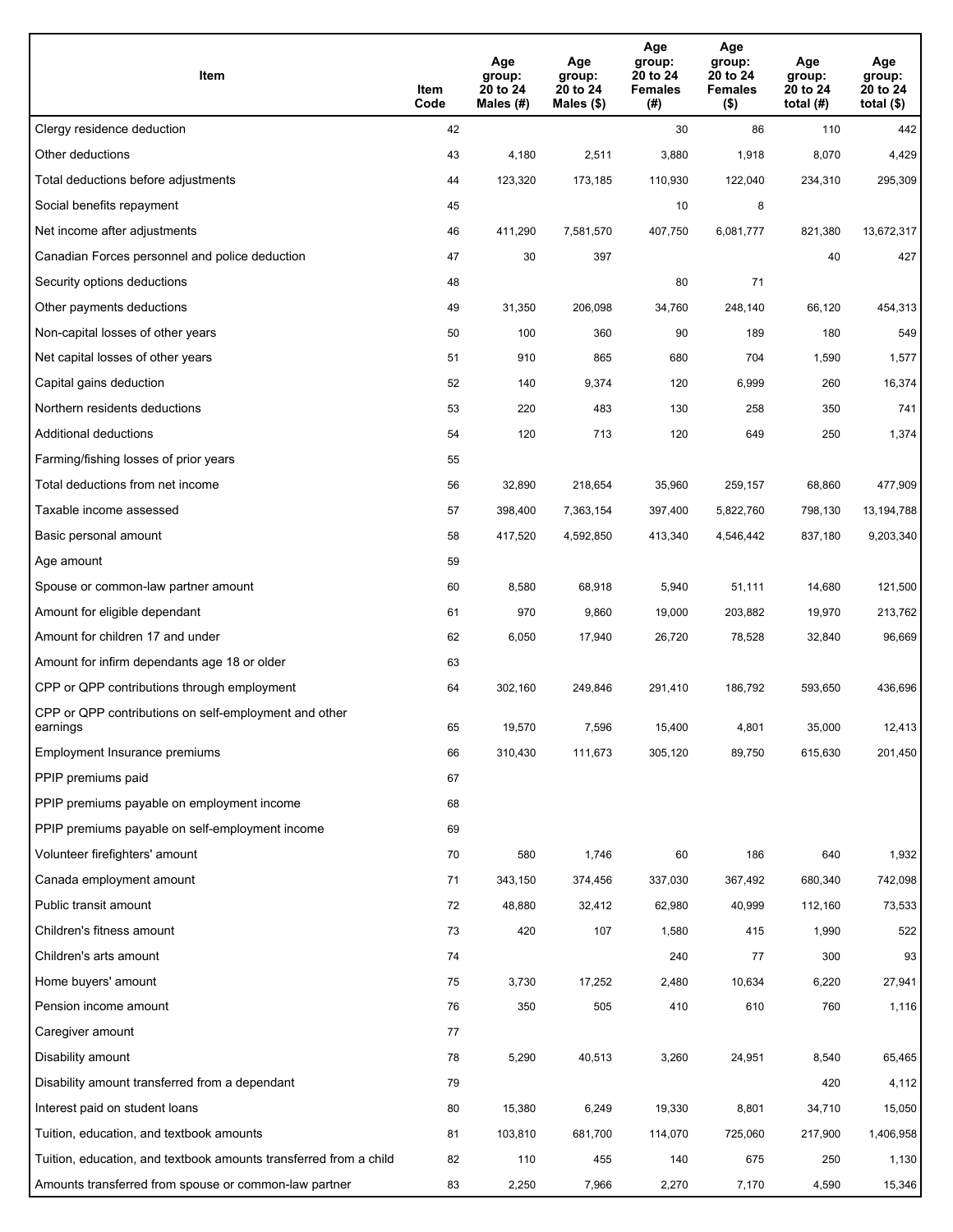| Item | Item Code | Age group: 20 to 24 Males (#) | Age group: 20 to 24 Males ($) | Age group: 20 to 24 Females (#) | Age group: 20 to 24 Females ($) | Age group: 20 to 24 total (#) | Age group: 20 to 24 total ($) |
|---|---|---|---|---|---|---|---|
| Clergy residence deduction | 42 | | | 30 | 86 | 110 | 442 |
| Other deductions | 43 | 4,180 | 2,511 | 3,880 | 1,918 | 8,070 | 4,429 |
| Total deductions before adjustments | 44 | 123,320 | 173,185 | 110,930 | 122,040 | 234,310 | 295,309 |
| Social benefits repayment | 45 | | | 10 | 8 | | |
| Net income after adjustments | 46 | 411,290 | 7,581,570 | 407,750 | 6,081,777 | 821,380 | 13,672,317 |
| Canadian Forces personnel and police deduction | 47 | 30 | 397 | | | 40 | 427 |
| Security options deductions | 48 | | | 80 | 71 | | |
| Other payments deductions | 49 | 31,350 | 206,098 | 34,760 | 248,140 | 66,120 | 454,313 |
| Non-capital losses of other years | 50 | 100 | 360 | 90 | 189 | 180 | 549 |
| Net capital losses of other years | 51 | 910 | 865 | 680 | 704 | 1,590 | 1,577 |
| Capital gains deduction | 52 | 140 | 9,374 | 120 | 6,999 | 260 | 16,374 |
| Northern residents deductions | 53 | 220 | 483 | 130 | 258 | 350 | 741 |
| Additional deductions | 54 | 120 | 713 | 120 | 649 | 250 | 1,374 |
| Farming/fishing losses of prior years | 55 | | | | | | |
| Total deductions from net income | 56 | 32,890 | 218,654 | 35,960 | 259,157 | 68,860 | 477,909 |
| Taxable income assessed | 57 | 398,400 | 7,363,154 | 397,400 | 5,822,760 | 798,130 | 13,194,788 |
| Basic personal amount | 58 | 417,520 | 4,592,850 | 413,340 | 4,546,442 | 837,180 | 9,203,340 |
| Age amount | 59 | | | | | | |
| Spouse or common-law partner amount | 60 | 8,580 | 68,918 | 5,940 | 51,111 | 14,680 | 121,500 |
| Amount for eligible dependant | 61 | 970 | 9,860 | 19,000 | 203,882 | 19,970 | 213,762 |
| Amount for children 17 and under | 62 | 6,050 | 17,940 | 26,720 | 78,528 | 32,840 | 96,669 |
| Amount for infirm dependants age 18 or older | 63 | | | | | | |
| CPP or QPP contributions through employment | 64 | 302,160 | 249,846 | 291,410 | 186,792 | 593,650 | 436,696 |
| CPP or QPP contributions on self-employment and other earnings | 65 | 19,570 | 7,596 | 15,400 | 4,801 | 35,000 | 12,413 |
| Employment Insurance premiums | 66 | 310,430 | 111,673 | 305,120 | 89,750 | 615,630 | 201,450 |
| PPIP premiums paid | 67 | | | | | | |
| PPIP premiums payable on employment income | 68 | | | | | | |
| PPIP premiums payable on self-employment income | 69 | | | | | | |
| Volunteer firefighters' amount | 70 | 580 | 1,746 | 60 | 186 | 640 | 1,932 |
| Canada employment amount | 71 | 343,150 | 374,456 | 337,030 | 367,492 | 680,340 | 742,098 |
| Public transit amount | 72 | 48,880 | 32,412 | 62,980 | 40,999 | 112,160 | 73,533 |
| Children's fitness amount | 73 | 420 | 107 | 1,580 | 415 | 1,990 | 522 |
| Children's arts amount | 74 | | | 240 | 77 | 300 | 93 |
| Home buyers' amount | 75 | 3,730 | 17,252 | 2,480 | 10,634 | 6,220 | 27,941 |
| Pension income amount | 76 | 350 | 505 | 410 | 610 | 760 | 1,116 |
| Caregiver amount | 77 | | | | | | |
| Disability amount | 78 | 5,290 | 40,513 | 3,260 | 24,951 | 8,540 | 65,465 |
| Disability amount transferred from a dependant | 79 | | | | | 420 | 4,112 |
| Interest paid on student loans | 80 | 15,380 | 6,249 | 19,330 | 8,801 | 34,710 | 15,050 |
| Tuition, education, and textbook amounts | 81 | 103,810 | 681,700 | 114,070 | 725,060 | 217,900 | 1,406,958 |
| Tuition, education, and textbook amounts transferred from a child | 82 | 110 | 455 | 140 | 675 | 250 | 1,130 |
| Amounts transferred from spouse or common-law partner | 83 | 2,250 | 7,966 | 2,270 | 7,170 | 4,590 | 15,346 |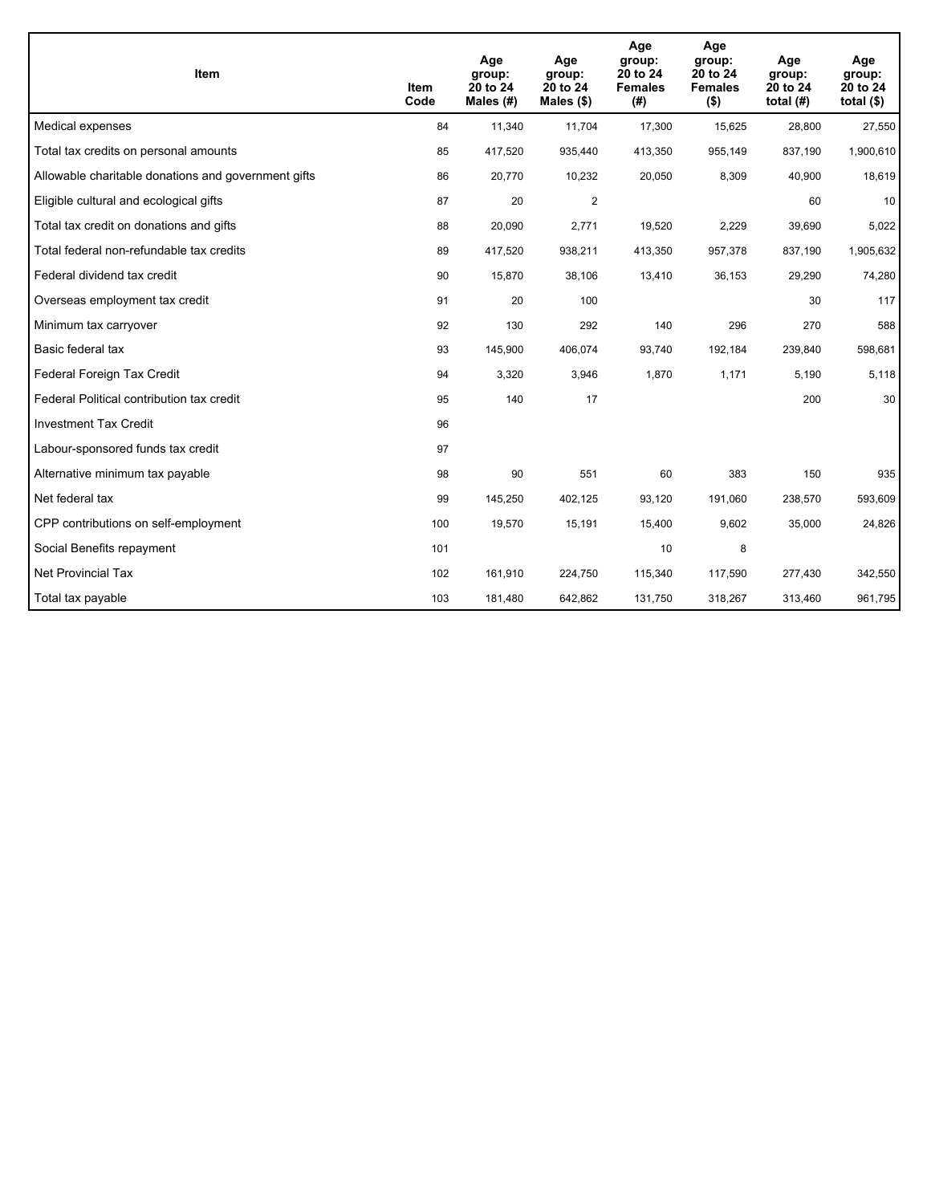| Item | Item Code | Age group: 20 to 24 Males (#) | Age group: 20 to 24 Males ($) | Age group: 20 to 24 Females (#) | Age group: 20 to 24 Females ($) | Age group: 20 to 24 total (#) | Age group: 20 to 24 total ($) |
|---|---|---|---|---|---|---|---|
| Medical expenses | 84 | 11,340 | 11,704 | 17,300 | 15,625 | 28,800 | 27,550 |
| Total tax credits on personal amounts | 85 | 417,520 | 935,440 | 413,350 | 955,149 | 837,190 | 1,900,610 |
| Allowable charitable donations and government gifts | 86 | 20,770 | 10,232 | 20,050 | 8,309 | 40,900 | 18,619 |
| Eligible cultural and ecological gifts | 87 | 20 | 2 | | | 60 | 10 |
| Total tax credit on donations and gifts | 88 | 20,090 | 2,771 | 19,520 | 2,229 | 39,690 | 5,022 |
| Total federal non-refundable tax credits | 89 | 417,520 | 938,211 | 413,350 | 957,378 | 837,190 | 1,905,632 |
| Federal dividend tax credit | 90 | 15,870 | 38,106 | 13,410 | 36,153 | 29,290 | 74,280 |
| Overseas employment tax credit | 91 | 20 | 100 | | | 30 | 117 |
| Minimum tax carryover | 92 | 130 | 292 | 140 | 296 | 270 | 588 |
| Basic federal tax | 93 | 145,900 | 406,074 | 93,740 | 192,184 | 239,840 | 598,681 |
| Federal Foreign Tax Credit | 94 | 3,320 | 3,946 | 1,870 | 1,171 | 5,190 | 5,118 |
| Federal Political contribution tax credit | 95 | 140 | 17 | | | 200 | 30 |
| Investment Tax Credit | 96 | | | | | | |
| Labour-sponsored funds tax credit | 97 | | | | | | |
| Alternative minimum tax payable | 98 | 90 | 551 | 60 | 383 | 150 | 935 |
| Net federal tax | 99 | 145,250 | 402,125 | 93,120 | 191,060 | 238,570 | 593,609 |
| CPP contributions on self-employment | 100 | 19,570 | 15,191 | 15,400 | 9,602 | 35,000 | 24,826 |
| Social Benefits repayment | 101 | | | 10 | 8 | | |
| Net Provincial Tax | 102 | 161,910 | 224,750 | 115,340 | 117,590 | 277,430 | 342,550 |
| Total tax payable | 103 | 181,480 | 642,862 | 131,750 | 318,267 | 313,460 | 961,795 |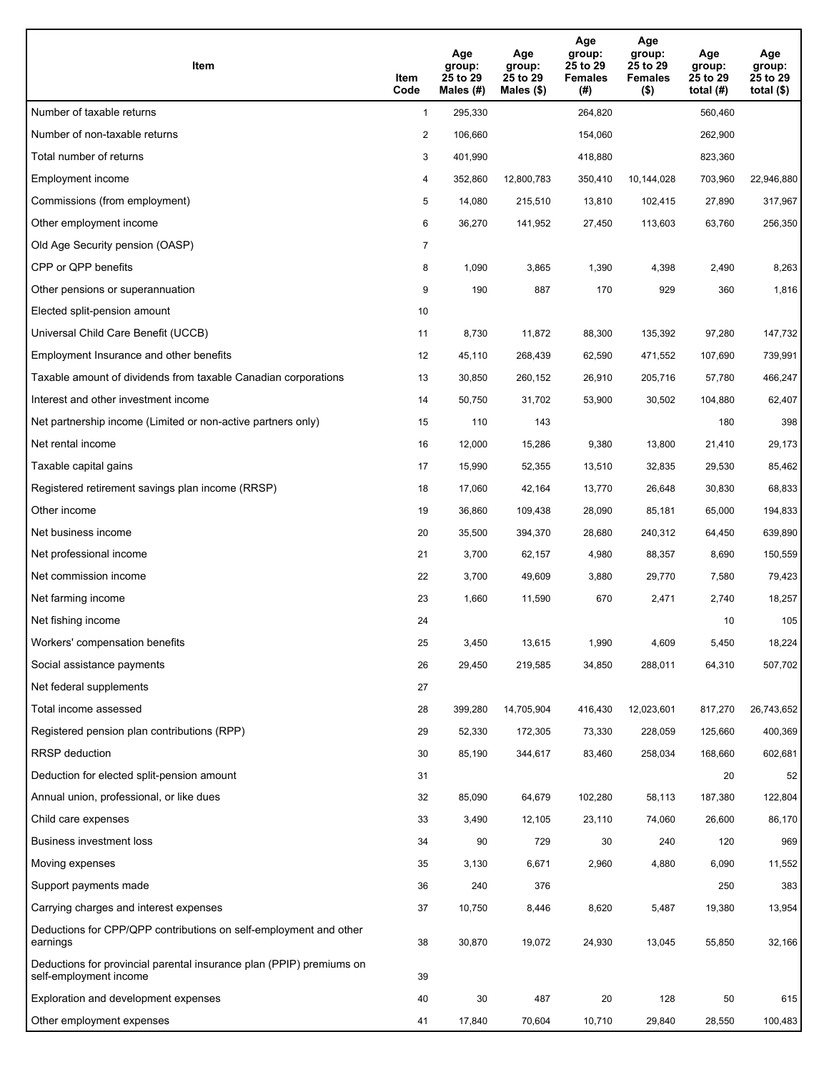| Item | Item Code | Age group: 25 to 29 Males (#) | Age group: 25 to 29 Males ($) | Age group: 25 to 29 Females (#) | Age group: 25 to 29 Females ($) | Age group: 25 to 29 total (#) | Age group: 25 to 29 total ($) |
|---|---|---|---|---|---|---|---|
| Number of taxable returns | 1 | 295,330 | | 264,820 | | 560,460 | |
| Number of non-taxable returns | 2 | 106,660 | | 154,060 | | 262,900 | |
| Total number of returns | 3 | 401,990 | | 418,880 | | 823,360 | |
| Employment income | 4 | 352,860 | 12,800,783 | 350,410 | 10,144,028 | 703,960 | 22,946,880 |
| Commissions (from employment) | 5 | 14,080 | 215,510 | 13,810 | 102,415 | 27,890 | 317,967 |
| Other employment income | 6 | 36,270 | 141,952 | 27,450 | 113,603 | 63,760 | 256,350 |
| Old Age Security pension (OASP) | 7 | | | | | | |
| CPP or QPP benefits | 8 | 1,090 | 3,865 | 1,390 | 4,398 | 2,490 | 8,263 |
| Other pensions or superannuation | 9 | 190 | 887 | 170 | 929 | 360 | 1,816 |
| Elected split-pension amount | 10 | | | | | | |
| Universal Child Care Benefit (UCCB) | 11 | 8,730 | 11,872 | 88,300 | 135,392 | 97,280 | 147,732 |
| Employment Insurance and other benefits | 12 | 45,110 | 268,439 | 62,590 | 471,552 | 107,690 | 739,991 |
| Taxable amount of dividends from taxable Canadian corporations | 13 | 30,850 | 260,152 | 26,910 | 205,716 | 57,780 | 466,247 |
| Interest and other investment income | 14 | 50,750 | 31,702 | 53,900 | 30,502 | 104,880 | 62,407 |
| Net partnership income (Limited or non-active partners only) | 15 | 110 | 143 | | | 180 | 398 |
| Net rental income | 16 | 12,000 | 15,286 | 9,380 | 13,800 | 21,410 | 29,173 |
| Taxable capital gains | 17 | 15,990 | 52,355 | 13,510 | 32,835 | 29,530 | 85,462 |
| Registered retirement savings plan income (RRSP) | 18 | 17,060 | 42,164 | 13,770 | 26,648 | 30,830 | 68,833 |
| Other income | 19 | 36,860 | 109,438 | 28,090 | 85,181 | 65,000 | 194,833 |
| Net business income | 20 | 35,500 | 394,370 | 28,680 | 240,312 | 64,450 | 639,890 |
| Net professional income | 21 | 3,700 | 62,157 | 4,980 | 88,357 | 8,690 | 150,559 |
| Net commission income | 22 | 3,700 | 49,609 | 3,880 | 29,770 | 7,580 | 79,423 |
| Net farming income | 23 | 1,660 | 11,590 | 670 | 2,471 | 2,740 | 18,257 |
| Net fishing income | 24 | | | | | 10 | 105 |
| Workers' compensation benefits | 25 | 3,450 | 13,615 | 1,990 | 4,609 | 5,450 | 18,224 |
| Social assistance payments | 26 | 29,450 | 219,585 | 34,850 | 288,011 | 64,310 | 507,702 |
| Net federal supplements | 27 | | | | | | |
| Total income assessed | 28 | 399,280 | 14,705,904 | 416,430 | 12,023,601 | 817,270 | 26,743,652 |
| Registered pension plan contributions (RPP) | 29 | 52,330 | 172,305 | 73,330 | 228,059 | 125,660 | 400,369 |
| RRSP deduction | 30 | 85,190 | 344,617 | 83,460 | 258,034 | 168,660 | 602,681 |
| Deduction for elected split-pension amount | 31 | | | | | 20 | 52 |
| Annual union, professional, or like dues | 32 | 85,090 | 64,679 | 102,280 | 58,113 | 187,380 | 122,804 |
| Child care expenses | 33 | 3,490 | 12,105 | 23,110 | 74,060 | 26,600 | 86,170 |
| Business investment loss | 34 | 90 | 729 | 30 | 240 | 120 | 969 |
| Moving expenses | 35 | 3,130 | 6,671 | 2,960 | 4,880 | 6,090 | 11,552 |
| Support payments made | 36 | 240 | 376 | | | 250 | 383 |
| Carrying charges and interest expenses | 37 | 10,750 | 8,446 | 8,620 | 5,487 | 19,380 | 13,954 |
| Deductions for CPP/QPP contributions on self-employment and other earnings | 38 | 30,870 | 19,072 | 24,930 | 13,045 | 55,850 | 32,166 |
| Deductions for provincial parental insurance plan (PPIP) premiums on self-employment income | 39 | | | | | | |
| Exploration and development expenses | 40 | 30 | 487 | 20 | 128 | 50 | 615 |
| Other employment expenses | 41 | 17,840 | 70,604 | 10,710 | 29,840 | 28,550 | 100,483 |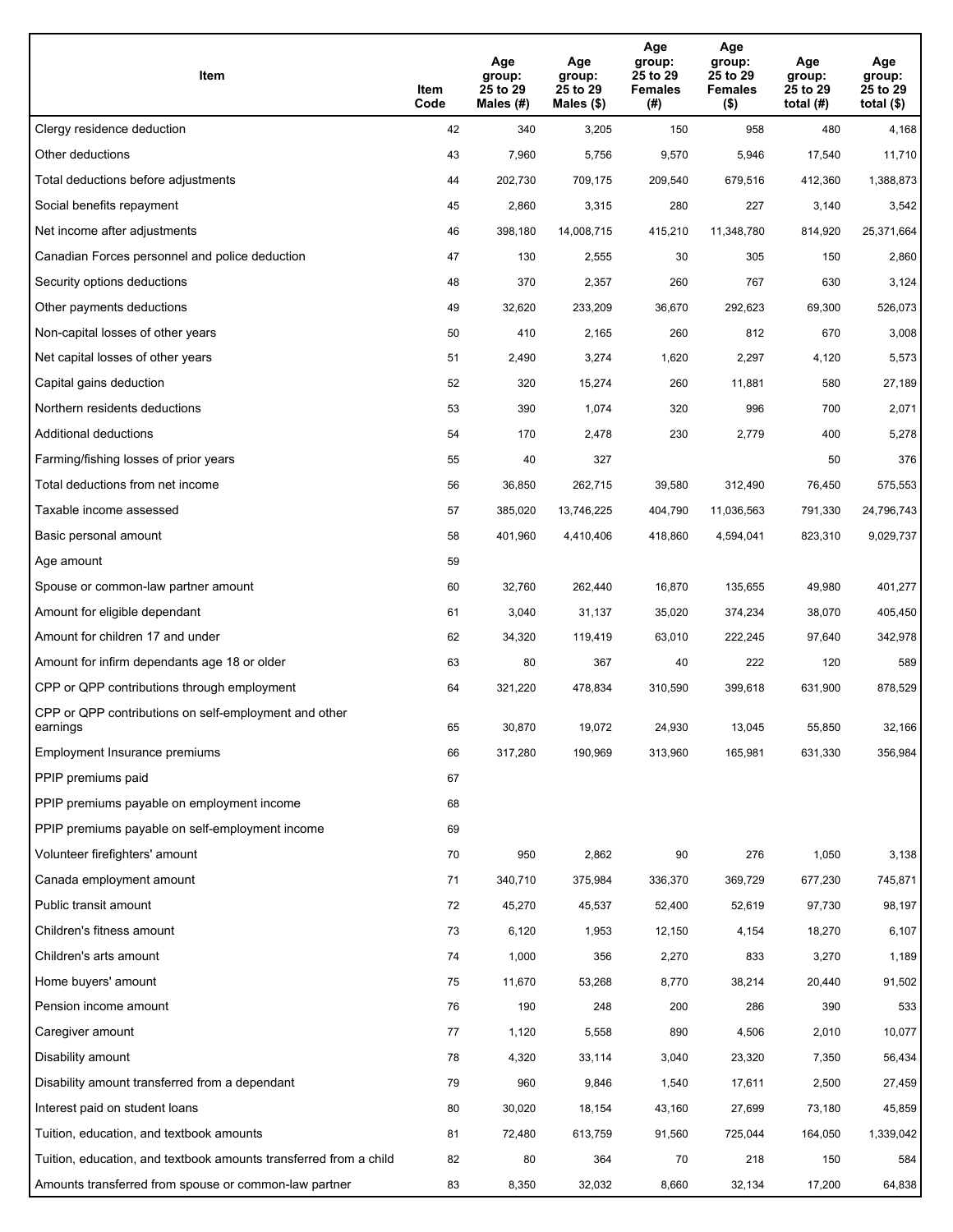| Item | Item Code | Age group: 25 to 29 Males (#) | Age group: 25 to 29 Males ($) | Age group: 25 to 29 Females (#) | Age group: 25 to 29 Females ($) | Age group: 25 to 29 total (#) | Age group: 25 to 29 total ($) |
|---|---|---|---|---|---|---|---|
| Clergy residence deduction | 42 | 340 | 3,205 | 150 | 958 | 480 | 4,168 |
| Other deductions | 43 | 7,960 | 5,756 | 9,570 | 5,946 | 17,540 | 11,710 |
| Total deductions before adjustments | 44 | 202,730 | 709,175 | 209,540 | 679,516 | 412,360 | 1,388,873 |
| Social benefits repayment | 45 | 2,860 | 3,315 | 280 | 227 | 3,140 | 3,542 |
| Net income after adjustments | 46 | 398,180 | 14,008,715 | 415,210 | 11,348,780 | 814,920 | 25,371,664 |
| Canadian Forces personnel and police deduction | 47 | 130 | 2,555 | 30 | 305 | 150 | 2,860 |
| Security options deductions | 48 | 370 | 2,357 | 260 | 767 | 630 | 3,124 |
| Other payments deductions | 49 | 32,620 | 233,209 | 36,670 | 292,623 | 69,300 | 526,073 |
| Non-capital losses of other years | 50 | 410 | 2,165 | 260 | 812 | 670 | 3,008 |
| Net capital losses of other years | 51 | 2,490 | 3,274 | 1,620 | 2,297 | 4,120 | 5,573 |
| Capital gains deduction | 52 | 320 | 15,274 | 260 | 11,881 | 580 | 27,189 |
| Northern residents deductions | 53 | 390 | 1,074 | 320 | 996 | 700 | 2,071 |
| Additional deductions | 54 | 170 | 2,478 | 230 | 2,779 | 400 | 5,278 |
| Farming/fishing losses of prior years | 55 | 40 | 327 | | | 50 | 376 |
| Total deductions from net income | 56 | 36,850 | 262,715 | 39,580 | 312,490 | 76,450 | 575,553 |
| Taxable income assessed | 57 | 385,020 | 13,746,225 | 404,790 | 11,036,563 | 791,330 | 24,796,743 |
| Basic personal amount | 58 | 401,960 | 4,410,406 | 418,860 | 4,594,041 | 823,310 | 9,029,737 |
| Age amount | 59 | | | | | | |
| Spouse or common-law partner amount | 60 | 32,760 | 262,440 | 16,870 | 135,655 | 49,980 | 401,277 |
| Amount for eligible dependant | 61 | 3,040 | 31,137 | 35,020 | 374,234 | 38,070 | 405,450 |
| Amount for children 17 and under | 62 | 34,320 | 119,419 | 63,010 | 222,245 | 97,640 | 342,978 |
| Amount for infirm dependants age 18 or older | 63 | 80 | 367 | 40 | 222 | 120 | 589 |
| CPP or QPP contributions through employment | 64 | 321,220 | 478,834 | 310,590 | 399,618 | 631,900 | 878,529 |
| CPP or QPP contributions on self-employment and other earnings | 65 | 30,870 | 19,072 | 24,930 | 13,045 | 55,850 | 32,166 |
| Employment Insurance premiums | 66 | 317,280 | 190,969 | 313,960 | 165,981 | 631,330 | 356,984 |
| PPIP premiums paid | 67 | | | | | | |
| PPIP premiums payable on employment income | 68 | | | | | | |
| PPIP premiums payable on self-employment income | 69 | | | | | | |
| Volunteer firefighters' amount | 70 | 950 | 2,862 | 90 | 276 | 1,050 | 3,138 |
| Canada employment amount | 71 | 340,710 | 375,984 | 336,370 | 369,729 | 677,230 | 745,871 |
| Public transit amount | 72 | 45,270 | 45,537 | 52,400 | 52,619 | 97,730 | 98,197 |
| Children's fitness amount | 73 | 6,120 | 1,953 | 12,150 | 4,154 | 18,270 | 6,107 |
| Children's arts amount | 74 | 1,000 | 356 | 2,270 | 833 | 3,270 | 1,189 |
| Home buyers' amount | 75 | 11,670 | 53,268 | 8,770 | 38,214 | 20,440 | 91,502 |
| Pension income amount | 76 | 190 | 248 | 200 | 286 | 390 | 533 |
| Caregiver amount | 77 | 1,120 | 5,558 | 890 | 4,506 | 2,010 | 10,077 |
| Disability amount | 78 | 4,320 | 33,114 | 3,040 | 23,320 | 7,350 | 56,434 |
| Disability amount transferred from a dependant | 79 | 960 | 9,846 | 1,540 | 17,611 | 2,500 | 27,459 |
| Interest paid on student loans | 80 | 30,020 | 18,154 | 43,160 | 27,699 | 73,180 | 45,859 |
| Tuition, education, and textbook amounts | 81 | 72,480 | 613,759 | 91,560 | 725,044 | 164,050 | 1,339,042 |
| Tuition, education, and textbook amounts transferred from a child | 82 | 80 | 364 | 70 | 218 | 150 | 584 |
| Amounts transferred from spouse or common-law partner | 83 | 8,350 | 32,032 | 8,660 | 32,134 | 17,200 | 64,838 |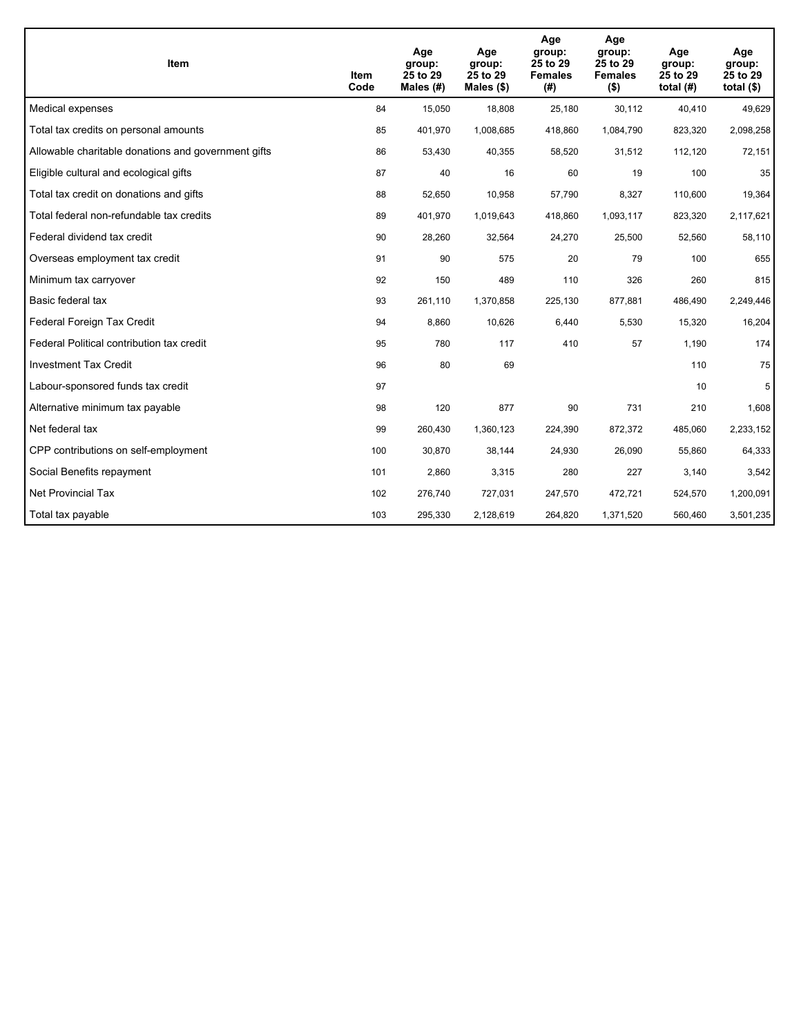| Item | Item Code | Age group: 25 to 29 Males (#) | Age group: 25 to 29 Males ($) | Age group: 25 to 29 Females (#) | Age group: 25 to 29 Females ($) | Age group: 25 to 29 total (#) | Age group: 25 to 29 total ($) |
|---|---|---|---|---|---|---|---|
| Medical expenses | 84 | 15,050 | 18,808 | 25,180 | 30,112 | 40,410 | 49,629 |
| Total tax credits on personal amounts | 85 | 401,970 | 1,008,685 | 418,860 | 1,084,790 | 823,320 | 2,098,258 |
| Allowable charitable donations and government gifts | 86 | 53,430 | 40,355 | 58,520 | 31,512 | 112,120 | 72,151 |
| Eligible cultural and ecological gifts | 87 | 40 | 16 | 60 | 19 | 100 | 35 |
| Total tax credit on donations and gifts | 88 | 52,650 | 10,958 | 57,790 | 8,327 | 110,600 | 19,364 |
| Total federal non-refundable tax credits | 89 | 401,970 | 1,019,643 | 418,860 | 1,093,117 | 823,320 | 2,117,621 |
| Federal dividend tax credit | 90 | 28,260 | 32,564 | 24,270 | 25,500 | 52,560 | 58,110 |
| Overseas employment tax credit | 91 | 90 | 575 | 20 | 79 | 100 | 655 |
| Minimum tax carryover | 92 | 150 | 489 | 110 | 326 | 260 | 815 |
| Basic federal tax | 93 | 261,110 | 1,370,858 | 225,130 | 877,881 | 486,490 | 2,249,446 |
| Federal Foreign Tax Credit | 94 | 8,860 | 10,626 | 6,440 | 5,530 | 15,320 | 16,204 |
| Federal Political contribution tax credit | 95 | 780 | 117 | 410 | 57 | 1,190 | 174 |
| Investment Tax Credit | 96 | 80 | 69 | | | 110 | 75 |
| Labour-sponsored funds tax credit | 97 | | | | | 10 | 5 |
| Alternative minimum tax payable | 98 | 120 | 877 | 90 | 731 | 210 | 1,608 |
| Net federal tax | 99 | 260,430 | 1,360,123 | 224,390 | 872,372 | 485,060 | 2,233,152 |
| CPP contributions on self-employment | 100 | 30,870 | 38,144 | 24,930 | 26,090 | 55,860 | 64,333 |
| Social Benefits repayment | 101 | 2,860 | 3,315 | 280 | 227 | 3,140 | 3,542 |
| Net Provincial Tax | 102 | 276,740 | 727,031 | 247,570 | 472,721 | 524,570 | 1,200,091 |
| Total tax payable | 103 | 295,330 | 2,128,619 | 264,820 | 1,371,520 | 560,460 | 3,501,235 |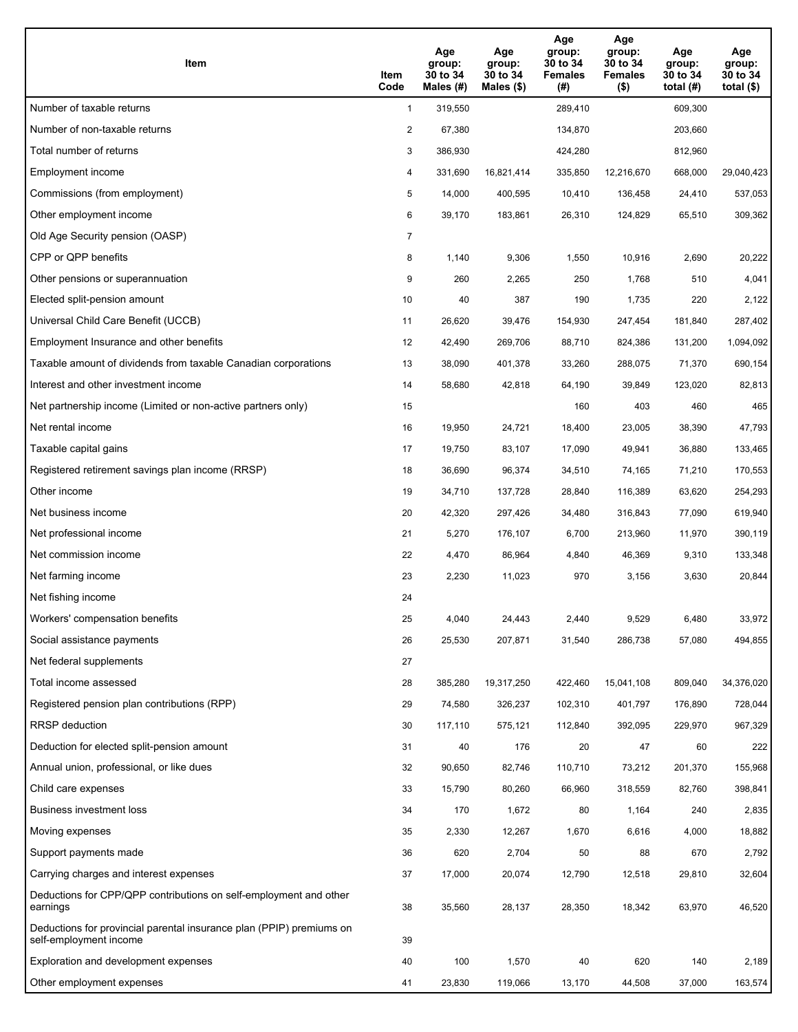| Item | Item Code | Age group: 30 to 34 Males (#) | Age group: 30 to 34 Males ($) | Age group: 30 to 34 Females (#) | Age group: 30 to 34 Females ($) | Age group: 30 to 34 total (#) | Age group: 30 to 34 total ($) |
|---|---|---|---|---|---|---|---|
| Number of taxable returns | 1 | 319,550 | | 289,410 | | 609,300 | |
| Number of non-taxable returns | 2 | 67,380 | | 134,870 | | 203,660 | |
| Total number of returns | 3 | 386,930 | | 424,280 | | 812,960 | |
| Employment income | 4 | 331,690 | 16,821,414 | 335,850 | 12,216,670 | 668,000 | 29,040,423 |
| Commissions (from employment) | 5 | 14,000 | 400,595 | 10,410 | 136,458 | 24,410 | 537,053 |
| Other employment income | 6 | 39,170 | 183,861 | 26,310 | 124,829 | 65,510 | 309,362 |
| Old Age Security pension (OASP) | 7 | | | | | | |
| CPP or QPP benefits | 8 | 1,140 | 9,306 | 1,550 | 10,916 | 2,690 | 20,222 |
| Other pensions or superannuation | 9 | 260 | 2,265 | 250 | 1,768 | 510 | 4,041 |
| Elected split-pension amount | 10 | 40 | 387 | 190 | 1,735 | 220 | 2,122 |
| Universal Child Care Benefit (UCCB) | 11 | 26,620 | 39,476 | 154,930 | 247,454 | 181,840 | 287,402 |
| Employment Insurance and other benefits | 12 | 42,490 | 269,706 | 88,710 | 824,386 | 131,200 | 1,094,092 |
| Taxable amount of dividends from taxable Canadian corporations | 13 | 38,090 | 401,378 | 33,260 | 288,075 | 71,370 | 690,154 |
| Interest and other investment income | 14 | 58,680 | 42,818 | 64,190 | 39,849 | 123,020 | 82,813 |
| Net partnership income (Limited or non-active partners only) | 15 | | | 160 | 403 | 460 | 465 |
| Net rental income | 16 | 19,950 | 24,721 | 18,400 | 23,005 | 38,390 | 47,793 |
| Taxable capital gains | 17 | 19,750 | 83,107 | 17,090 | 49,941 | 36,880 | 133,465 |
| Registered retirement savings plan income (RRSP) | 18 | 36,690 | 96,374 | 34,510 | 74,165 | 71,210 | 170,553 |
| Other income | 19 | 34,710 | 137,728 | 28,840 | 116,389 | 63,620 | 254,293 |
| Net business income | 20 | 42,320 | 297,426 | 34,480 | 316,843 | 77,090 | 619,940 |
| Net professional income | 21 | 5,270 | 176,107 | 6,700 | 213,960 | 11,970 | 390,119 |
| Net commission income | 22 | 4,470 | 86,964 | 4,840 | 46,369 | 9,310 | 133,348 |
| Net farming income | 23 | 2,230 | 11,023 | 970 | 3,156 | 3,630 | 20,844 |
| Net fishing income | 24 | | | | | | |
| Workers' compensation benefits | 25 | 4,040 | 24,443 | 2,440 | 9,529 | 6,480 | 33,972 |
| Social assistance payments | 26 | 25,530 | 207,871 | 31,540 | 286,738 | 57,080 | 494,855 |
| Net federal supplements | 27 | | | | | | |
| Total income assessed | 28 | 385,280 | 19,317,250 | 422,460 | 15,041,108 | 809,040 | 34,376,020 |
| Registered pension plan contributions (RPP) | 29 | 74,580 | 326,237 | 102,310 | 401,797 | 176,890 | 728,044 |
| RRSP deduction | 30 | 117,110 | 575,121 | 112,840 | 392,095 | 229,970 | 967,329 |
| Deduction for elected split-pension amount | 31 | 40 | 176 | 20 | 47 | 60 | 222 |
| Annual union, professional, or like dues | 32 | 90,650 | 82,746 | 110,710 | 73,212 | 201,370 | 155,968 |
| Child care expenses | 33 | 15,790 | 80,260 | 66,960 | 318,559 | 82,760 | 398,841 |
| Business investment loss | 34 | 170 | 1,672 | 80 | 1,164 | 240 | 2,835 |
| Moving expenses | 35 | 2,330 | 12,267 | 1,670 | 6,616 | 4,000 | 18,882 |
| Support payments made | 36 | 620 | 2,704 | 50 | 88 | 670 | 2,792 |
| Carrying charges and interest expenses | 37 | 17,000 | 20,074 | 12,790 | 12,518 | 29,810 | 32,604 |
| Deductions for CPP/QPP contributions on self-employment and other earnings | 38 | 35,560 | 28,137 | 28,350 | 18,342 | 63,970 | 46,520 |
| Deductions for provincial parental insurance plan (PPIP) premiums on self-employment income | 39 | | | | | | |
| Exploration and development expenses | 40 | 100 | 1,570 | 40 | 620 | 140 | 2,189 |
| Other employment expenses | 41 | 23,830 | 119,066 | 13,170 | 44,508 | 37,000 | 163,574 |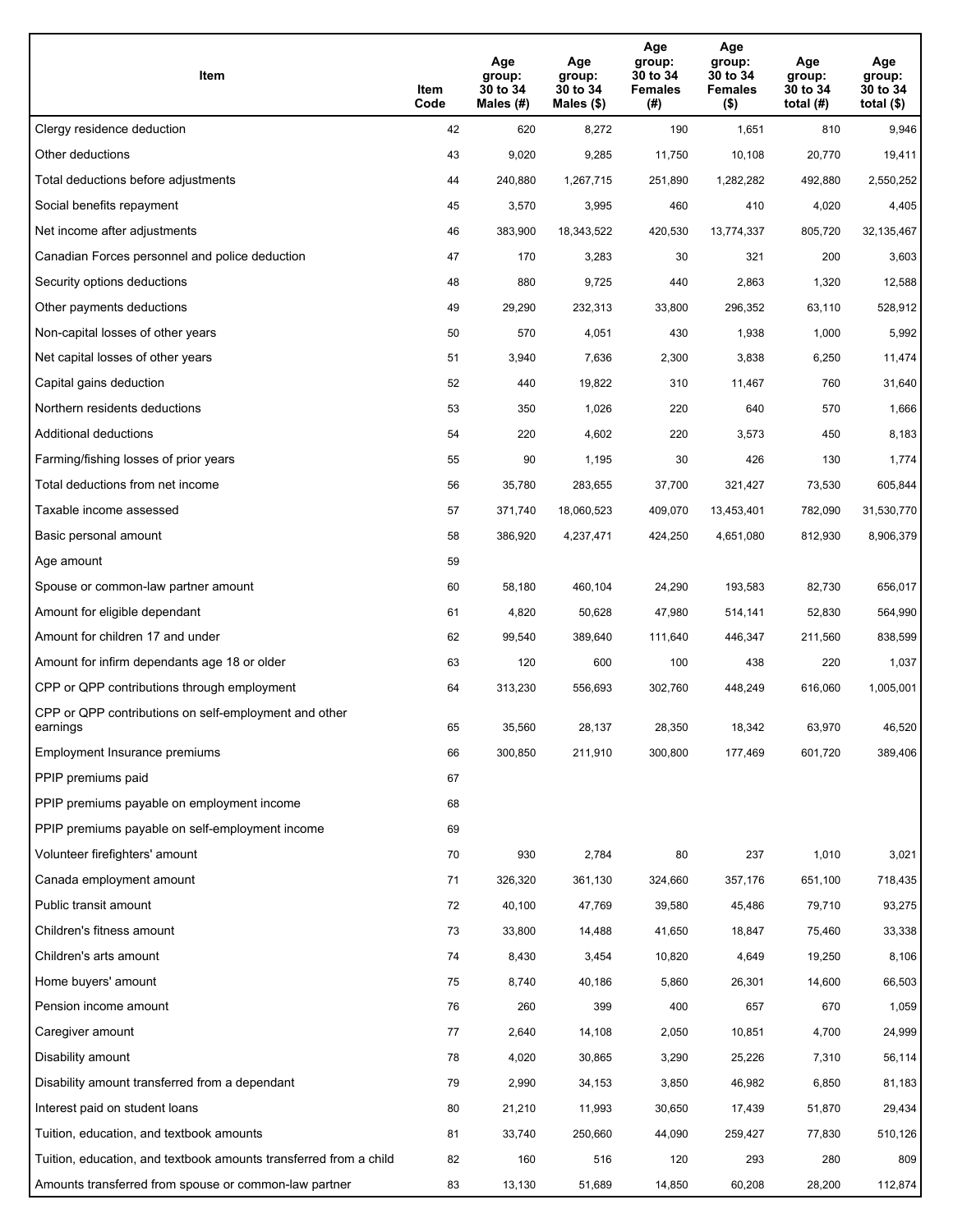| Item | Item Code | Age group: 30 to 34 Males (#) | Age group: 30 to 34 Males ($) | Age group: 30 to 34 Females (#) | Age group: 30 to 34 Females ($) | Age group: 30 to 34 total (#) | Age group: 30 to 34 total ($) |
|---|---|---|---|---|---|---|---|
| Clergy residence deduction | 42 | 620 | 8,272 | 190 | 1,651 | 810 | 9,946 |
| Other deductions | 43 | 9,020 | 9,285 | 11,750 | 10,108 | 20,770 | 19,411 |
| Total deductions before adjustments | 44 | 240,880 | 1,267,715 | 251,890 | 1,282,282 | 492,880 | 2,550,252 |
| Social benefits repayment | 45 | 3,570 | 3,995 | 460 | 410 | 4,020 | 4,405 |
| Net income after adjustments | 46 | 383,900 | 18,343,522 | 420,530 | 13,774,337 | 805,720 | 32,135,467 |
| Canadian Forces personnel and police deduction | 47 | 170 | 3,283 | 30 | 321 | 200 | 3,603 |
| Security options deductions | 48 | 880 | 9,725 | 440 | 2,863 | 1,320 | 12,588 |
| Other payments deductions | 49 | 29,290 | 232,313 | 33,800 | 296,352 | 63,110 | 528,912 |
| Non-capital losses of other years | 50 | 570 | 4,051 | 430 | 1,938 | 1,000 | 5,992 |
| Net capital losses of other years | 51 | 3,940 | 7,636 | 2,300 | 3,838 | 6,250 | 11,474 |
| Capital gains deduction | 52 | 440 | 19,822 | 310 | 11,467 | 760 | 31,640 |
| Northern residents deductions | 53 | 350 | 1,026 | 220 | 640 | 570 | 1,666 |
| Additional deductions | 54 | 220 | 4,602 | 220 | 3,573 | 450 | 8,183 |
| Farming/fishing losses of prior years | 55 | 90 | 1,195 | 30 | 426 | 130 | 1,774 |
| Total deductions from net income | 56 | 35,780 | 283,655 | 37,700 | 321,427 | 73,530 | 605,844 |
| Taxable income assessed | 57 | 371,740 | 18,060,523 | 409,070 | 13,453,401 | 782,090 | 31,530,770 |
| Basic personal amount | 58 | 386,920 | 4,237,471 | 424,250 | 4,651,080 | 812,930 | 8,906,379 |
| Age amount | 59 | | | | | | |
| Spouse or common-law partner amount | 60 | 58,180 | 460,104 | 24,290 | 193,583 | 82,730 | 656,017 |
| Amount for eligible dependant | 61 | 4,820 | 50,628 | 47,980 | 514,141 | 52,830 | 564,990 |
| Amount for children 17 and under | 62 | 99,540 | 389,640 | 111,640 | 446,347 | 211,560 | 838,599 |
| Amount for infirm dependants age 18 or older | 63 | 120 | 600 | 100 | 438 | 220 | 1,037 |
| CPP or QPP contributions through employment | 64 | 313,230 | 556,693 | 302,760 | 448,249 | 616,060 | 1,005,001 |
| CPP or QPP contributions on self-employment and other earnings | 65 | 35,560 | 28,137 | 28,350 | 18,342 | 63,970 | 46,520 |
| Employment Insurance premiums | 66 | 300,850 | 211,910 | 300,800 | 177,469 | 601,720 | 389,406 |
| PPIP premiums paid | 67 | | | | | | |
| PPIP premiums payable on employment income | 68 | | | | | | |
| PPIP premiums payable on self-employment income | 69 | | | | | | |
| Volunteer firefighters' amount | 70 | 930 | 2,784 | 80 | 237 | 1,010 | 3,021 |
| Canada employment amount | 71 | 326,320 | 361,130 | 324,660 | 357,176 | 651,100 | 718,435 |
| Public transit amount | 72 | 40,100 | 47,769 | 39,580 | 45,486 | 79,710 | 93,275 |
| Children's fitness amount | 73 | 33,800 | 14,488 | 41,650 | 18,847 | 75,460 | 33,338 |
| Children's arts amount | 74 | 8,430 | 3,454 | 10,820 | 4,649 | 19,250 | 8,106 |
| Home buyers' amount | 75 | 8,740 | 40,186 | 5,860 | 26,301 | 14,600 | 66,503 |
| Pension income amount | 76 | 260 | 399 | 400 | 657 | 670 | 1,059 |
| Caregiver amount | 77 | 2,640 | 14,108 | 2,050 | 10,851 | 4,700 | 24,999 |
| Disability amount | 78 | 4,020 | 30,865 | 3,290 | 25,226 | 7,310 | 56,114 |
| Disability amount transferred from a dependant | 79 | 2,990 | 34,153 | 3,850 | 46,982 | 6,850 | 81,183 |
| Interest paid on student loans | 80 | 21,210 | 11,993 | 30,650 | 17,439 | 51,870 | 29,434 |
| Tuition, education, and textbook amounts | 81 | 33,740 | 250,660 | 44,090 | 259,427 | 77,830 | 510,126 |
| Tuition, education, and textbook amounts transferred from a child | 82 | 160 | 516 | 120 | 293 | 280 | 809 |
| Amounts transferred from spouse or common-law partner | 83 | 13,130 | 51,689 | 14,850 | 60,208 | 28,200 | 112,874 |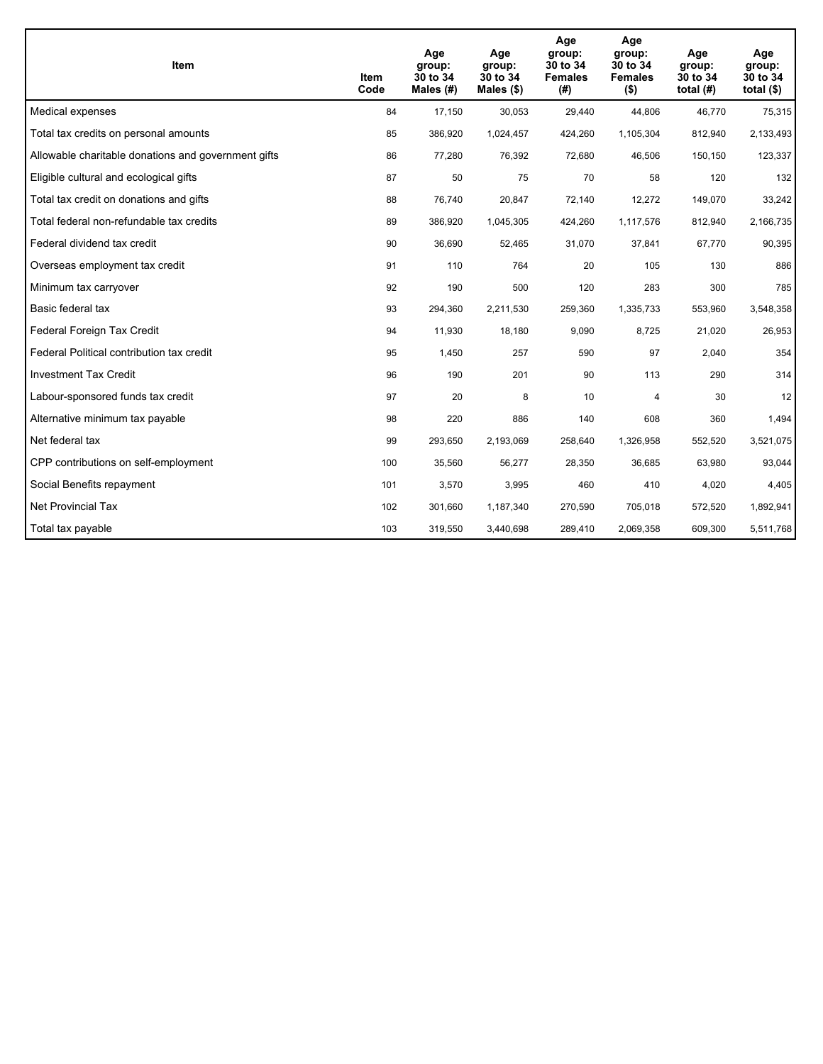| Item | Item Code | Age group: 30 to 34 Males (#) | Age group: 30 to 34 Males ($) | Age group: 30 to 34 Females (#) | Age group: 30 to 34 Females ($) | Age group: 30 to 34 total (#) | Age group: 30 to 34 total ($) |
|---|---|---|---|---|---|---|---|
| Medical expenses | 84 | 17,150 | 30,053 | 29,440 | 44,806 | 46,770 | 75,315 |
| Total tax credits on personal amounts | 85 | 386,920 | 1,024,457 | 424,260 | 1,105,304 | 812,940 | 2,133,493 |
| Allowable charitable donations and government gifts | 86 | 77,280 | 76,392 | 72,680 | 46,506 | 150,150 | 123,337 |
| Eligible cultural and ecological gifts | 87 | 50 | 75 | 70 | 58 | 120 | 132 |
| Total tax credit on donations and gifts | 88 | 76,740 | 20,847 | 72,140 | 12,272 | 149,070 | 33,242 |
| Total federal non-refundable tax credits | 89 | 386,920 | 1,045,305 | 424,260 | 1,117,576 | 812,940 | 2,166,735 |
| Federal dividend tax credit | 90 | 36,690 | 52,465 | 31,070 | 37,841 | 67,770 | 90,395 |
| Overseas employment tax credit | 91 | 110 | 764 | 20 | 105 | 130 | 886 |
| Minimum tax carryover | 92 | 190 | 500 | 120 | 283 | 300 | 785 |
| Basic federal tax | 93 | 294,360 | 2,211,530 | 259,360 | 1,335,733 | 553,960 | 3,548,358 |
| Federal Foreign Tax Credit | 94 | 11,930 | 18,180 | 9,090 | 8,725 | 21,020 | 26,953 |
| Federal Political contribution tax credit | 95 | 1,450 | 257 | 590 | 97 | 2,040 | 354 |
| Investment Tax Credit | 96 | 190 | 201 | 90 | 113 | 290 | 314 |
| Labour-sponsored funds tax credit | 97 | 20 | 8 | 10 | 4 | 30 | 12 |
| Alternative minimum tax payable | 98 | 220 | 886 | 140 | 608 | 360 | 1,494 |
| Net federal tax | 99 | 293,650 | 2,193,069 | 258,640 | 1,326,958 | 552,520 | 3,521,075 |
| CPP contributions on self-employment | 100 | 35,560 | 56,277 | 28,350 | 36,685 | 63,980 | 93,044 |
| Social Benefits repayment | 101 | 3,570 | 3,995 | 460 | 410 | 4,020 | 4,405 |
| Net Provincial Tax | 102 | 301,660 | 1,187,340 | 270,590 | 705,018 | 572,520 | 1,892,941 |
| Total tax payable | 103 | 319,550 | 3,440,698 | 289,410 | 2,069,358 | 609,300 | 5,511,768 |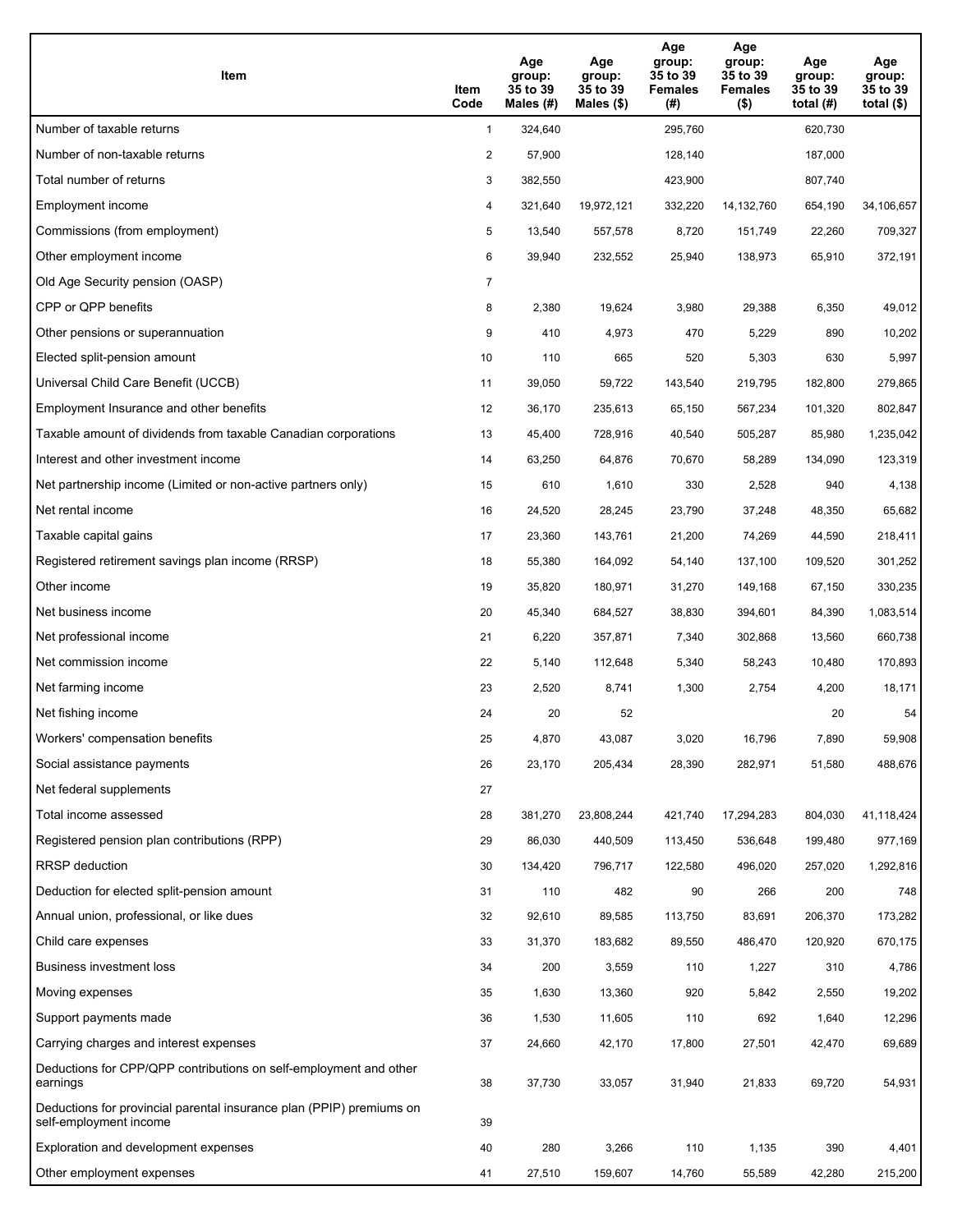| Item | Item Code | Age group: 35 to 39 Males (#) | Age group: 35 to 39 Males ($) | Age group: 35 to 39 Females (#) | Age group: 35 to 39 Females ($) | Age group: 35 to 39 total (#) | Age group: 35 to 39 total ($) |
|---|---|---|---|---|---|---|---|
| Number of taxable returns | 1 | 324,640 | | 295,760 | | 620,730 | |
| Number of non-taxable returns | 2 | 57,900 | | 128,140 | | 187,000 | |
| Total number of returns | 3 | 382,550 | | 423,900 | | 807,740 | |
| Employment income | 4 | 321,640 | 19,972,121 | 332,220 | 14,132,760 | 654,190 | 34,106,657 |
| Commissions (from employment) | 5 | 13,540 | 557,578 | 8,720 | 151,749 | 22,260 | 709,327 |
| Other employment income | 6 | 39,940 | 232,552 | 25,940 | 138,973 | 65,910 | 372,191 |
| Old Age Security pension (OASP) | 7 | | | | | | |
| CPP or QPP benefits | 8 | 2,380 | 19,624 | 3,980 | 29,388 | 6,350 | 49,012 |
| Other pensions or superannuation | 9 | 410 | 4,973 | 470 | 5,229 | 890 | 10,202 |
| Elected split-pension amount | 10 | 110 | 665 | 520 | 5,303 | 630 | 5,997 |
| Universal Child Care Benefit (UCCB) | 11 | 39,050 | 59,722 | 143,540 | 219,795 | 182,800 | 279,865 |
| Employment Insurance and other benefits | 12 | 36,170 | 235,613 | 65,150 | 567,234 | 101,320 | 802,847 |
| Taxable amount of dividends from taxable Canadian corporations | 13 | 45,400 | 728,916 | 40,540 | 505,287 | 85,980 | 1,235,042 |
| Interest and other investment income | 14 | 63,250 | 64,876 | 70,670 | 58,289 | 134,090 | 123,319 |
| Net partnership income (Limited or non-active partners only) | 15 | 610 | 1,610 | 330 | 2,528 | 940 | 4,138 |
| Net rental income | 16 | 24,520 | 28,245 | 23,790 | 37,248 | 48,350 | 65,682 |
| Taxable capital gains | 17 | 23,360 | 143,761 | 21,200 | 74,269 | 44,590 | 218,411 |
| Registered retirement savings plan income (RRSP) | 18 | 55,380 | 164,092 | 54,140 | 137,100 | 109,520 | 301,252 |
| Other income | 19 | 35,820 | 180,971 | 31,270 | 149,168 | 67,150 | 330,235 |
| Net business income | 20 | 45,340 | 684,527 | 38,830 | 394,601 | 84,390 | 1,083,514 |
| Net professional income | 21 | 6,220 | 357,871 | 7,340 | 302,868 | 13,560 | 660,738 |
| Net commission income | 22 | 5,140 | 112,648 | 5,340 | 58,243 | 10,480 | 170,893 |
| Net farming income | 23 | 2,520 | 8,741 | 1,300 | 2,754 | 4,200 | 18,171 |
| Net fishing income | 24 | 20 | 52 | | | 20 | 54 |
| Workers' compensation benefits | 25 | 4,870 | 43,087 | 3,020 | 16,796 | 7,890 | 59,908 |
| Social assistance payments | 26 | 23,170 | 205,434 | 28,390 | 282,971 | 51,580 | 488,676 |
| Net federal supplements | 27 | | | | | | |
| Total income assessed | 28 | 381,270 | 23,808,244 | 421,740 | 17,294,283 | 804,030 | 41,118,424 |
| Registered pension plan contributions (RPP) | 29 | 86,030 | 440,509 | 113,450 | 536,648 | 199,480 | 977,169 |
| RRSP deduction | 30 | 134,420 | 796,717 | 122,580 | 496,020 | 257,020 | 1,292,816 |
| Deduction for elected split-pension amount | 31 | 110 | 482 | 90 | 266 | 200 | 748 |
| Annual union, professional, or like dues | 32 | 92,610 | 89,585 | 113,750 | 83,691 | 206,370 | 173,282 |
| Child care expenses | 33 | 31,370 | 183,682 | 89,550 | 486,470 | 120,920 | 670,175 |
| Business investment loss | 34 | 200 | 3,559 | 110 | 1,227 | 310 | 4,786 |
| Moving expenses | 35 | 1,630 | 13,360 | 920 | 5,842 | 2,550 | 19,202 |
| Support payments made | 36 | 1,530 | 11,605 | 110 | 692 | 1,640 | 12,296 |
| Carrying charges and interest expenses | 37 | 24,660 | 42,170 | 17,800 | 27,501 | 42,470 | 69,689 |
| Deductions for CPP/QPP contributions on self-employment and other earnings | 38 | 37,730 | 33,057 | 31,940 | 21,833 | 69,720 | 54,931 |
| Deductions for provincial parental insurance plan (PPIP) premiums on self-employment income | 39 | | | | | | |
| Exploration and development expenses | 40 | 280 | 3,266 | 110 | 1,135 | 390 | 4,401 |
| Other employment expenses | 41 | 27,510 | 159,607 | 14,760 | 55,589 | 42,280 | 215,200 |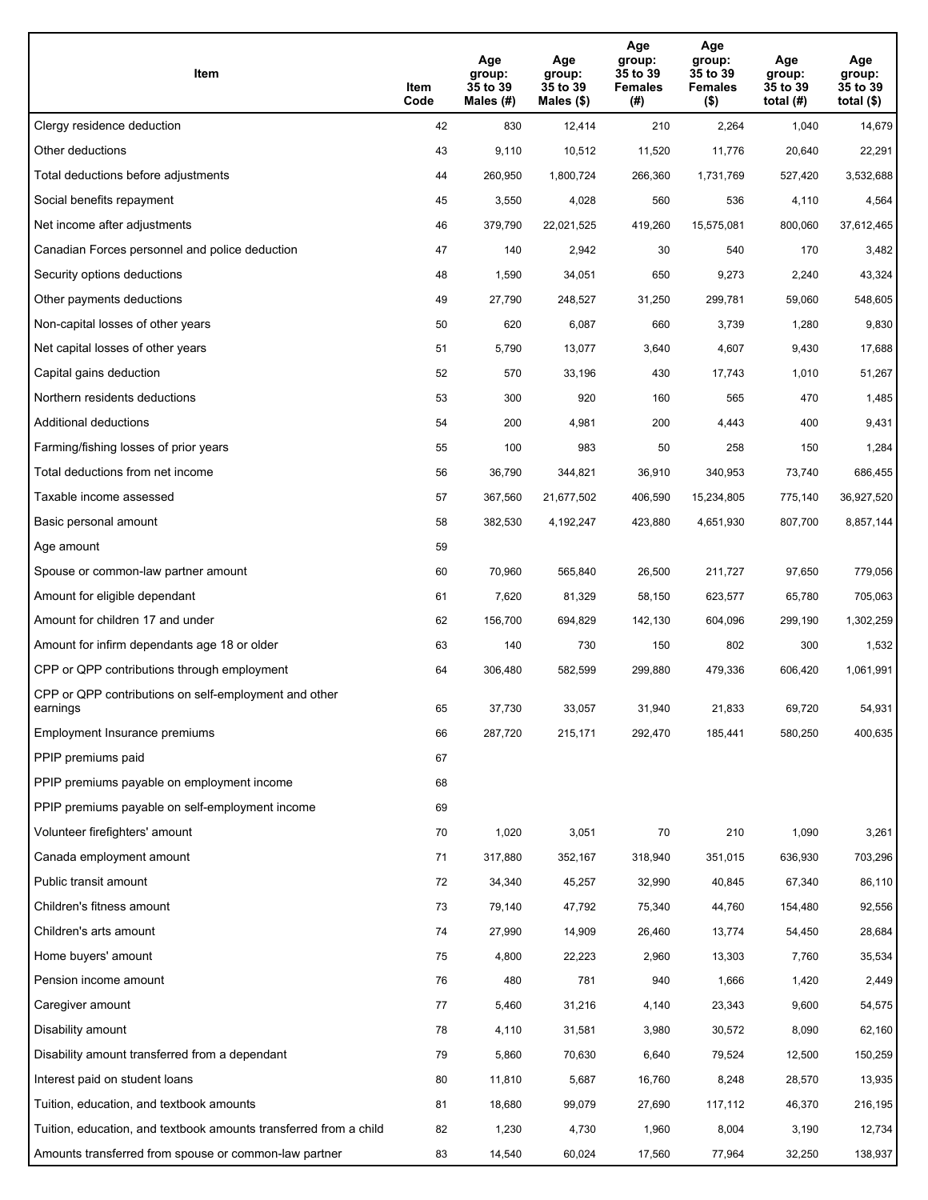| Item | Item Code | Age group: 35 to 39 Males (#) | Age group: 35 to 39 Males ($) | Age group: 35 to 39 Females (#) | Age group: 35 to 39 Females ($) | Age group: 35 to 39 total (#) | Age group: 35 to 39 total ($) |
|---|---|---|---|---|---|---|---|
| Clergy residence deduction | 42 | 830 | 12,414 | 210 | 2,264 | 1,040 | 14,679 |
| Other deductions | 43 | 9,110 | 10,512 | 11,520 | 11,776 | 20,640 | 22,291 |
| Total deductions before adjustments | 44 | 260,950 | 1,800,724 | 266,360 | 1,731,769 | 527,420 | 3,532,688 |
| Social benefits repayment | 45 | 3,550 | 4,028 | 560 | 536 | 4,110 | 4,564 |
| Net income after adjustments | 46 | 379,790 | 22,021,525 | 419,260 | 15,575,081 | 800,060 | 37,612,465 |
| Canadian Forces personnel and police deduction | 47 | 140 | 2,942 | 30 | 540 | 170 | 3,482 |
| Security options deductions | 48 | 1,590 | 34,051 | 650 | 9,273 | 2,240 | 43,324 |
| Other payments deductions | 49 | 27,790 | 248,527 | 31,250 | 299,781 | 59,060 | 548,605 |
| Non-capital losses of other years | 50 | 620 | 6,087 | 660 | 3,739 | 1,280 | 9,830 |
| Net capital losses of other years | 51 | 5,790 | 13,077 | 3,640 | 4,607 | 9,430 | 17,688 |
| Capital gains deduction | 52 | 570 | 33,196 | 430 | 17,743 | 1,010 | 51,267 |
| Northern residents deductions | 53 | 300 | 920 | 160 | 565 | 470 | 1,485 |
| Additional deductions | 54 | 200 | 4,981 | 200 | 4,443 | 400 | 9,431 |
| Farming/fishing losses of prior years | 55 | 100 | 983 | 50 | 258 | 150 | 1,284 |
| Total deductions from net income | 56 | 36,790 | 344,821 | 36,910 | 340,953 | 73,740 | 686,455 |
| Taxable income assessed | 57 | 367,560 | 21,677,502 | 406,590 | 15,234,805 | 775,140 | 36,927,520 |
| Basic personal amount | 58 | 382,530 | 4,192,247 | 423,880 | 4,651,930 | 807,700 | 8,857,144 |
| Age amount | 59 | | | | | | |
| Spouse or common-law partner amount | 60 | 70,960 | 565,840 | 26,500 | 211,727 | 97,650 | 779,056 |
| Amount for eligible dependant | 61 | 7,620 | 81,329 | 58,150 | 623,577 | 65,780 | 705,063 |
| Amount for children 17 and under | 62 | 156,700 | 694,829 | 142,130 | 604,096 | 299,190 | 1,302,259 |
| Amount for infirm dependants age 18 or older | 63 | 140 | 730 | 150 | 802 | 300 | 1,532 |
| CPP or QPP contributions through employment | 64 | 306,480 | 582,599 | 299,880 | 479,336 | 606,420 | 1,061,991 |
| CPP or QPP contributions on self-employment and other earnings | 65 | 37,730 | 33,057 | 31,940 | 21,833 | 69,720 | 54,931 |
| Employment Insurance premiums | 66 | 287,720 | 215,171 | 292,470 | 185,441 | 580,250 | 400,635 |
| PPIP premiums paid | 67 | | | | | | |
| PPIP premiums payable on employment income | 68 | | | | | | |
| PPIP premiums payable on self-employment income | 69 | | | | | | |
| Volunteer firefighters' amount | 70 | 1,020 | 3,051 | 70 | 210 | 1,090 | 3,261 |
| Canada employment amount | 71 | 317,880 | 352,167 | 318,940 | 351,015 | 636,930 | 703,296 |
| Public transit amount | 72 | 34,340 | 45,257 | 32,990 | 40,845 | 67,340 | 86,110 |
| Children's fitness amount | 73 | 79,140 | 47,792 | 75,340 | 44,760 | 154,480 | 92,556 |
| Children's arts amount | 74 | 27,990 | 14,909 | 26,460 | 13,774 | 54,450 | 28,684 |
| Home buyers' amount | 75 | 4,800 | 22,223 | 2,960 | 13,303 | 7,760 | 35,534 |
| Pension income amount | 76 | 480 | 781 | 940 | 1,666 | 1,420 | 2,449 |
| Caregiver amount | 77 | 5,460 | 31,216 | 4,140 | 23,343 | 9,600 | 54,575 |
| Disability amount | 78 | 4,110 | 31,581 | 3,980 | 30,572 | 8,090 | 62,160 |
| Disability amount transferred from a dependant | 79 | 5,860 | 70,630 | 6,640 | 79,524 | 12,500 | 150,259 |
| Interest paid on student loans | 80 | 11,810 | 5,687 | 16,760 | 8,248 | 28,570 | 13,935 |
| Tuition, education, and textbook amounts | 81 | 18,680 | 99,079 | 27,690 | 117,112 | 46,370 | 216,195 |
| Tuition, education, and textbook amounts transferred from a child | 82 | 1,230 | 4,730 | 1,960 | 8,004 | 3,190 | 12,734 |
| Amounts transferred from spouse or common-law partner | 83 | 14,540 | 60,024 | 17,560 | 77,964 | 32,250 | 138,937 |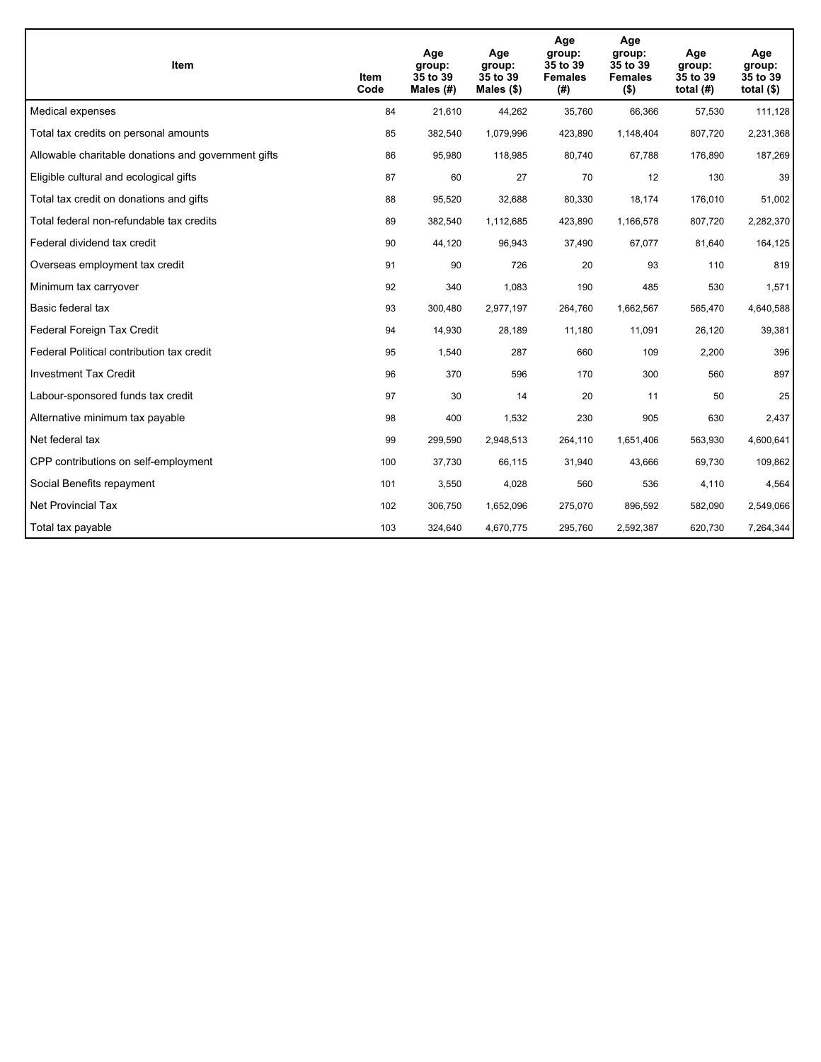| Item | Item Code | Age group: 35 to 39 Males (#) | Age group: 35 to 39 Males ($) | Age group: 35 to 39 Females (#) | Age group: 35 to 39 Females ($) | Age group: 35 to 39 total (#) | Age group: 35 to 39 total ($) |
|---|---|---|---|---|---|---|---|
| Medical expenses | 84 | 21,610 | 44,262 | 35,760 | 66,366 | 57,530 | 111,128 |
| Total tax credits on personal amounts | 85 | 382,540 | 1,079,996 | 423,890 | 1,148,404 | 807,720 | 2,231,368 |
| Allowable charitable donations and government gifts | 86 | 95,980 | 118,985 | 80,740 | 67,788 | 176,890 | 187,269 |
| Eligible cultural and ecological gifts | 87 | 60 | 27 | 70 | 12 | 130 | 39 |
| Total tax credit on donations and gifts | 88 | 95,520 | 32,688 | 80,330 | 18,174 | 176,010 | 51,002 |
| Total federal non-refundable tax credits | 89 | 382,540 | 1,112,685 | 423,890 | 1,166,578 | 807,720 | 2,282,370 |
| Federal dividend tax credit | 90 | 44,120 | 96,943 | 37,490 | 67,077 | 81,640 | 164,125 |
| Overseas employment tax credit | 91 | 90 | 726 | 20 | 93 | 110 | 819 |
| Minimum tax carryover | 92 | 340 | 1,083 | 190 | 485 | 530 | 1,571 |
| Basic federal tax | 93 | 300,480 | 2,977,197 | 264,760 | 1,662,567 | 565,470 | 4,640,588 |
| Federal Foreign Tax Credit | 94 | 14,930 | 28,189 | 11,180 | 11,091 | 26,120 | 39,381 |
| Federal Political contribution tax credit | 95 | 1,540 | 287 | 660 | 109 | 2,200 | 396 |
| Investment Tax Credit | 96 | 370 | 596 | 170 | 300 | 560 | 897 |
| Labour-sponsored funds tax credit | 97 | 30 | 14 | 20 | 11 | 50 | 25 |
| Alternative minimum tax payable | 98 | 400 | 1,532 | 230 | 905 | 630 | 2,437 |
| Net federal tax | 99 | 299,590 | 2,948,513 | 264,110 | 1,651,406 | 563,930 | 4,600,641 |
| CPP contributions on self-employment | 100 | 37,730 | 66,115 | 31,940 | 43,666 | 69,730 | 109,862 |
| Social Benefits repayment | 101 | 3,550 | 4,028 | 560 | 536 | 4,110 | 4,564 |
| Net Provincial Tax | 102 | 306,750 | 1,652,096 | 275,070 | 896,592 | 582,090 | 2,549,066 |
| Total tax payable | 103 | 324,640 | 4,670,775 | 295,760 | 2,592,387 | 620,730 | 7,264,344 |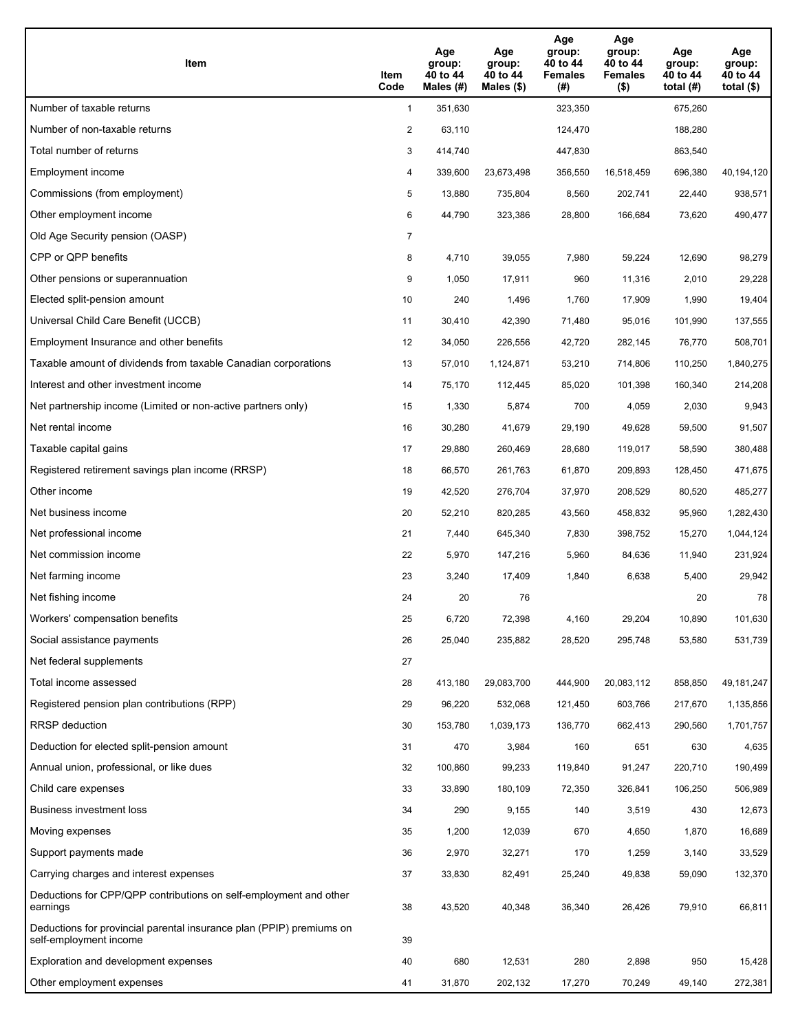| Item | Item Code | Age group: 40 to 44 Males (#) | Age group: 40 to 44 Males ($) | Age group: 40 to 44 Females (#) | Age group: 40 to 44 Females ($) | Age group: 40 to 44 total (#) | Age group: 40 to 44 total ($) |
|---|---|---|---|---|---|---|---|
| Number of taxable returns | 1 | 351,630 | | 323,350 | | 675,260 | |
| Number of non-taxable returns | 2 | 63,110 | | 124,470 | | 188,280 | |
| Total number of returns | 3 | 414,740 | | 447,830 | | 863,540 | |
| Employment income | 4 | 339,600 | 23,673,498 | 356,550 | 16,518,459 | 696,380 | 40,194,120 |
| Commissions (from employment) | 5 | 13,880 | 735,804 | 8,560 | 202,741 | 22,440 | 938,571 |
| Other employment income | 6 | 44,790 | 323,386 | 28,800 | 166,684 | 73,620 | 490,477 |
| Old Age Security pension (OASP) | 7 | | | | | | |
| CPP or QPP benefits | 8 | 4,710 | 39,055 | 7,980 | 59,224 | 12,690 | 98,279 |
| Other pensions or superannuation | 9 | 1,050 | 17,911 | 960 | 11,316 | 2,010 | 29,228 |
| Elected split-pension amount | 10 | 240 | 1,496 | 1,760 | 17,909 | 1,990 | 19,404 |
| Universal Child Care Benefit (UCCB) | 11 | 30,410 | 42,390 | 71,480 | 95,016 | 101,990 | 137,555 |
| Employment Insurance and other benefits | 12 | 34,050 | 226,556 | 42,720 | 282,145 | 76,770 | 508,701 |
| Taxable amount of dividends from taxable Canadian corporations | 13 | 57,010 | 1,124,871 | 53,210 | 714,806 | 110,250 | 1,840,275 |
| Interest and other investment income | 14 | 75,170 | 112,445 | 85,020 | 101,398 | 160,340 | 214,208 |
| Net partnership income (Limited or non-active partners only) | 15 | 1,330 | 5,874 | 700 | 4,059 | 2,030 | 9,943 |
| Net rental income | 16 | 30,280 | 41,679 | 29,190 | 49,628 | 59,500 | 91,507 |
| Taxable capital gains | 17 | 29,880 | 260,469 | 28,680 | 119,017 | 58,590 | 380,488 |
| Registered retirement savings plan income (RRSP) | 18 | 66,570 | 261,763 | 61,870 | 209,893 | 128,450 | 471,675 |
| Other income | 19 | 42,520 | 276,704 | 37,970 | 208,529 | 80,520 | 485,277 |
| Net business income | 20 | 52,210 | 820,285 | 43,560 | 458,832 | 95,960 | 1,282,430 |
| Net professional income | 21 | 7,440 | 645,340 | 7,830 | 398,752 | 15,270 | 1,044,124 |
| Net commission income | 22 | 5,970 | 147,216 | 5,960 | 84,636 | 11,940 | 231,924 |
| Net farming income | 23 | 3,240 | 17,409 | 1,840 | 6,638 | 5,400 | 29,942 |
| Net fishing income | 24 | 20 | 76 | | | 20 | 78 |
| Workers' compensation benefits | 25 | 6,720 | 72,398 | 4,160 | 29,204 | 10,890 | 101,630 |
| Social assistance payments | 26 | 25,040 | 235,882 | 28,520 | 295,748 | 53,580 | 531,739 |
| Net federal supplements | 27 | | | | | | |
| Total income assessed | 28 | 413,180 | 29,083,700 | 444,900 | 20,083,112 | 858,850 | 49,181,247 |
| Registered pension plan contributions (RPP) | 29 | 96,220 | 532,068 | 121,450 | 603,766 | 217,670 | 1,135,856 |
| RRSP deduction | 30 | 153,780 | 1,039,173 | 136,770 | 662,413 | 290,560 | 1,701,757 |
| Deduction for elected split-pension amount | 31 | 470 | 3,984 | 160 | 651 | 630 | 4,635 |
| Annual union, professional, or like dues | 32 | 100,860 | 99,233 | 119,840 | 91,247 | 220,710 | 190,499 |
| Child care expenses | 33 | 33,890 | 180,109 | 72,350 | 326,841 | 106,250 | 506,989 |
| Business investment loss | 34 | 290 | 9,155 | 140 | 3,519 | 430 | 12,673 |
| Moving expenses | 35 | 1,200 | 12,039 | 670 | 4,650 | 1,870 | 16,689 |
| Support payments made | 36 | 2,970 | 32,271 | 170 | 1,259 | 3,140 | 33,529 |
| Carrying charges and interest expenses | 37 | 33,830 | 82,491 | 25,240 | 49,838 | 59,090 | 132,370 |
| Deductions for CPP/QPP contributions on self-employment and other earnings | 38 | 43,520 | 40,348 | 36,340 | 26,426 | 79,910 | 66,811 |
| Deductions for provincial parental insurance plan (PPIP) premiums on self-employment income | 39 | | | | | | |
| Exploration and development expenses | 40 | 680 | 12,531 | 280 | 2,898 | 950 | 15,428 |
| Other employment expenses | 41 | 31,870 | 202,132 | 17,270 | 70,249 | 49,140 | 272,381 |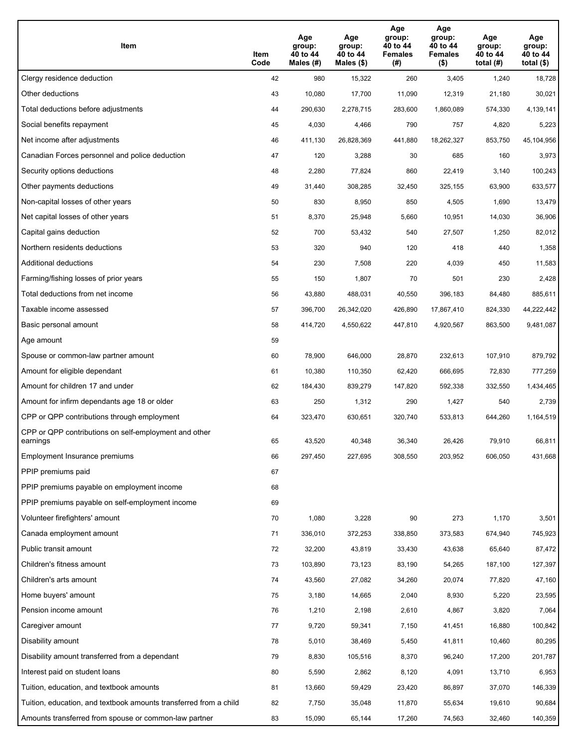| Item | Item Code | Age group: 40 to 44 Males (#) | Age group: 40 to 44 Males ($) | Age group: 40 to 44 Females (#) | Age group: 40 to 44 Females ($) | Age group: 40 to 44 total (#) | Age group: 40 to 44 total ($) |
|---|---|---|---|---|---|---|---|
| Clergy residence deduction | 42 | 980 | 15,322 | 260 | 3,405 | 1,240 | 18,728 |
| Other deductions | 43 | 10,080 | 17,700 | 11,090 | 12,319 | 21,180 | 30,021 |
| Total deductions before adjustments | 44 | 290,630 | 2,278,715 | 283,600 | 1,860,089 | 574,330 | 4,139,141 |
| Social benefits repayment | 45 | 4,030 | 4,466 | 790 | 757 | 4,820 | 5,223 |
| Net income after adjustments | 46 | 411,130 | 26,828,369 | 441,880 | 18,262,327 | 853,750 | 45,104,956 |
| Canadian Forces personnel and police deduction | 47 | 120 | 3,288 | 30 | 685 | 160 | 3,973 |
| Security options deductions | 48 | 2,280 | 77,824 | 860 | 22,419 | 3,140 | 100,243 |
| Other payments deductions | 49 | 31,440 | 308,285 | 32,450 | 325,155 | 63,900 | 633,577 |
| Non-capital losses of other years | 50 | 830 | 8,950 | 850 | 4,505 | 1,690 | 13,479 |
| Net capital losses of other years | 51 | 8,370 | 25,948 | 5,660 | 10,951 | 14,030 | 36,906 |
| Capital gains deduction | 52 | 700 | 53,432 | 540 | 27,507 | 1,250 | 82,012 |
| Northern residents deductions | 53 | 320 | 940 | 120 | 418 | 440 | 1,358 |
| Additional deductions | 54 | 230 | 7,508 | 220 | 4,039 | 450 | 11,583 |
| Farming/fishing losses of prior years | 55 | 150 | 1,807 | 70 | 501 | 230 | 2,428 |
| Total deductions from net income | 56 | 43,880 | 488,031 | 40,550 | 396,183 | 84,480 | 885,611 |
| Taxable income assessed | 57 | 396,700 | 26,342,020 | 426,890 | 17,867,410 | 824,330 | 44,222,442 |
| Basic personal amount | 58 | 414,720 | 4,550,622 | 447,810 | 4,920,567 | 863,500 | 9,481,087 |
| Age amount | 59 | | | | | | |
| Spouse or common-law partner amount | 60 | 78,900 | 646,000 | 28,870 | 232,613 | 107,910 | 879,792 |
| Amount for eligible dependant | 61 | 10,380 | 110,350 | 62,420 | 666,695 | 72,830 | 777,259 |
| Amount for children 17 and under | 62 | 184,430 | 839,279 | 147,820 | 592,338 | 332,550 | 1,434,465 |
| Amount for infirm dependants age 18 or older | 63 | 250 | 1,312 | 290 | 1,427 | 540 | 2,739 |
| CPP or QPP contributions through employment | 64 | 323,470 | 630,651 | 320,740 | 533,813 | 644,260 | 1,164,519 |
| CPP or QPP contributions on self-employment and other earnings | 65 | 43,520 | 40,348 | 36,340 | 26,426 | 79,910 | 66,811 |
| Employment Insurance premiums | 66 | 297,450 | 227,695 | 308,550 | 203,952 | 606,050 | 431,668 |
| PPIP premiums paid | 67 | | | | | | |
| PPIP premiums payable on employment income | 68 | | | | | | |
| PPIP premiums payable on self-employment income | 69 | | | | | | |
| Volunteer firefighters' amount | 70 | 1,080 | 3,228 | 90 | 273 | 1,170 | 3,501 |
| Canada employment amount | 71 | 336,010 | 372,253 | 338,850 | 373,583 | 674,940 | 745,923 |
| Public transit amount | 72 | 32,200 | 43,819 | 33,430 | 43,638 | 65,640 | 87,472 |
| Children's fitness amount | 73 | 103,890 | 73,123 | 83,190 | 54,265 | 187,100 | 127,397 |
| Children's arts amount | 74 | 43,560 | 27,082 | 34,260 | 20,074 | 77,820 | 47,160 |
| Home buyers' amount | 75 | 3,180 | 14,665 | 2,040 | 8,930 | 5,220 | 23,595 |
| Pension income amount | 76 | 1,210 | 2,198 | 2,610 | 4,867 | 3,820 | 7,064 |
| Caregiver amount | 77 | 9,720 | 59,341 | 7,150 | 41,451 | 16,880 | 100,842 |
| Disability amount | 78 | 5,010 | 38,469 | 5,450 | 41,811 | 10,460 | 80,295 |
| Disability amount transferred from a dependant | 79 | 8,830 | 105,516 | 8,370 | 96,240 | 17,200 | 201,787 |
| Interest paid on student loans | 80 | 5,590 | 2,862 | 8,120 | 4,091 | 13,710 | 6,953 |
| Tuition, education, and textbook amounts | 81 | 13,660 | 59,429 | 23,420 | 86,897 | 37,070 | 146,339 |
| Tuition, education, and textbook amounts transferred from a child | 82 | 7,750 | 35,048 | 11,870 | 55,634 | 19,610 | 90,684 |
| Amounts transferred from spouse or common-law partner | 83 | 15,090 | 65,144 | 17,260 | 74,563 | 32,460 | 140,359 |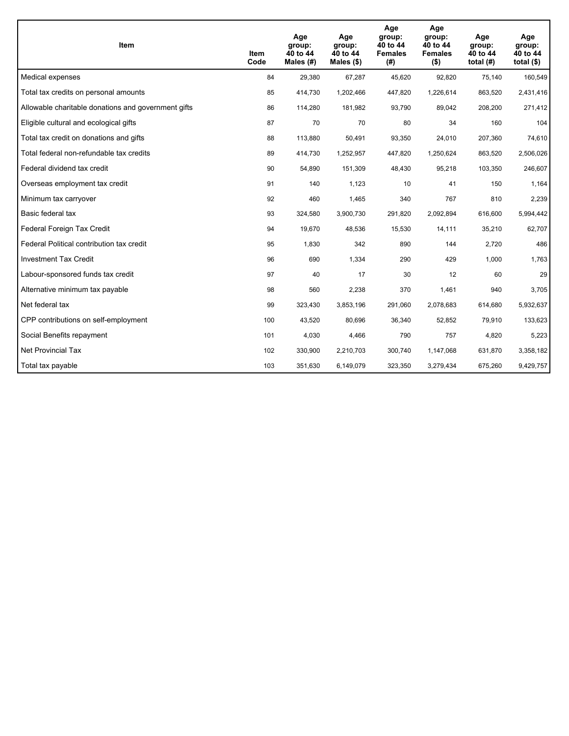| Item | Item Code | Age group: 40 to 44 Males (#) | Age group: 40 to 44 Males ($) | Age group: 40 to 44 Females (#) | Age group: 40 to 44 Females ($) | Age group: 40 to 44 total (#) | Age group: 40 to 44 total ($) |
|---|---|---|---|---|---|---|---|
| Medical expenses | 84 | 29,380 | 67,287 | 45,620 | 92,820 | 75,140 | 160,549 |
| Total tax credits on personal amounts | 85 | 414,730 | 1,202,466 | 447,820 | 1,226,614 | 863,520 | 2,431,416 |
| Allowable charitable donations and government gifts | 86 | 114,280 | 181,982 | 93,790 | 89,042 | 208,200 | 271,412 |
| Eligible cultural and ecological gifts | 87 | 70 | 70 | 80 | 34 | 160 | 104 |
| Total tax credit on donations and gifts | 88 | 113,880 | 50,491 | 93,350 | 24,010 | 207,360 | 74,610 |
| Total federal non-refundable tax credits | 89 | 414,730 | 1,252,957 | 447,820 | 1,250,624 | 863,520 | 2,506,026 |
| Federal dividend tax credit | 90 | 54,890 | 151,309 | 48,430 | 95,218 | 103,350 | 246,607 |
| Overseas employment tax credit | 91 | 140 | 1,123 | 10 | 41 | 150 | 1,164 |
| Minimum tax carryover | 92 | 460 | 1,465 | 340 | 767 | 810 | 2,239 |
| Basic federal tax | 93 | 324,580 | 3,900,730 | 291,820 | 2,092,894 | 616,600 | 5,994,442 |
| Federal Foreign Tax Credit | 94 | 19,670 | 48,536 | 15,530 | 14,111 | 35,210 | 62,707 |
| Federal Political contribution tax credit | 95 | 1,830 | 342 | 890 | 144 | 2,720 | 486 |
| Investment Tax Credit | 96 | 690 | 1,334 | 290 | 429 | 1,000 | 1,763 |
| Labour-sponsored funds tax credit | 97 | 40 | 17 | 30 | 12 | 60 | 29 |
| Alternative minimum tax payable | 98 | 560 | 2,238 | 370 | 1,461 | 940 | 3,705 |
| Net federal tax | 99 | 323,430 | 3,853,196 | 291,060 | 2,078,683 | 614,680 | 5,932,637 |
| CPP contributions on self-employment | 100 | 43,520 | 80,696 | 36,340 | 52,852 | 79,910 | 133,623 |
| Social Benefits repayment | 101 | 4,030 | 4,466 | 790 | 757 | 4,820 | 5,223 |
| Net Provincial Tax | 102 | 330,900 | 2,210,703 | 300,740 | 1,147,068 | 631,870 | 3,358,182 |
| Total tax payable | 103 | 351,630 | 6,149,079 | 323,350 | 3,279,434 | 675,260 | 9,429,757 |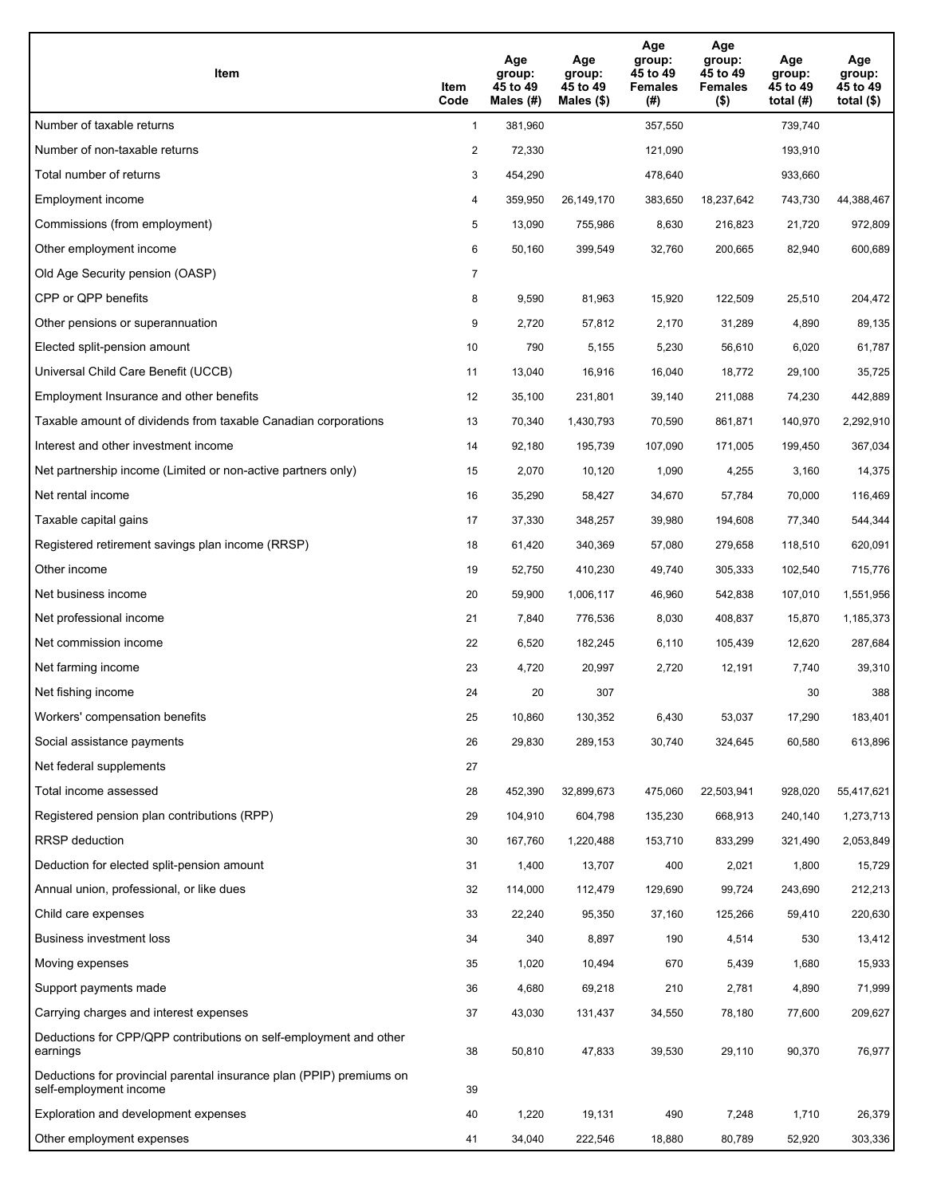| Item | Item Code | Age group: 45 to 49 Males (#) | Age group: 45 to 49 Males ($) | Age group: 45 to 49 Females (#) | Age group: 45 to 49 Females ($) | Age group: 45 to 49 total (#) | Age group: 45 to 49 total ($) |
|---|---|---|---|---|---|---|---|
| Number of taxable returns | 1 | 381,960 | | 357,550 | | 739,740 | |
| Number of non-taxable returns | 2 | 72,330 | | 121,090 | | 193,910 | |
| Total number of returns | 3 | 454,290 | | 478,640 | | 933,660 | |
| Employment income | 4 | 359,950 | 26,149,170 | 383,650 | 18,237,642 | 743,730 | 44,388,467 |
| Commissions (from employment) | 5 | 13,090 | 755,986 | 8,630 | 216,823 | 21,720 | 972,809 |
| Other employment income | 6 | 50,160 | 399,549 | 32,760 | 200,665 | 82,940 | 600,689 |
| Old Age Security pension (OASP) | 7 | | | | | | |
| CPP or QPP benefits | 8 | 9,590 | 81,963 | 15,920 | 122,509 | 25,510 | 204,472 |
| Other pensions or superannuation | 9 | 2,720 | 57,812 | 2,170 | 31,289 | 4,890 | 89,135 |
| Elected split-pension amount | 10 | 790 | 5,155 | 5,230 | 56,610 | 6,020 | 61,787 |
| Universal Child Care Benefit (UCCB) | 11 | 13,040 | 16,916 | 16,040 | 18,772 | 29,100 | 35,725 |
| Employment Insurance and other benefits | 12 | 35,100 | 231,801 | 39,140 | 211,088 | 74,230 | 442,889 |
| Taxable amount of dividends from taxable Canadian corporations | 13 | 70,340 | 1,430,793 | 70,590 | 861,871 | 140,970 | 2,292,910 |
| Interest and other investment income | 14 | 92,180 | 195,739 | 107,090 | 171,005 | 199,450 | 367,034 |
| Net partnership income (Limited or non-active partners only) | 15 | 2,070 | 10,120 | 1,090 | 4,255 | 3,160 | 14,375 |
| Net rental income | 16 | 35,290 | 58,427 | 34,670 | 57,784 | 70,000 | 116,469 |
| Taxable capital gains | 17 | 37,330 | 348,257 | 39,980 | 194,608 | 77,340 | 544,344 |
| Registered retirement savings plan income (RRSP) | 18 | 61,420 | 340,369 | 57,080 | 279,658 | 118,510 | 620,091 |
| Other income | 19 | 52,750 | 410,230 | 49,740 | 305,333 | 102,540 | 715,776 |
| Net business income | 20 | 59,900 | 1,006,117 | 46,960 | 542,838 | 107,010 | 1,551,956 |
| Net professional income | 21 | 7,840 | 776,536 | 8,030 | 408,837 | 15,870 | 1,185,373 |
| Net commission income | 22 | 6,520 | 182,245 | 6,110 | 105,439 | 12,620 | 287,684 |
| Net farming income | 23 | 4,720 | 20,997 | 2,720 | 12,191 | 7,740 | 39,310 |
| Net fishing income | 24 | 20 | 307 | | | 30 | 388 |
| Workers' compensation benefits | 25 | 10,860 | 130,352 | 6,430 | 53,037 | 17,290 | 183,401 |
| Social assistance payments | 26 | 29,830 | 289,153 | 30,740 | 324,645 | 60,580 | 613,896 |
| Net federal supplements | 27 | | | | | | |
| Total income assessed | 28 | 452,390 | 32,899,673 | 475,060 | 22,503,941 | 928,020 | 55,417,621 |
| Registered pension plan contributions (RPP) | 29 | 104,910 | 604,798 | 135,230 | 668,913 | 240,140 | 1,273,713 |
| RRSP deduction | 30 | 167,760 | 1,220,488 | 153,710 | 833,299 | 321,490 | 2,053,849 |
| Deduction for elected split-pension amount | 31 | 1,400 | 13,707 | 400 | 2,021 | 1,800 | 15,729 |
| Annual union, professional, or like dues | 32 | 114,000 | 112,479 | 129,690 | 99,724 | 243,690 | 212,213 |
| Child care expenses | 33 | 22,240 | 95,350 | 37,160 | 125,266 | 59,410 | 220,630 |
| Business investment loss | 34 | 340 | 8,897 | 190 | 4,514 | 530 | 13,412 |
| Moving expenses | 35 | 1,020 | 10,494 | 670 | 5,439 | 1,680 | 15,933 |
| Support payments made | 36 | 4,680 | 69,218 | 210 | 2,781 | 4,890 | 71,999 |
| Carrying charges and interest expenses | 37 | 43,030 | 131,437 | 34,550 | 78,180 | 77,600 | 209,627 |
| Deductions for CPP/QPP contributions on self-employment and other earnings | 38 | 50,810 | 47,833 | 39,530 | 29,110 | 90,370 | 76,977 |
| Deductions for provincial parental insurance plan (PPIP) premiums on self-employment income | 39 | | | | | | |
| Exploration and development expenses | 40 | 1,220 | 19,131 | 490 | 7,248 | 1,710 | 26,379 |
| Other employment expenses | 41 | 34,040 | 222,546 | 18,880 | 80,789 | 52,920 | 303,336 |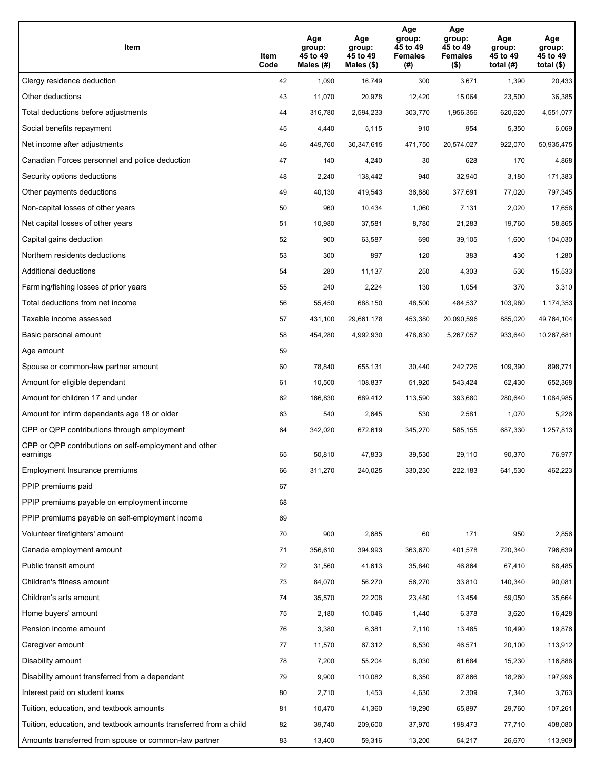| Item | Item Code | Age group: 45 to 49 Males (#) | Age group: 45 to 49 Males ($) | Age group: 45 to 49 Females (#) | Age group: 45 to 49 Females ($) | Age group: 45 to 49 total (#) | Age group: 45 to 49 total ($) |
|---|---|---|---|---|---|---|---|
| Clergy residence deduction | 42 | 1,090 | 16,749 | 300 | 3,671 | 1,390 | 20,433 |
| Other deductions | 43 | 11,070 | 20,978 | 12,420 | 15,064 | 23,500 | 36,385 |
| Total deductions before adjustments | 44 | 316,780 | 2,594,233 | 303,770 | 1,956,356 | 620,620 | 4,551,077 |
| Social benefits repayment | 45 | 4,440 | 5,115 | 910 | 954 | 5,350 | 6,069 |
| Net income after adjustments | 46 | 449,760 | 30,347,615 | 471,750 | 20,574,027 | 922,070 | 50,935,475 |
| Canadian Forces personnel and police deduction | 47 | 140 | 4,240 | 30 | 628 | 170 | 4,868 |
| Security options deductions | 48 | 2,240 | 138,442 | 940 | 32,940 | 3,180 | 171,383 |
| Other payments deductions | 49 | 40,130 | 419,543 | 36,880 | 377,691 | 77,020 | 797,345 |
| Non-capital losses of other years | 50 | 960 | 10,434 | 1,060 | 7,131 | 2,020 | 17,658 |
| Net capital losses of other years | 51 | 10,980 | 37,581 | 8,780 | 21,283 | 19,760 | 58,865 |
| Capital gains deduction | 52 | 900 | 63,587 | 690 | 39,105 | 1,600 | 104,030 |
| Northern residents deductions | 53 | 300 | 897 | 120 | 383 | 430 | 1,280 |
| Additional deductions | 54 | 280 | 11,137 | 250 | 4,303 | 530 | 15,533 |
| Farming/fishing losses of prior years | 55 | 240 | 2,224 | 130 | 1,054 | 370 | 3,310 |
| Total deductions from net income | 56 | 55,450 | 688,150 | 48,500 | 484,537 | 103,980 | 1,174,353 |
| Taxable income assessed | 57 | 431,100 | 29,661,178 | 453,380 | 20,090,596 | 885,020 | 49,764,104 |
| Basic personal amount | 58 | 454,280 | 4,992,930 | 478,630 | 5,267,057 | 933,640 | 10,267,681 |
| Age amount | 59 | | | | | | |
| Spouse or common-law partner amount | 60 | 78,840 | 655,131 | 30,440 | 242,726 | 109,390 | 898,771 |
| Amount for eligible dependant | 61 | 10,500 | 108,837 | 51,920 | 543,424 | 62,430 | 652,368 |
| Amount for children 17 and under | 62 | 166,830 | 689,412 | 113,590 | 393,680 | 280,640 | 1,084,985 |
| Amount for infirm dependants age 18 or older | 63 | 540 | 2,645 | 530 | 2,581 | 1,070 | 5,226 |
| CPP or QPP contributions through employment | 64 | 342,020 | 672,619 | 345,270 | 585,155 | 687,330 | 1,257,813 |
| CPP or QPP contributions on self-employment and other earnings | 65 | 50,810 | 47,833 | 39,530 | 29,110 | 90,370 | 76,977 |
| Employment Insurance premiums | 66 | 311,270 | 240,025 | 330,230 | 222,183 | 641,530 | 462,223 |
| PPIP premiums paid | 67 | | | | | | |
| PPIP premiums payable on employment income | 68 | | | | | | |
| PPIP premiums payable on self-employment income | 69 | | | | | | |
| Volunteer firefighters' amount | 70 | 900 | 2,685 | 60 | 171 | 950 | 2,856 |
| Canada employment amount | 71 | 356,610 | 394,993 | 363,670 | 401,578 | 720,340 | 796,639 |
| Public transit amount | 72 | 31,560 | 41,613 | 35,840 | 46,864 | 67,410 | 88,485 |
| Children's fitness amount | 73 | 84,070 | 56,270 | 56,270 | 33,810 | 140,340 | 90,081 |
| Children's arts amount | 74 | 35,570 | 22,208 | 23,480 | 13,454 | 59,050 | 35,664 |
| Home buyers' amount | 75 | 2,180 | 10,046 | 1,440 | 6,378 | 3,620 | 16,428 |
| Pension income amount | 76 | 3,380 | 6,381 | 7,110 | 13,485 | 10,490 | 19,876 |
| Caregiver amount | 77 | 11,570 | 67,312 | 8,530 | 46,571 | 20,100 | 113,912 |
| Disability amount | 78 | 7,200 | 55,204 | 8,030 | 61,684 | 15,230 | 116,888 |
| Disability amount transferred from a dependant | 79 | 9,900 | 110,082 | 8,350 | 87,866 | 18,260 | 197,996 |
| Interest paid on student loans | 80 | 2,710 | 1,453 | 4,630 | 2,309 | 7,340 | 3,763 |
| Tuition, education, and textbook amounts | 81 | 10,470 | 41,360 | 19,290 | 65,897 | 29,760 | 107,261 |
| Tuition, education, and textbook amounts transferred from a child | 82 | 39,740 | 209,600 | 37,970 | 198,473 | 77,710 | 408,080 |
| Amounts transferred from spouse or common-law partner | 83 | 13,400 | 59,316 | 13,200 | 54,217 | 26,670 | 113,909 |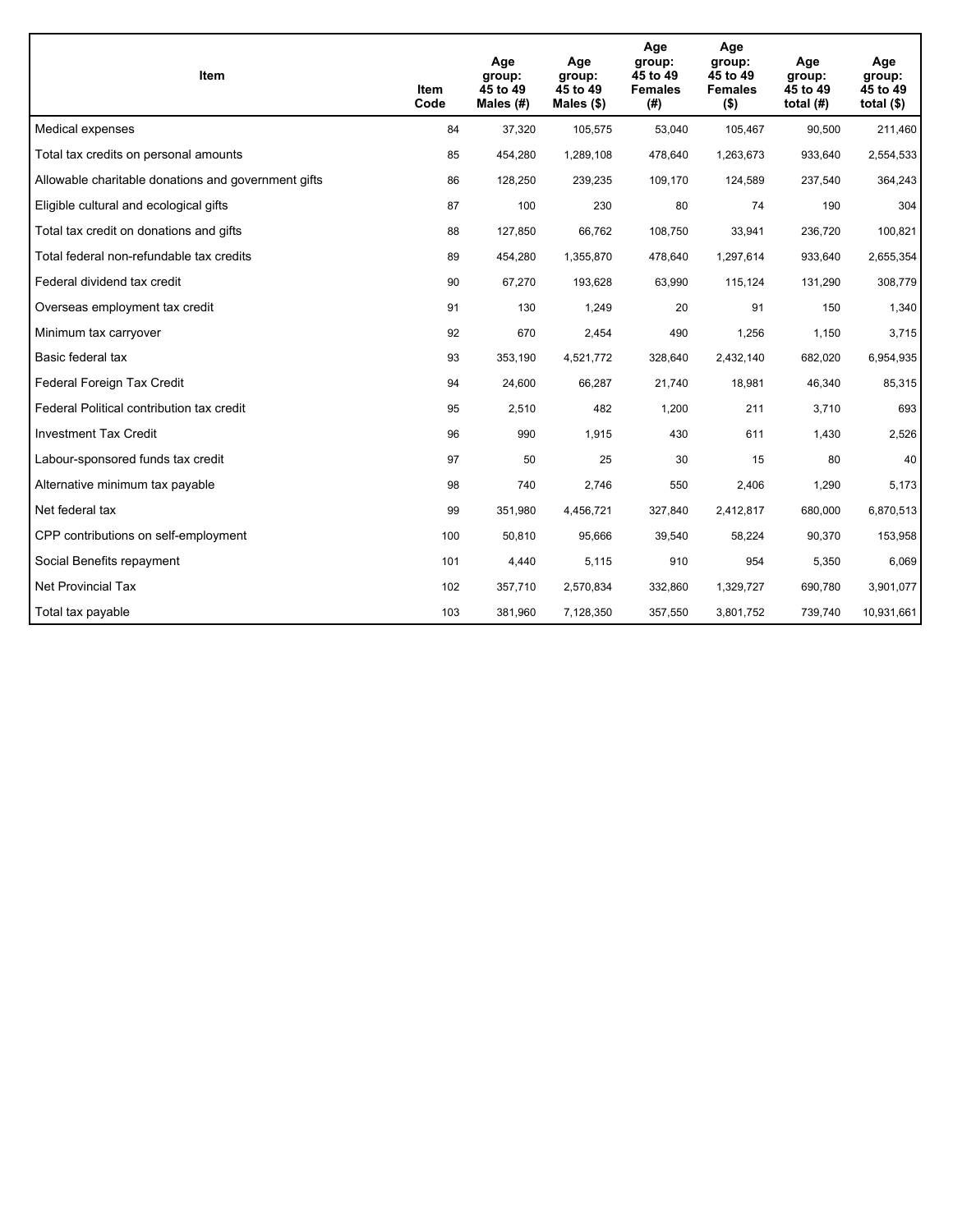| Item | Item Code | Age group: 45 to 49 Males (#) | Age group: 45 to 49 Males ($) | Age group: 45 to 49 Females (#) | Age group: 45 to 49 Females ($) | Age group: 45 to 49 total (#) | Age group: 45 to 49 total ($) |
|---|---|---|---|---|---|---|---|
| Medical expenses | 84 | 37,320 | 105,575 | 53,040 | 105,467 | 90,500 | 211,460 |
| Total tax credits on personal amounts | 85 | 454,280 | 1,289,108 | 478,640 | 1,263,673 | 933,640 | 2,554,533 |
| Allowable charitable donations and government gifts | 86 | 128,250 | 239,235 | 109,170 | 124,589 | 237,540 | 364,243 |
| Eligible cultural and ecological gifts | 87 | 100 | 230 | 80 | 74 | 190 | 304 |
| Total tax credit on donations and gifts | 88 | 127,850 | 66,762 | 108,750 | 33,941 | 236,720 | 100,821 |
| Total federal non-refundable tax credits | 89 | 454,280 | 1,355,870 | 478,640 | 1,297,614 | 933,640 | 2,655,354 |
| Federal dividend tax credit | 90 | 67,270 | 193,628 | 63,990 | 115,124 | 131,290 | 308,779 |
| Overseas employment tax credit | 91 | 130 | 1,249 | 20 | 91 | 150 | 1,340 |
| Minimum tax carryover | 92 | 670 | 2,454 | 490 | 1,256 | 1,150 | 3,715 |
| Basic federal tax | 93 | 353,190 | 4,521,772 | 328,640 | 2,432,140 | 682,020 | 6,954,935 |
| Federal Foreign Tax Credit | 94 | 24,600 | 66,287 | 21,740 | 18,981 | 46,340 | 85,315 |
| Federal Political contribution tax credit | 95 | 2,510 | 482 | 1,200 | 211 | 3,710 | 693 |
| Investment Tax Credit | 96 | 990 | 1,915 | 430 | 611 | 1,430 | 2,526 |
| Labour-sponsored funds tax credit | 97 | 50 | 25 | 30 | 15 | 80 | 40 |
| Alternative minimum tax payable | 98 | 740 | 2,746 | 550 | 2,406 | 1,290 | 5,173 |
| Net federal tax | 99 | 351,980 | 4,456,721 | 327,840 | 2,412,817 | 680,000 | 6,870,513 |
| CPP contributions on self-employment | 100 | 50,810 | 95,666 | 39,540 | 58,224 | 90,370 | 153,958 |
| Social Benefits repayment | 101 | 4,440 | 5,115 | 910 | 954 | 5,350 | 6,069 |
| Net Provincial Tax | 102 | 357,710 | 2,570,834 | 332,860 | 1,329,727 | 690,780 | 3,901,077 |
| Total tax payable | 103 | 381,960 | 7,128,350 | 357,550 | 3,801,752 | 739,740 | 10,931,661 |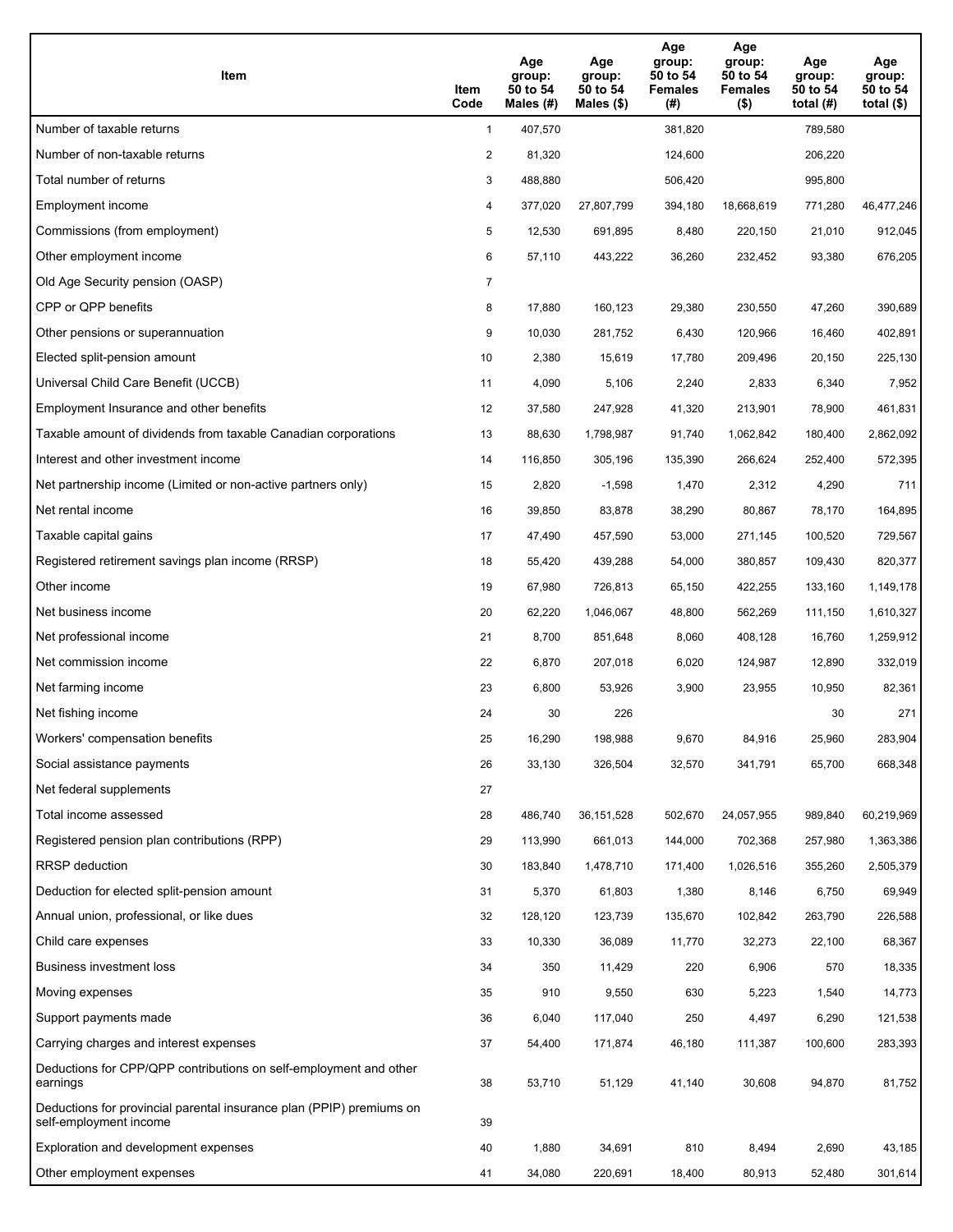| Item | Item Code | Age group: 50 to 54 Males (#) | Age group: 50 to 54 Males ($) | Age group: 50 to 54 Females (#) | Age group: 50 to 54 Females ($) | Age group: 50 to 54 total (#) | Age group: 50 to 54 total ($) |
|---|---|---|---|---|---|---|---|
| Number of taxable returns | 1 | 407,570 | | 381,820 | | 789,580 | |
| Number of non-taxable returns | 2 | 81,320 | | 124,600 | | 206,220 | |
| Total number of returns | 3 | 488,880 | | 506,420 | | 995,800 | |
| Employment income | 4 | 377,020 | 27,807,799 | 394,180 | 18,668,619 | 771,280 | 46,477,246 |
| Commissions (from employment) | 5 | 12,530 | 691,895 | 8,480 | 220,150 | 21,010 | 912,045 |
| Other employment income | 6 | 57,110 | 443,222 | 36,260 | 232,452 | 93,380 | 676,205 |
| Old Age Security pension (OASP) | 7 | | | | | | |
| CPP or QPP benefits | 8 | 17,880 | 160,123 | 29,380 | 230,550 | 47,260 | 390,689 |
| Other pensions or superannuation | 9 | 10,030 | 281,752 | 6,430 | 120,966 | 16,460 | 402,891 |
| Elected split-pension amount | 10 | 2,380 | 15,619 | 17,780 | 209,496 | 20,150 | 225,130 |
| Universal Child Care Benefit (UCCB) | 11 | 4,090 | 5,106 | 2,240 | 2,833 | 6,340 | 7,952 |
| Employment Insurance and other benefits | 12 | 37,580 | 247,928 | 41,320 | 213,901 | 78,900 | 461,831 |
| Taxable amount of dividends from taxable Canadian corporations | 13 | 88,630 | 1,798,987 | 91,740 | 1,062,842 | 180,400 | 2,862,092 |
| Interest and other investment income | 14 | 116,850 | 305,196 | 135,390 | 266,624 | 252,400 | 572,395 |
| Net partnership income (Limited or non-active partners only) | 15 | 2,820 | -1,598 | 1,470 | 2,312 | 4,290 | 711 |
| Net rental income | 16 | 39,850 | 83,878 | 38,290 | 80,867 | 78,170 | 164,895 |
| Taxable capital gains | 17 | 47,490 | 457,590 | 53,000 | 271,145 | 100,520 | 729,567 |
| Registered retirement savings plan income (RRSP) | 18 | 55,420 | 439,288 | 54,000 | 380,857 | 109,430 | 820,377 |
| Other income | 19 | 67,980 | 726,813 | 65,150 | 422,255 | 133,160 | 1,149,178 |
| Net business income | 20 | 62,220 | 1,046,067 | 48,800 | 562,269 | 111,150 | 1,610,327 |
| Net professional income | 21 | 8,700 | 851,648 | 8,060 | 408,128 | 16,760 | 1,259,912 |
| Net commission income | 22 | 6,870 | 207,018 | 6,020 | 124,987 | 12,890 | 332,019 |
| Net farming income | 23 | 6,800 | 53,926 | 3,900 | 23,955 | 10,950 | 82,361 |
| Net fishing income | 24 | 30 | 226 | | | 30 | 271 |
| Workers' compensation benefits | 25 | 16,290 | 198,988 | 9,670 | 84,916 | 25,960 | 283,904 |
| Social assistance payments | 26 | 33,130 | 326,504 | 32,570 | 341,791 | 65,700 | 668,348 |
| Net federal supplements | 27 | | | | | | |
| Total income assessed | 28 | 486,740 | 36,151,528 | 502,670 | 24,057,955 | 989,840 | 60,219,969 |
| Registered pension plan contributions (RPP) | 29 | 113,990 | 661,013 | 144,000 | 702,368 | 257,980 | 1,363,386 |
| RRSP deduction | 30 | 183,840 | 1,478,710 | 171,400 | 1,026,516 | 355,260 | 2,505,379 |
| Deduction for elected split-pension amount | 31 | 5,370 | 61,803 | 1,380 | 8,146 | 6,750 | 69,949 |
| Annual union, professional, or like dues | 32 | 128,120 | 123,739 | 135,670 | 102,842 | 263,790 | 226,588 |
| Child care expenses | 33 | 10,330 | 36,089 | 11,770 | 32,273 | 22,100 | 68,367 |
| Business investment loss | 34 | 350 | 11,429 | 220 | 6,906 | 570 | 18,335 |
| Moving expenses | 35 | 910 | 9,550 | 630 | 5,223 | 1,540 | 14,773 |
| Support payments made | 36 | 6,040 | 117,040 | 250 | 4,497 | 6,290 | 121,538 |
| Carrying charges and interest expenses | 37 | 54,400 | 171,874 | 46,180 | 111,387 | 100,600 | 283,393 |
| Deductions for CPP/QPP contributions on self-employment and other earnings | 38 | 53,710 | 51,129 | 41,140 | 30,608 | 94,870 | 81,752 |
| Deductions for provincial parental insurance plan (PPIP) premiums on self-employment income | 39 | | | | | | |
| Exploration and development expenses | 40 | 1,880 | 34,691 | 810 | 8,494 | 2,690 | 43,185 |
| Other employment expenses | 41 | 34,080 | 220,691 | 18,400 | 80,913 | 52,480 | 301,614 |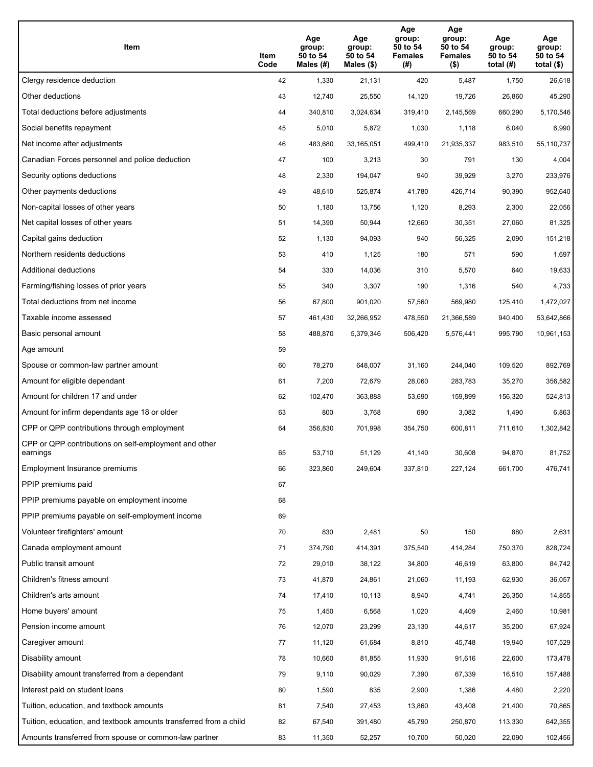| Item | Item Code | Age group: 50 to 54 Males (#) | Age group: 50 to 54 Males ($) | Age group: 50 to 54 Females (#) | Age group: 50 to 54 Females ($) | Age group: 50 to 54 total (#) | Age group: 50 to 54 total ($) |
|---|---|---|---|---|---|---|---|
| Clergy residence deduction | 42 | 1,330 | 21,131 | 420 | 5,487 | 1,750 | 26,618 |
| Other deductions | 43 | 12,740 | 25,550 | 14,120 | 19,726 | 26,860 | 45,290 |
| Total deductions before adjustments | 44 | 340,810 | 3,024,634 | 319,410 | 2,145,569 | 660,290 | 5,170,546 |
| Social benefits repayment | 45 | 5,010 | 5,872 | 1,030 | 1,118 | 6,040 | 6,990 |
| Net income after adjustments | 46 | 483,680 | 33,165,051 | 499,410 | 21,935,337 | 983,510 | 55,110,737 |
| Canadian Forces personnel and police deduction | 47 | 100 | 3,213 | 30 | 791 | 130 | 4,004 |
| Security options deductions | 48 | 2,330 | 194,047 | 940 | 39,929 | 3,270 | 233,976 |
| Other payments deductions | 49 | 48,610 | 525,874 | 41,780 | 426,714 | 90,390 | 952,640 |
| Non-capital losses of other years | 50 | 1,180 | 13,756 | 1,120 | 8,293 | 2,300 | 22,056 |
| Net capital losses of other years | 51 | 14,390 | 50,944 | 12,660 | 30,351 | 27,060 | 81,325 |
| Capital gains deduction | 52 | 1,130 | 94,093 | 940 | 56,325 | 2,090 | 151,218 |
| Northern residents deductions | 53 | 410 | 1,125 | 180 | 571 | 590 | 1,697 |
| Additional deductions | 54 | 330 | 14,036 | 310 | 5,570 | 640 | 19,633 |
| Farming/fishing losses of prior years | 55 | 340 | 3,307 | 190 | 1,316 | 540 | 4,733 |
| Total deductions from net income | 56 | 67,800 | 901,020 | 57,560 | 569,980 | 125,410 | 1,472,027 |
| Taxable income assessed | 57 | 461,430 | 32,266,952 | 478,550 | 21,366,589 | 940,400 | 53,642,866 |
| Basic personal amount | 58 | 488,870 | 5,379,346 | 506,420 | 5,576,441 | 995,790 | 10,961,153 |
| Age amount | 59 | | | | | | |
| Spouse or common-law partner amount | 60 | 78,270 | 648,007 | 31,160 | 244,040 | 109,520 | 892,769 |
| Amount for eligible dependant | 61 | 7,200 | 72,679 | 28,060 | 283,783 | 35,270 | 356,582 |
| Amount for children 17 and under | 62 | 102,470 | 363,888 | 53,690 | 159,899 | 156,320 | 524,813 |
| Amount for infirm dependants age 18 or older | 63 | 800 | 3,768 | 690 | 3,082 | 1,490 | 6,863 |
| CPP or QPP contributions through employment | 64 | 356,830 | 701,998 | 354,750 | 600,811 | 711,610 | 1,302,842 |
| CPP or QPP contributions on self-employment and other earnings | 65 | 53,710 | 51,129 | 41,140 | 30,608 | 94,870 | 81,752 |
| Employment Insurance premiums | 66 | 323,860 | 249,604 | 337,810 | 227,124 | 661,700 | 476,741 |
| PPIP premiums paid | 67 | | | | | | |
| PPIP premiums payable on employment income | 68 | | | | | | |
| PPIP premiums payable on self-employment income | 69 | | | | | | |
| Volunteer firefighters' amount | 70 | 830 | 2,481 | 50 | 150 | 880 | 2,631 |
| Canada employment amount | 71 | 374,790 | 414,391 | 375,540 | 414,284 | 750,370 | 828,724 |
| Public transit amount | 72 | 29,010 | 38,122 | 34,800 | 46,619 | 63,800 | 84,742 |
| Children's fitness amount | 73 | 41,870 | 24,861 | 21,060 | 11,193 | 62,930 | 36,057 |
| Children's arts amount | 74 | 17,410 | 10,113 | 8,940 | 4,741 | 26,350 | 14,855 |
| Home buyers' amount | 75 | 1,450 | 6,568 | 1,020 | 4,409 | 2,460 | 10,981 |
| Pension income amount | 76 | 12,070 | 23,299 | 23,130 | 44,617 | 35,200 | 67,924 |
| Caregiver amount | 77 | 11,120 | 61,684 | 8,810 | 45,748 | 19,940 | 107,529 |
| Disability amount | 78 | 10,660 | 81,855 | 11,930 | 91,616 | 22,600 | 173,478 |
| Disability amount transferred from a dependant | 79 | 9,110 | 90,029 | 7,390 | 67,339 | 16,510 | 157,488 |
| Interest paid on student loans | 80 | 1,590 | 835 | 2,900 | 1,386 | 4,480 | 2,220 |
| Tuition, education, and textbook amounts | 81 | 7,540 | 27,453 | 13,860 | 43,408 | 21,400 | 70,865 |
| Tuition, education, and textbook amounts transferred from a child | 82 | 67,540 | 391,480 | 45,790 | 250,870 | 113,330 | 642,355 |
| Amounts transferred from spouse or common-law partner | 83 | 11,350 | 52,257 | 10,700 | 50,020 | 22,090 | 102,456 |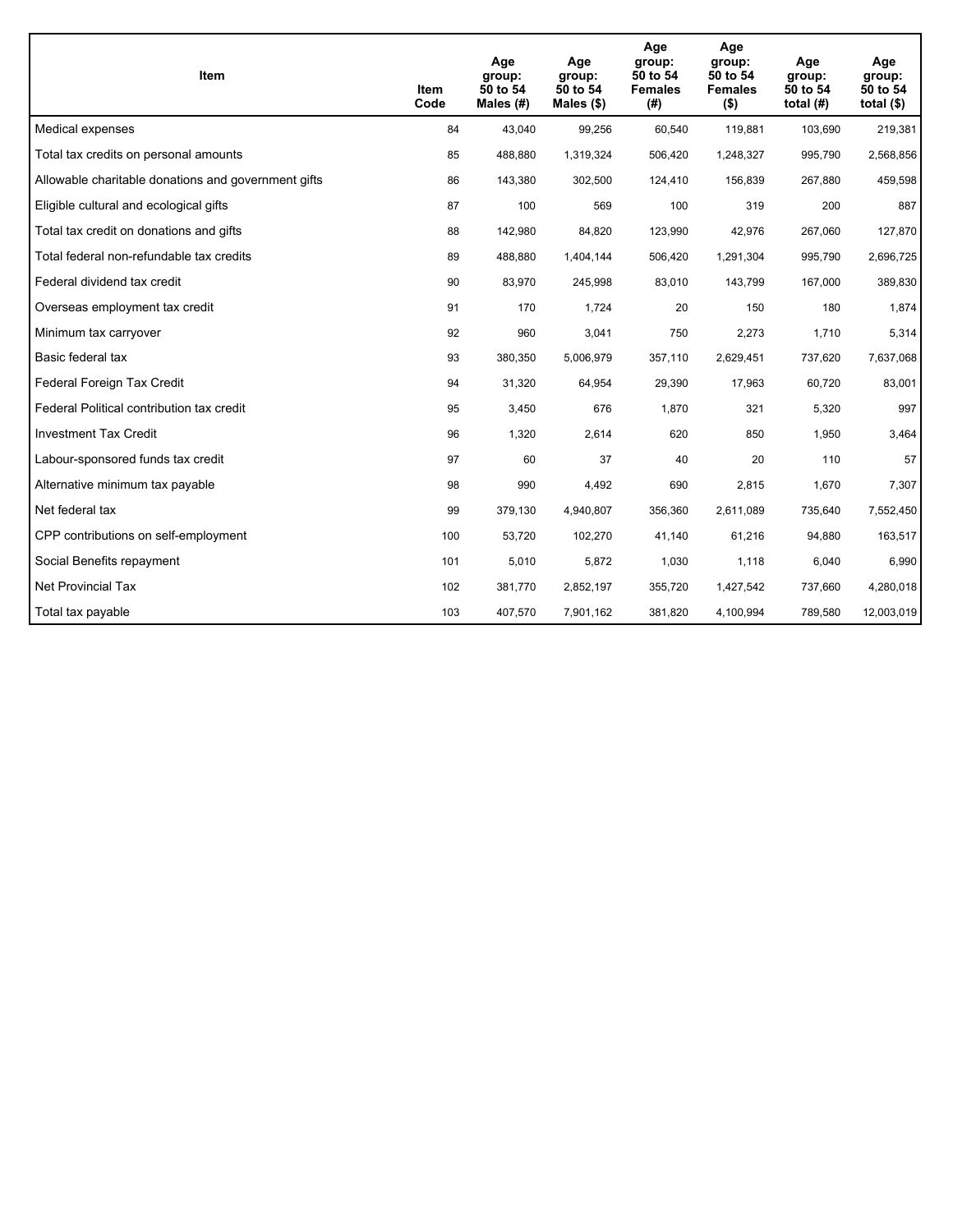| Item | Item Code | Age group: 50 to 54 Males (#) | Age group: 50 to 54 Males ($) | Age group: 50 to 54 Females (#) | Age group: 50 to 54 Females ($) | Age group: 50 to 54 total (#) | Age group: 50 to 54 total ($) |
| --- | --- | --- | --- | --- | --- | --- | --- |
| Medical expenses | 84 | 43,040 | 99,256 | 60,540 | 119,881 | 103,690 | 219,381 |
| Total tax credits on personal amounts | 85 | 488,880 | 1,319,324 | 506,420 | 1,248,327 | 995,790 | 2,568,856 |
| Allowable charitable donations and government gifts | 86 | 143,380 | 302,500 | 124,410 | 156,839 | 267,880 | 459,598 |
| Eligible cultural and ecological gifts | 87 | 100 | 569 | 100 | 319 | 200 | 887 |
| Total tax credit on donations and gifts | 88 | 142,980 | 84,820 | 123,990 | 42,976 | 267,060 | 127,870 |
| Total federal non-refundable tax credits | 89 | 488,880 | 1,404,144 | 506,420 | 1,291,304 | 995,790 | 2,696,725 |
| Federal dividend tax credit | 90 | 83,970 | 245,998 | 83,010 | 143,799 | 167,000 | 389,830 |
| Overseas employment tax credit | 91 | 170 | 1,724 | 20 | 150 | 180 | 1,874 |
| Minimum tax carryover | 92 | 960 | 3,041 | 750 | 2,273 | 1,710 | 5,314 |
| Basic federal tax | 93 | 380,350 | 5,006,979 | 357,110 | 2,629,451 | 737,620 | 7,637,068 |
| Federal Foreign Tax Credit | 94 | 31,320 | 64,954 | 29,390 | 17,963 | 60,720 | 83,001 |
| Federal Political contribution tax credit | 95 | 3,450 | 676 | 1,870 | 321 | 5,320 | 997 |
| Investment Tax Credit | 96 | 1,320 | 2,614 | 620 | 850 | 1,950 | 3,464 |
| Labour-sponsored funds tax credit | 97 | 60 | 37 | 40 | 20 | 110 | 57 |
| Alternative minimum tax payable | 98 | 990 | 4,492 | 690 | 2,815 | 1,670 | 7,307 |
| Net federal tax | 99 | 379,130 | 4,940,807 | 356,360 | 2,611,089 | 735,640 | 7,552,450 |
| CPP contributions on self-employment | 100 | 53,720 | 102,270 | 41,140 | 61,216 | 94,880 | 163,517 |
| Social Benefits repayment | 101 | 5,010 | 5,872 | 1,030 | 1,118 | 6,040 | 6,990 |
| Net Provincial Tax | 102 | 381,770 | 2,852,197 | 355,720 | 1,427,542 | 737,660 | 4,280,018 |
| Total tax payable | 103 | 407,570 | 7,901,162 | 381,820 | 4,100,994 | 789,580 | 12,003,019 |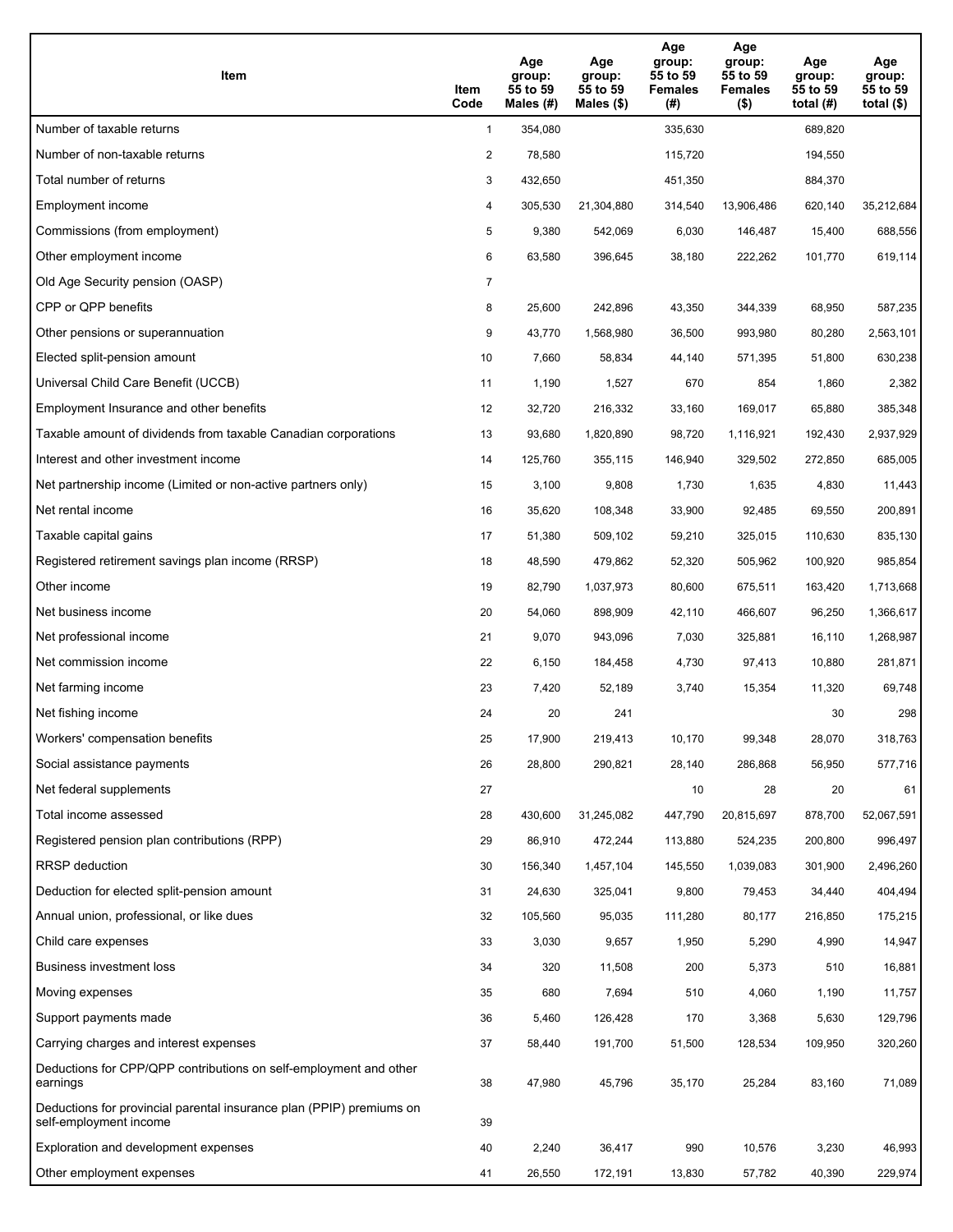| Item | Item Code | Age group: 55 to 59 Males (#) | Age group: 55 to 59 Males ($) | Age group: 55 to 59 Females (#) | Age group: 55 to 59 Females ($) | Age group: 55 to 59 total (#) | Age group: 55 to 59 total ($) |
|---|---|---|---|---|---|---|---|
| Number of taxable returns | 1 | 354,080 | | 335,630 | | 689,820 | |
| Number of non-taxable returns | 2 | 78,580 | | 115,720 | | 194,550 | |
| Total number of returns | 3 | 432,650 | | 451,350 | | 884,370 | |
| Employment income | 4 | 305,530 | 21,304,880 | 314,540 | 13,906,486 | 620,140 | 35,212,684 |
| Commissions (from employment) | 5 | 9,380 | 542,069 | 6,030 | 146,487 | 15,400 | 688,556 |
| Other employment income | 6 | 63,580 | 396,645 | 38,180 | 222,262 | 101,770 | 619,114 |
| Old Age Security pension (OASP) | 7 | | | | | | |
| CPP or QPP benefits | 8 | 25,600 | 242,896 | 43,350 | 344,339 | 68,950 | 587,235 |
| Other pensions or superannuation | 9 | 43,770 | 1,568,980 | 36,500 | 993,980 | 80,280 | 2,563,101 |
| Elected split-pension amount | 10 | 7,660 | 58,834 | 44,140 | 571,395 | 51,800 | 630,238 |
| Universal Child Care Benefit (UCCB) | 11 | 1,190 | 1,527 | 670 | 854 | 1,860 | 2,382 |
| Employment Insurance and other benefits | 12 | 32,720 | 216,332 | 33,160 | 169,017 | 65,880 | 385,348 |
| Taxable amount of dividends from taxable Canadian corporations | 13 | 93,680 | 1,820,890 | 98,720 | 1,116,921 | 192,430 | 2,937,929 |
| Interest and other investment income | 14 | 125,760 | 355,115 | 146,940 | 329,502 | 272,850 | 685,005 |
| Net partnership income (Limited or non-active partners only) | 15 | 3,100 | 9,808 | 1,730 | 1,635 | 4,830 | 11,443 |
| Net rental income | 16 | 35,620 | 108,348 | 33,900 | 92,485 | 69,550 | 200,891 |
| Taxable capital gains | 17 | 51,380 | 509,102 | 59,210 | 325,015 | 110,630 | 835,130 |
| Registered retirement savings plan income (RRSP) | 18 | 48,590 | 479,862 | 52,320 | 505,962 | 100,920 | 985,854 |
| Other income | 19 | 82,790 | 1,037,973 | 80,600 | 675,511 | 163,420 | 1,713,668 |
| Net business income | 20 | 54,060 | 898,909 | 42,110 | 466,607 | 96,250 | 1,366,617 |
| Net professional income | 21 | 9,070 | 943,096 | 7,030 | 325,881 | 16,110 | 1,268,987 |
| Net commission income | 22 | 6,150 | 184,458 | 4,730 | 97,413 | 10,880 | 281,871 |
| Net farming income | 23 | 7,420 | 52,189 | 3,740 | 15,354 | 11,320 | 69,748 |
| Net fishing income | 24 | 20 | 241 | | | 30 | 298 |
| Workers' compensation benefits | 25 | 17,900 | 219,413 | 10,170 | 99,348 | 28,070 | 318,763 |
| Social assistance payments | 26 | 28,800 | 290,821 | 28,140 | 286,868 | 56,950 | 577,716 |
| Net federal supplements | 27 | | | 10 | 28 | 20 | 61 |
| Total income assessed | 28 | 430,600 | 31,245,082 | 447,790 | 20,815,697 | 878,700 | 52,067,591 |
| Registered pension plan contributions (RPP) | 29 | 86,910 | 472,244 | 113,880 | 524,235 | 200,800 | 996,497 |
| RRSP deduction | 30 | 156,340 | 1,457,104 | 145,550 | 1,039,083 | 301,900 | 2,496,260 |
| Deduction for elected split-pension amount | 31 | 24,630 | 325,041 | 9,800 | 79,453 | 34,440 | 404,494 |
| Annual union, professional, or like dues | 32 | 105,560 | 95,035 | 111,280 | 80,177 | 216,850 | 175,215 |
| Child care expenses | 33 | 3,030 | 9,657 | 1,950 | 5,290 | 4,990 | 14,947 |
| Business investment loss | 34 | 320 | 11,508 | 200 | 5,373 | 510 | 16,881 |
| Moving expenses | 35 | 680 | 7,694 | 510 | 4,060 | 1,190 | 11,757 |
| Support payments made | 36 | 5,460 | 126,428 | 170 | 3,368 | 5,630 | 129,796 |
| Carrying charges and interest expenses | 37 | 58,440 | 191,700 | 51,500 | 128,534 | 109,950 | 320,260 |
| Deductions for CPP/QPP contributions on self-employment and other earnings | 38 | 47,980 | 45,796 | 35,170 | 25,284 | 83,160 | 71,089 |
| Deductions for provincial parental insurance plan (PPIP) premiums on self-employment income | 39 | | | | | | |
| Exploration and development expenses | 40 | 2,240 | 36,417 | 990 | 10,576 | 3,230 | 46,993 |
| Other employment expenses | 41 | 26,550 | 172,191 | 13,830 | 57,782 | 40,390 | 229,974 |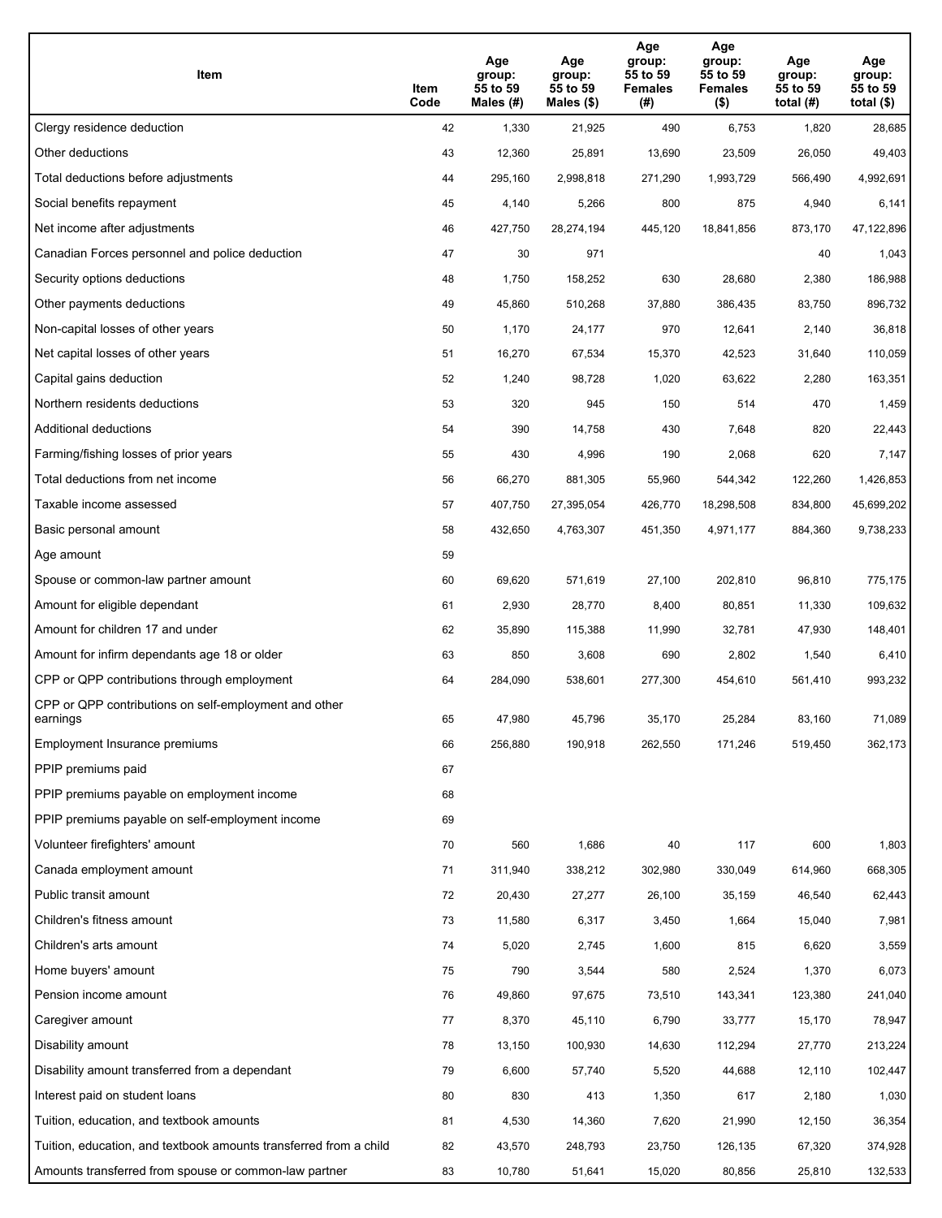| Item | Item Code | Age group: 55 to 59 Males (#) | Age group: 55 to 59 Males ($) | Age group: 55 to 59 Females (#) | Age group: 55 to 59 Females ($) | Age group: 55 to 59 total (#) | Age group: 55 to 59 total ($) |
|---|---|---|---|---|---|---|---|
| Clergy residence deduction | 42 | 1,330 | 21,925 | 490 | 6,753 | 1,820 | 28,685 |
| Other deductions | 43 | 12,360 | 25,891 | 13,690 | 23,509 | 26,050 | 49,403 |
| Total deductions before adjustments | 44 | 295,160 | 2,998,818 | 271,290 | 1,993,729 | 566,490 | 4,992,691 |
| Social benefits repayment | 45 | 4,140 | 5,266 | 800 | 875 | 4,940 | 6,141 |
| Net income after adjustments | 46 | 427,750 | 28,274,194 | 445,120 | 18,841,856 | 873,170 | 47,122,896 |
| Canadian Forces personnel and police deduction | 47 | 30 | 971 | | | 40 | 1,043 |
| Security options deductions | 48 | 1,750 | 158,252 | 630 | 28,680 | 2,380 | 186,988 |
| Other payments deductions | 49 | 45,860 | 510,268 | 37,880 | 386,435 | 83,750 | 896,732 |
| Non-capital losses of other years | 50 | 1,170 | 24,177 | 970 | 12,641 | 2,140 | 36,818 |
| Net capital losses of other years | 51 | 16,270 | 67,534 | 15,370 | 42,523 | 31,640 | 110,059 |
| Capital gains deduction | 52 | 1,240 | 98,728 | 1,020 | 63,622 | 2,280 | 163,351 |
| Northern residents deductions | 53 | 320 | 945 | 150 | 514 | 470 | 1,459 |
| Additional deductions | 54 | 390 | 14,758 | 430 | 7,648 | 820 | 22,443 |
| Farming/fishing losses of prior years | 55 | 430 | 4,996 | 190 | 2,068 | 620 | 7,147 |
| Total deductions from net income | 56 | 66,270 | 881,305 | 55,960 | 544,342 | 122,260 | 1,426,853 |
| Taxable income assessed | 57 | 407,750 | 27,395,054 | 426,770 | 18,298,508 | 834,800 | 45,699,202 |
| Basic personal amount | 58 | 432,650 | 4,763,307 | 451,350 | 4,971,177 | 884,360 | 9,738,233 |
| Age amount | 59 | | | | | | |
| Spouse or common-law partner amount | 60 | 69,620 | 571,619 | 27,100 | 202,810 | 96,810 | 775,175 |
| Amount for eligible dependant | 61 | 2,930 | 28,770 | 8,400 | 80,851 | 11,330 | 109,632 |
| Amount for children 17 and under | 62 | 35,890 | 115,388 | 11,990 | 32,781 | 47,930 | 148,401 |
| Amount for infirm dependants age 18 or older | 63 | 850 | 3,608 | 690 | 2,802 | 1,540 | 6,410 |
| CPP or QPP contributions through employment | 64 | 284,090 | 538,601 | 277,300 | 454,610 | 561,410 | 993,232 |
| CPP or QPP contributions on self-employment and other earnings | 65 | 47,980 | 45,796 | 35,170 | 25,284 | 83,160 | 71,089 |
| Employment Insurance premiums | 66 | 256,880 | 190,918 | 262,550 | 171,246 | 519,450 | 362,173 |
| PPIP premiums paid | 67 | | | | | | |
| PPIP premiums payable on employment income | 68 | | | | | | |
| PPIP premiums payable on self-employment income | 69 | | | | | | |
| Volunteer firefighters' amount | 70 | 560 | 1,686 | 40 | 117 | 600 | 1,803 |
| Canada employment amount | 71 | 311,940 | 338,212 | 302,980 | 330,049 | 614,960 | 668,305 |
| Public transit amount | 72 | 20,430 | 27,277 | 26,100 | 35,159 | 46,540 | 62,443 |
| Children's fitness amount | 73 | 11,580 | 6,317 | 3,450 | 1,664 | 15,040 | 7,981 |
| Children's arts amount | 74 | 5,020 | 2,745 | 1,600 | 815 | 6,620 | 3,559 |
| Home buyers' amount | 75 | 790 | 3,544 | 580 | 2,524 | 1,370 | 6,073 |
| Pension income amount | 76 | 49,860 | 97,675 | 73,510 | 143,341 | 123,380 | 241,040 |
| Caregiver amount | 77 | 8,370 | 45,110 | 6,790 | 33,777 | 15,170 | 78,947 |
| Disability amount | 78 | 13,150 | 100,930 | 14,630 | 112,294 | 27,770 | 213,224 |
| Disability amount transferred from a dependant | 79 | 6,600 | 57,740 | 5,520 | 44,688 | 12,110 | 102,447 |
| Interest paid on student loans | 80 | 830 | 413 | 1,350 | 617 | 2,180 | 1,030 |
| Tuition, education, and textbook amounts | 81 | 4,530 | 14,360 | 7,620 | 21,990 | 12,150 | 36,354 |
| Tuition, education, and textbook amounts transferred from a child | 82 | 43,570 | 248,793 | 23,750 | 126,135 | 67,320 | 374,928 |
| Amounts transferred from spouse or common-law partner | 83 | 10,780 | 51,641 | 15,020 | 80,856 | 25,810 | 132,533 |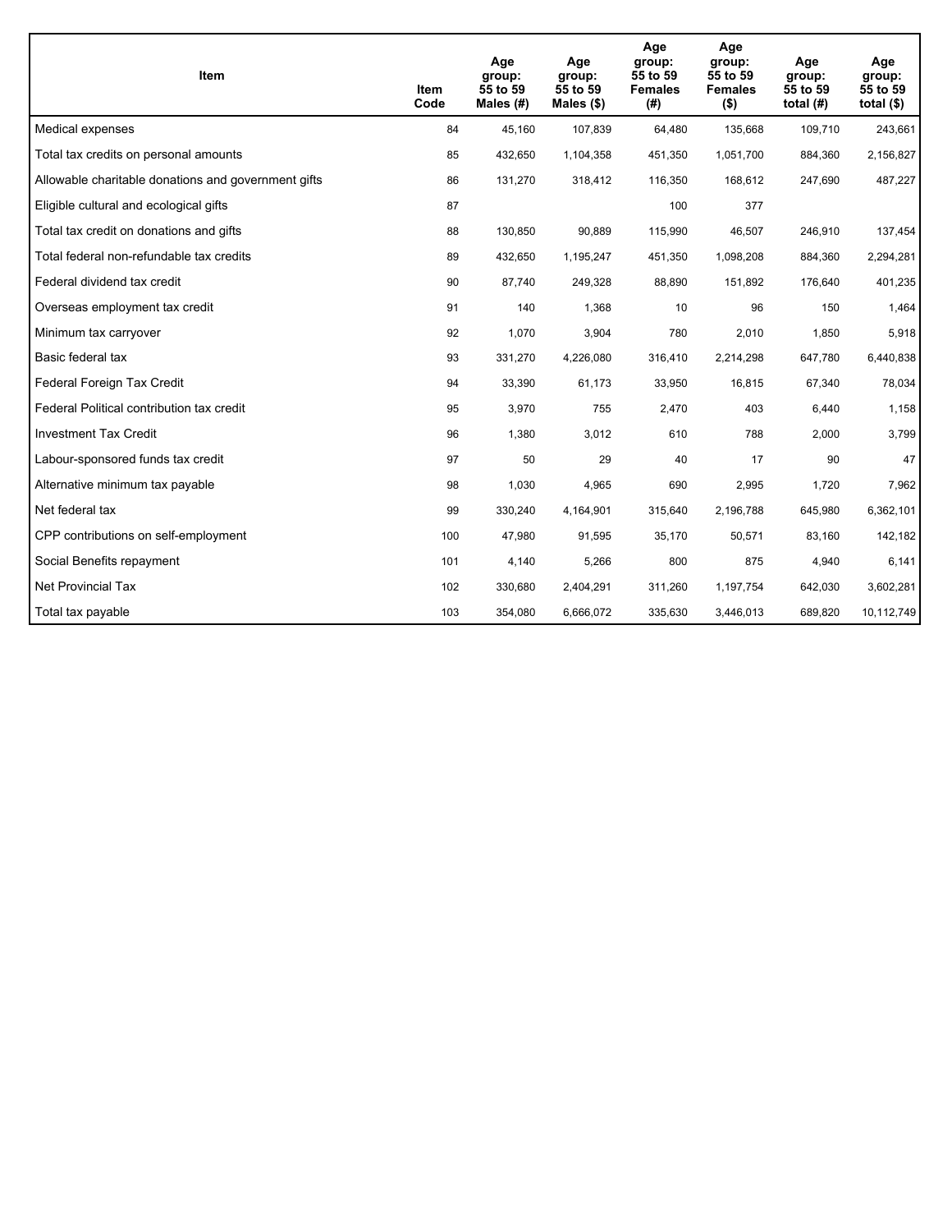| Item | Item Code | Age group: 55 to 59 Males (#) | Age group: 55 to 59 Males ($) | Age group: 55 to 59 Females (#) | Age group: 55 to 59 Females ($) | Age group: 55 to 59 total (#) | Age group: 55 to 59 total ($) |
|---|---|---|---|---|---|---|---|
| Medical expenses | 84 | 45,160 | 107,839 | 64,480 | 135,668 | 109,710 | 243,661 |
| Total tax credits on personal amounts | 85 | 432,650 | 1,104,358 | 451,350 | 1,051,700 | 884,360 | 2,156,827 |
| Allowable charitable donations and government gifts | 86 | 131,270 | 318,412 | 116,350 | 168,612 | 247,690 | 487,227 |
| Eligible cultural and ecological gifts | 87 | | | 100 | 377 | | |
| Total tax credit on donations and gifts | 88 | 130,850 | 90,889 | 115,990 | 46,507 | 246,910 | 137,454 |
| Total federal non-refundable tax credits | 89 | 432,650 | 1,195,247 | 451,350 | 1,098,208 | 884,360 | 2,294,281 |
| Federal dividend tax credit | 90 | 87,740 | 249,328 | 88,890 | 151,892 | 176,640 | 401,235 |
| Overseas employment tax credit | 91 | 140 | 1,368 | 10 | 96 | 150 | 1,464 |
| Minimum tax carryover | 92 | 1,070 | 3,904 | 780 | 2,010 | 1,850 | 5,918 |
| Basic federal tax | 93 | 331,270 | 4,226,080 | 316,410 | 2,214,298 | 647,780 | 6,440,838 |
| Federal Foreign Tax Credit | 94 | 33,390 | 61,173 | 33,950 | 16,815 | 67,340 | 78,034 |
| Federal Political contribution tax credit | 95 | 3,970 | 755 | 2,470 | 403 | 6,440 | 1,158 |
| Investment Tax Credit | 96 | 1,380 | 3,012 | 610 | 788 | 2,000 | 3,799 |
| Labour-sponsored funds tax credit | 97 | 50 | 29 | 40 | 17 | 90 | 47 |
| Alternative minimum tax payable | 98 | 1,030 | 4,965 | 690 | 2,995 | 1,720 | 7,962 |
| Net federal tax | 99 | 330,240 | 4,164,901 | 315,640 | 2,196,788 | 645,980 | 6,362,101 |
| CPP contributions on self-employment | 100 | 47,980 | 91,595 | 35,170 | 50,571 | 83,160 | 142,182 |
| Social Benefits repayment | 101 | 4,140 | 5,266 | 800 | 875 | 4,940 | 6,141 |
| Net Provincial Tax | 102 | 330,680 | 2,404,291 | 311,260 | 1,197,754 | 642,030 | 3,602,281 |
| Total tax payable | 103 | 354,080 | 6,666,072 | 335,630 | 3,446,013 | 689,820 | 10,112,749 |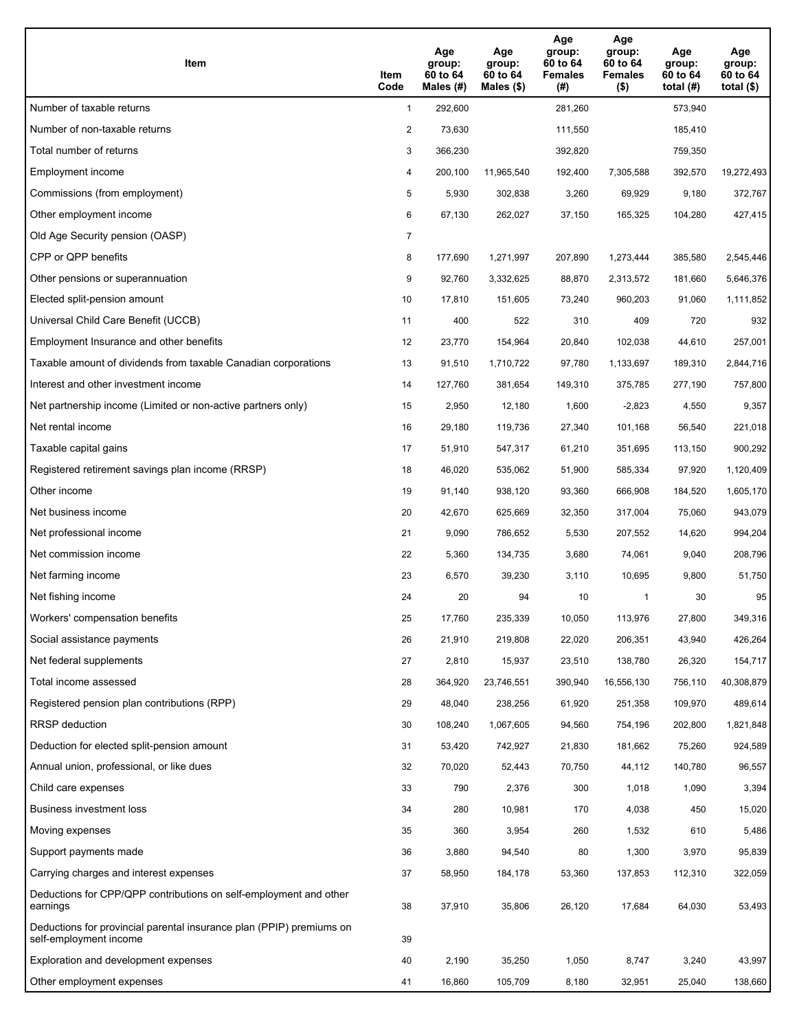| Item | Item Code | Age group: 60 to 64 Males (#) | Age group: 60 to 64 Males ($) | Age group: 60 to 64 Females (#) | Age group: 60 to 64 Females ($) | Age group: 60 to 64 total (#) | Age group: 60 to 64 total ($) |
| --- | --- | --- | --- | --- | --- | --- | --- |
| Number of taxable returns | 1 | 292,600 | | 281,260 | | 573,940 | |
| Number of non-taxable returns | 2 | 73,630 | | 111,550 | | 185,410 | |
| Total number of returns | 3 | 366,230 | | 392,820 | | 759,350 | |
| Employment income | 4 | 200,100 | 11,965,540 | 192,400 | 7,305,588 | 392,570 | 19,272,493 |
| Commissions (from employment) | 5 | 5,930 | 302,838 | 3,260 | 69,929 | 9,180 | 372,767 |
| Other employment income | 6 | 67,130 | 262,027 | 37,150 | 165,325 | 104,280 | 427,415 |
| Old Age Security pension (OASP) | 7 | | | | | | |
| CPP or QPP benefits | 8 | 177,690 | 1,271,997 | 207,890 | 1,273,444 | 385,580 | 2,545,446 |
| Other pensions or superannuation | 9 | 92,760 | 3,332,625 | 88,870 | 2,313,572 | 181,660 | 5,646,376 |
| Elected split-pension amount | 10 | 17,810 | 151,605 | 73,240 | 960,203 | 91,060 | 1,111,852 |
| Universal Child Care Benefit (UCCB) | 11 | 400 | 522 | 310 | 409 | 720 | 932 |
| Employment Insurance and other benefits | 12 | 23,770 | 154,964 | 20,840 | 102,038 | 44,610 | 257,001 |
| Taxable amount of dividends from taxable Canadian corporations | 13 | 91,510 | 1,710,722 | 97,780 | 1,133,697 | 189,310 | 2,844,716 |
| Interest and other investment income | 14 | 127,760 | 381,654 | 149,310 | 375,785 | 277,190 | 757,800 |
| Net partnership income (Limited or non-active partners only) | 15 | 2,950 | 12,180 | 1,600 | -2,823 | 4,550 | 9,357 |
| Net rental income | 16 | 29,180 | 119,736 | 27,340 | 101,168 | 56,540 | 221,018 |
| Taxable capital gains | 17 | 51,910 | 547,317 | 61,210 | 351,695 | 113,150 | 900,292 |
| Registered retirement savings plan income (RRSP) | 18 | 46,020 | 535,062 | 51,900 | 585,334 | 97,920 | 1,120,409 |
| Other income | 19 | 91,140 | 938,120 | 93,360 | 666,908 | 184,520 | 1,605,170 |
| Net business income | 20 | 42,670 | 625,669 | 32,350 | 317,004 | 75,060 | 943,079 |
| Net professional income | 21 | 9,090 | 786,652 | 5,530 | 207,552 | 14,620 | 994,204 |
| Net commission income | 22 | 5,360 | 134,735 | 3,680 | 74,061 | 9,040 | 208,796 |
| Net farming income | 23 | 6,570 | 39,230 | 3,110 | 10,695 | 9,800 | 51,750 |
| Net fishing income | 24 | 20 | 94 | 10 | 1 | 30 | 95 |
| Workers' compensation benefits | 25 | 17,760 | 235,339 | 10,050 | 113,976 | 27,800 | 349,316 |
| Social assistance payments | 26 | 21,910 | 219,808 | 22,020 | 206,351 | 43,940 | 426,264 |
| Net federal supplements | 27 | 2,810 | 15,937 | 23,510 | 138,780 | 26,320 | 154,717 |
| Total income assessed | 28 | 364,920 | 23,746,551 | 390,940 | 16,556,130 | 756,110 | 40,308,879 |
| Registered pension plan contributions (RPP) | 29 | 48,040 | 238,256 | 61,920 | 251,358 | 109,970 | 489,614 |
| RRSP deduction | 30 | 108,240 | 1,067,605 | 94,560 | 754,196 | 202,800 | 1,821,848 |
| Deduction for elected split-pension amount | 31 | 53,420 | 742,927 | 21,830 | 181,662 | 75,260 | 924,589 |
| Annual union, professional, or like dues | 32 | 70,020 | 52,443 | 70,750 | 44,112 | 140,780 | 96,557 |
| Child care expenses | 33 | 790 | 2,376 | 300 | 1,018 | 1,090 | 3,394 |
| Business investment loss | 34 | 280 | 10,981 | 170 | 4,038 | 450 | 15,020 |
| Moving expenses | 35 | 360 | 3,954 | 260 | 1,532 | 610 | 5,486 |
| Support payments made | 36 | 3,880 | 94,540 | 80 | 1,300 | 3,970 | 95,839 |
| Carrying charges and interest expenses | 37 | 58,950 | 184,178 | 53,360 | 137,853 | 112,310 | 322,059 |
| Deductions for CPP/QPP contributions on self-employment and other earnings | 38 | 37,910 | 35,806 | 26,120 | 17,684 | 64,030 | 53,493 |
| Deductions for provincial parental insurance plan (PPIP) premiums on self-employment income | 39 | | | | | | |
| Exploration and development expenses | 40 | 2,190 | 35,250 | 1,050 | 8,747 | 3,240 | 43,997 |
| Other employment expenses | 41 | 16,860 | 105,709 | 8,180 | 32,951 | 25,040 | 138,660 |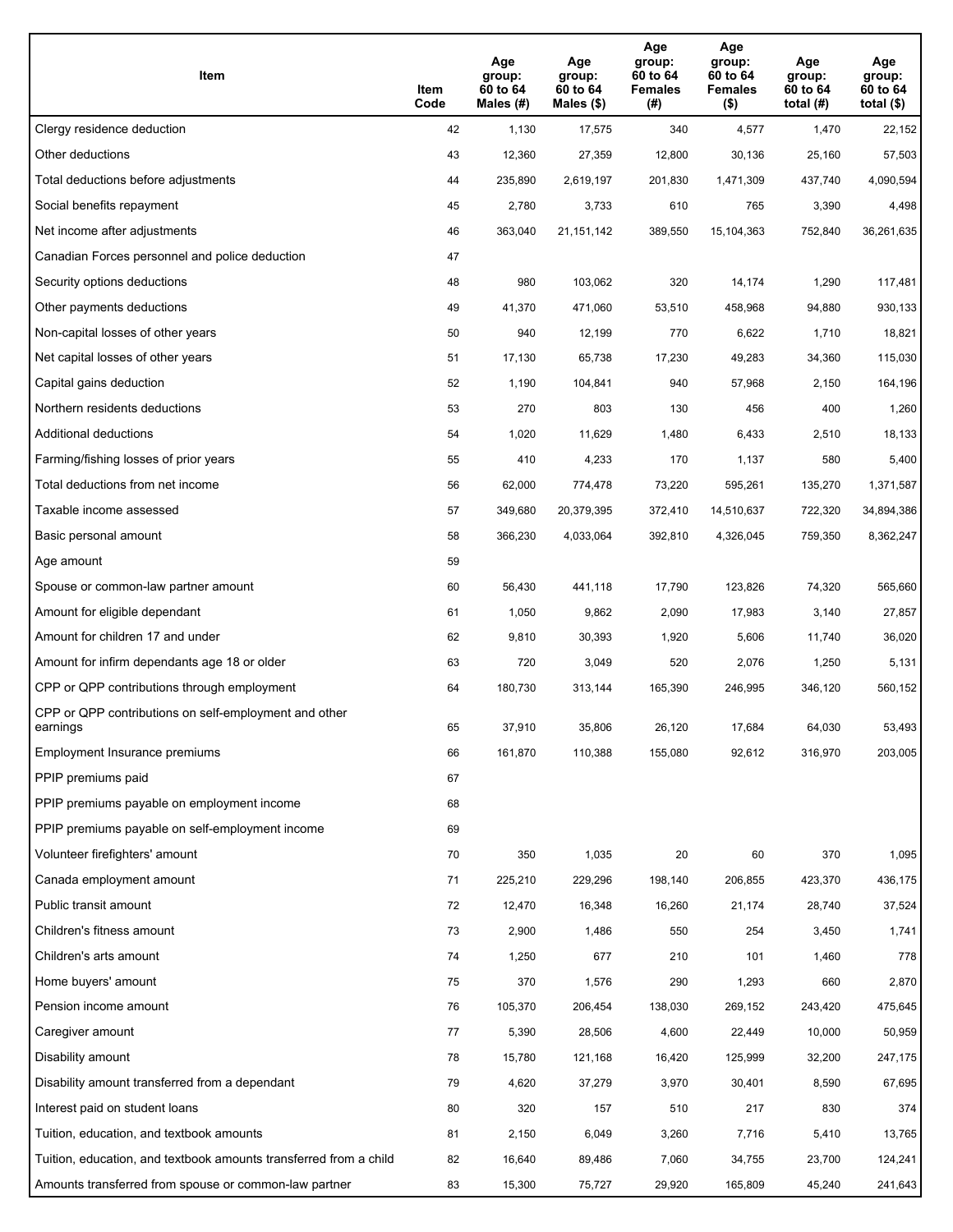| Item | Item Code | Age group: 60 to 64 Males (#) | Age group: 60 to 64 Males ($) | Age group: 60 to 64 Females (#) | Age group: 60 to 64 Females ($) | Age group: 60 to 64 total (#) | Age group: 60 to 64 total ($) |
|---|---|---|---|---|---|---|---|
| Clergy residence deduction | 42 | 1,130 | 17,575 | 340 | 4,577 | 1,470 | 22,152 |
| Other deductions | 43 | 12,360 | 27,359 | 12,800 | 30,136 | 25,160 | 57,503 |
| Total deductions before adjustments | 44 | 235,890 | 2,619,197 | 201,830 | 1,471,309 | 437,740 | 4,090,594 |
| Social benefits repayment | 45 | 2,780 | 3,733 | 610 | 765 | 3,390 | 4,498 |
| Net income after adjustments | 46 | 363,040 | 21,151,142 | 389,550 | 15,104,363 | 752,840 | 36,261,635 |
| Canadian Forces personnel and police deduction | 47 | | | | | | |
| Security options deductions | 48 | 980 | 103,062 | 320 | 14,174 | 1,290 | 117,481 |
| Other payments deductions | 49 | 41,370 | 471,060 | 53,510 | 458,968 | 94,880 | 930,133 |
| Non-capital losses of other years | 50 | 940 | 12,199 | 770 | 6,622 | 1,710 | 18,821 |
| Net capital losses of other years | 51 | 17,130 | 65,738 | 17,230 | 49,283 | 34,360 | 115,030 |
| Capital gains deduction | 52 | 1,190 | 104,841 | 940 | 57,968 | 2,150 | 164,196 |
| Northern residents deductions | 53 | 270 | 803 | 130 | 456 | 400 | 1,260 |
| Additional deductions | 54 | 1,020 | 11,629 | 1,480 | 6,433 | 2,510 | 18,133 |
| Farming/fishing losses of prior years | 55 | 410 | 4,233 | 170 | 1,137 | 580 | 5,400 |
| Total deductions from net income | 56 | 62,000 | 774,478 | 73,220 | 595,261 | 135,270 | 1,371,587 |
| Taxable income assessed | 57 | 349,680 | 20,379,395 | 372,410 | 14,510,637 | 722,320 | 34,894,386 |
| Basic personal amount | 58 | 366,230 | 4,033,064 | 392,810 | 4,326,045 | 759,350 | 8,362,247 |
| Age amount | 59 | | | | | | |
| Spouse or common-law partner amount | 60 | 56,430 | 441,118 | 17,790 | 123,826 | 74,320 | 565,660 |
| Amount for eligible dependant | 61 | 1,050 | 9,862 | 2,090 | 17,983 | 3,140 | 27,857 |
| Amount for children 17 and under | 62 | 9,810 | 30,393 | 1,920 | 5,606 | 11,740 | 36,020 |
| Amount for infirm dependants age 18 or older | 63 | 720 | 3,049 | 520 | 2,076 | 1,250 | 5,131 |
| CPP or QPP contributions through employment | 64 | 180,730 | 313,144 | 165,390 | 246,995 | 346,120 | 560,152 |
| CPP or QPP contributions on self-employment and other earnings | 65 | 37,910 | 35,806 | 26,120 | 17,684 | 64,030 | 53,493 |
| Employment Insurance premiums | 66 | 161,870 | 110,388 | 155,080 | 92,612 | 316,970 | 203,005 |
| PPIP premiums paid | 67 | | | | | | |
| PPIP premiums payable on employment income | 68 | | | | | | |
| PPIP premiums payable on self-employment income | 69 | | | | | | |
| Volunteer firefighters' amount | 70 | 350 | 1,035 | 20 | 60 | 370 | 1,095 |
| Canada employment amount | 71 | 225,210 | 229,296 | 198,140 | 206,855 | 423,370 | 436,175 |
| Public transit amount | 72 | 12,470 | 16,348 | 16,260 | 21,174 | 28,740 | 37,524 |
| Children's fitness amount | 73 | 2,900 | 1,486 | 550 | 254 | 3,450 | 1,741 |
| Children's arts amount | 74 | 1,250 | 677 | 210 | 101 | 1,460 | 778 |
| Home buyers' amount | 75 | 370 | 1,576 | 290 | 1,293 | 660 | 2,870 |
| Pension income amount | 76 | 105,370 | 206,454 | 138,030 | 269,152 | 243,420 | 475,645 |
| Caregiver amount | 77 | 5,390 | 28,506 | 4,600 | 22,449 | 10,000 | 50,959 |
| Disability amount | 78 | 15,780 | 121,168 | 16,420 | 125,999 | 32,200 | 247,175 |
| Disability amount transferred from a dependant | 79 | 4,620 | 37,279 | 3,970 | 30,401 | 8,590 | 67,695 |
| Interest paid on student loans | 80 | 320 | 157 | 510 | 217 | 830 | 374 |
| Tuition, education, and textbook amounts | 81 | 2,150 | 6,049 | 3,260 | 7,716 | 5,410 | 13,765 |
| Tuition, education, and textbook amounts transferred from a child | 82 | 16,640 | 89,486 | 7,060 | 34,755 | 23,700 | 124,241 |
| Amounts transferred from spouse or common-law partner | 83 | 15,300 | 75,727 | 29,920 | 165,809 | 45,240 | 241,643 |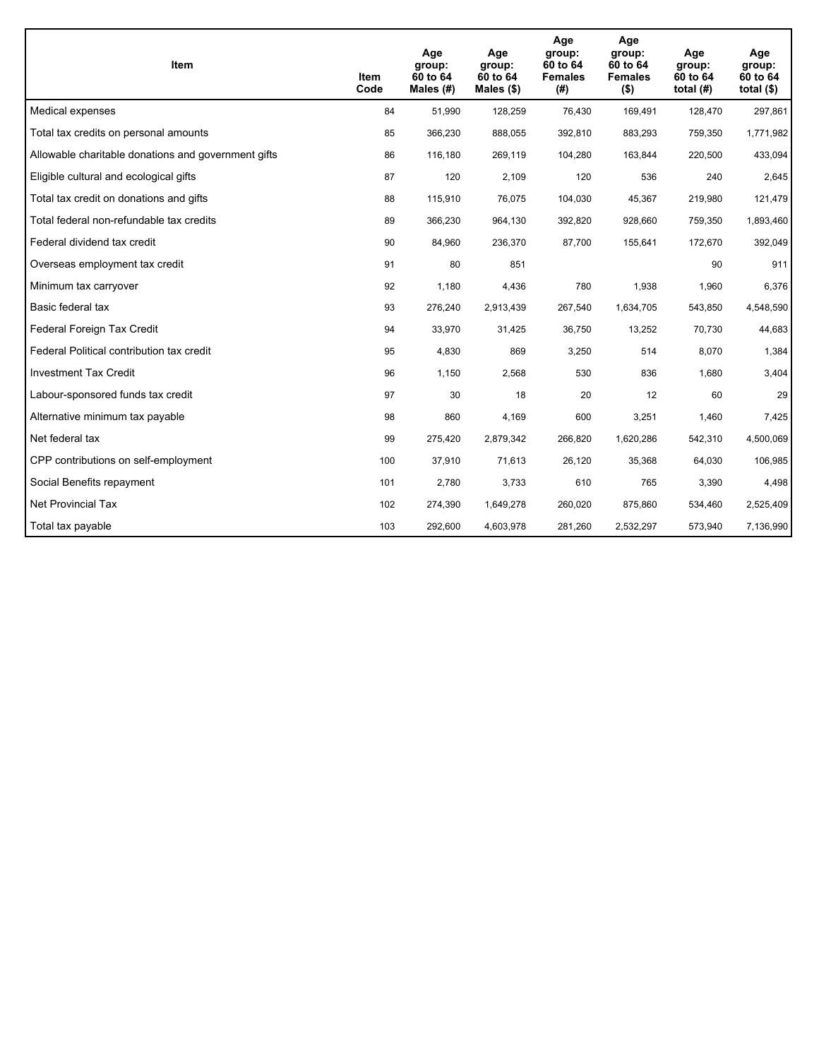| Item | Item Code | Age group: 60 to 64 Males (#) | Age group: 60 to 64 Males ($) | Age group: 60 to 64 Females (#) | Age group: 60 to 64 Females ($) | Age group: 60 to 64 total (#) | Age group: 60 to 64 total ($) |
|---|---|---|---|---|---|---|---|
| Medical expenses | 84 | 51,990 | 128,259 | 76,430 | 169,491 | 128,470 | 297,861 |
| Total tax credits on personal amounts | 85 | 366,230 | 888,055 | 392,810 | 883,293 | 759,350 | 1,771,982 |
| Allowable charitable donations and government gifts | 86 | 116,180 | 269,119 | 104,280 | 163,844 | 220,500 | 433,094 |
| Eligible cultural and ecological gifts | 87 | 120 | 2,109 | 120 | 536 | 240 | 2,645 |
| Total tax credit on donations and gifts | 88 | 115,910 | 76,075 | 104,030 | 45,367 | 219,980 | 121,479 |
| Total federal non-refundable tax credits | 89 | 366,230 | 964,130 | 392,820 | 928,660 | 759,350 | 1,893,460 |
| Federal dividend tax credit | 90 | 84,960 | 236,370 | 87,700 | 155,641 | 172,670 | 392,049 |
| Overseas employment tax credit | 91 | 80 | 851 | | | 90 | 911 |
| Minimum tax carryover | 92 | 1,180 | 4,436 | 780 | 1,938 | 1,960 | 6,376 |
| Basic federal tax | 93 | 276,240 | 2,913,439 | 267,540 | 1,634,705 | 543,850 | 4,548,590 |
| Federal Foreign Tax Credit | 94 | 33,970 | 31,425 | 36,750 | 13,252 | 70,730 | 44,683 |
| Federal Political contribution tax credit | 95 | 4,830 | 869 | 3,250 | 514 | 8,070 | 1,384 |
| Investment Tax Credit | 96 | 1,150 | 2,568 | 530 | 836 | 1,680 | 3,404 |
| Labour-sponsored funds tax credit | 97 | 30 | 18 | 20 | 12 | 60 | 29 |
| Alternative minimum tax payable | 98 | 860 | 4,169 | 600 | 3,251 | 1,460 | 7,425 |
| Net federal tax | 99 | 275,420 | 2,879,342 | 266,820 | 1,620,286 | 542,310 | 4,500,069 |
| CPP contributions on self-employment | 100 | 37,910 | 71,613 | 26,120 | 35,368 | 64,030 | 106,985 |
| Social Benefits repayment | 101 | 2,780 | 3,733 | 610 | 765 | 3,390 | 4,498 |
| Net Provincial Tax | 102 | 274,390 | 1,649,278 | 260,020 | 875,860 | 534,460 | 2,525,409 |
| Total tax payable | 103 | 292,600 | 4,603,978 | 281,260 | 2,532,297 | 573,940 | 7,136,990 |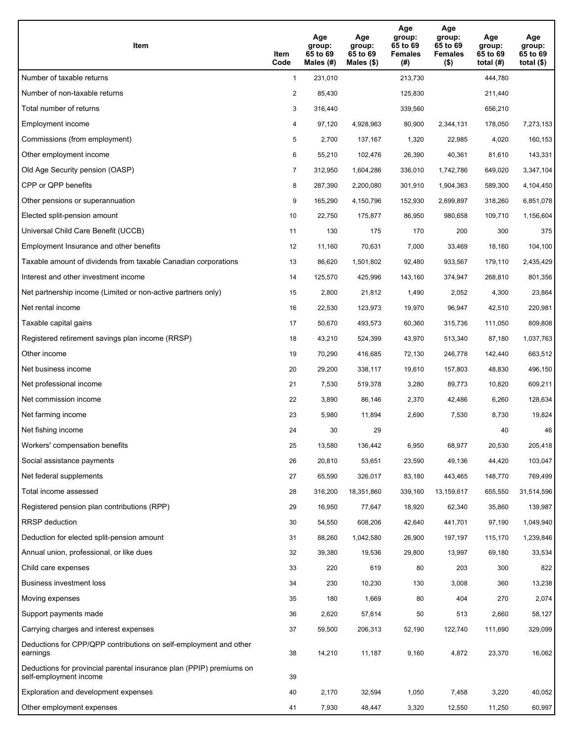| Item | Item Code | Age group: 65 to 69 Males (#) | Age group: 65 to 69 Males ($) | Age group: 65 to 69 Females (#) | Age group: 65 to 69 Females ($) | Age group: 65 to 69 total (#) | Age group: 65 to 69 total ($) |
|---|---|---|---|---|---|---|---|
| Number of taxable returns | 1 | 231,010 | | 213,730 | | 444,780 | |
| Number of non-taxable returns | 2 | 85,430 | | 125,830 | | 211,440 | |
| Total number of returns | 3 | 316,440 | | 339,560 | | 656,210 | |
| Employment income | 4 | 97,120 | 4,928,963 | 80,900 | 2,344,131 | 178,050 | 7,273,153 |
| Commissions (from employment) | 5 | 2,700 | 137,167 | 1,320 | 22,985 | 4,020 | 160,153 |
| Other employment income | 6 | 55,210 | 102,476 | 26,390 | 40,361 | 81,610 | 143,331 |
| Old Age Security pension (OASP) | 7 | 312,950 | 1,604,286 | 336,010 | 1,742,786 | 649,020 | 3,347,104 |
| CPP or QPP benefits | 8 | 287,390 | 2,200,080 | 301,910 | 1,904,363 | 589,300 | 4,104,450 |
| Other pensions or superannuation | 9 | 165,290 | 4,150,796 | 152,930 | 2,699,897 | 318,260 | 6,851,078 |
| Elected split-pension amount | 10 | 22,750 | 175,877 | 86,950 | 980,658 | 109,710 | 1,156,604 |
| Universal Child Care Benefit (UCCB) | 11 | 130 | 175 | 170 | 200 | 300 | 375 |
| Employment Insurance and other benefits | 12 | 11,160 | 70,631 | 7,000 | 33,469 | 18,160 | 104,100 |
| Taxable amount of dividends from taxable Canadian corporations | 13 | 86,620 | 1,501,802 | 92,480 | 933,567 | 179,110 | 2,435,429 |
| Interest and other investment income | 14 | 125,570 | 425,996 | 143,160 | 374,947 | 268,810 | 801,356 |
| Net partnership income (Limited or non-active partners only) | 15 | 2,800 | 21,812 | 1,490 | 2,052 | 4,300 | 23,864 |
| Net rental income | 16 | 22,530 | 123,973 | 19,970 | 96,947 | 42,510 | 220,981 |
| Taxable capital gains | 17 | 50,670 | 493,573 | 60,360 | 315,736 | 111,050 | 809,808 |
| Registered retirement savings plan income (RRSP) | 18 | 43,210 | 524,399 | 43,970 | 513,340 | 87,180 | 1,037,763 |
| Other income | 19 | 70,290 | 416,685 | 72,130 | 246,778 | 142,440 | 663,512 |
| Net business income | 20 | 29,200 | 338,117 | 19,610 | 157,803 | 48,830 | 496,150 |
| Net professional income | 21 | 7,530 | 519,378 | 3,280 | 89,773 | 10,820 | 609,211 |
| Net commission income | 22 | 3,890 | 86,146 | 2,370 | 42,486 | 6,260 | 128,634 |
| Net farming income | 23 | 5,980 | 11,894 | 2,690 | 7,530 | 8,730 | 19,824 |
| Net fishing income | 24 | 30 | 29 | | | 40 | 46 |
| Workers' compensation benefits | 25 | 13,580 | 136,442 | 6,950 | 68,977 | 20,530 | 205,418 |
| Social assistance payments | 26 | 20,810 | 53,651 | 23,590 | 49,136 | 44,420 | 103,047 |
| Net federal supplements | 27 | 65,590 | 326,017 | 83,180 | 443,465 | 148,770 | 769,499 |
| Total income assessed | 28 | 316,200 | 18,351,860 | 339,160 | 13,159,617 | 655,550 | 31,514,596 |
| Registered pension plan contributions (RPP) | 29 | 16,950 | 77,647 | 18,920 | 62,340 | 35,860 | 139,987 |
| RRSP deduction | 30 | 54,550 | 608,206 | 42,640 | 441,701 | 97,190 | 1,049,940 |
| Deduction for elected split-pension amount | 31 | 88,260 | 1,042,580 | 26,900 | 197,197 | 115,170 | 1,239,846 |
| Annual union, professional, or like dues | 32 | 39,380 | 19,536 | 29,800 | 13,997 | 69,180 | 33,534 |
| Child care expenses | 33 | 220 | 619 | 80 | 203 | 300 | 822 |
| Business investment loss | 34 | 230 | 10,230 | 130 | 3,008 | 360 | 13,238 |
| Moving expenses | 35 | 180 | 1,669 | 80 | 404 | 270 | 2,074 |
| Support payments made | 36 | 2,620 | 57,614 | 50 | 513 | 2,660 | 58,127 |
| Carrying charges and interest expenses | 37 | 59,500 | 206,313 | 52,190 | 122,740 | 111,690 | 329,099 |
| Deductions for CPP/QPP contributions on self-employment and other earnings | 38 | 14,210 | 11,187 | 9,160 | 4,872 | 23,370 | 16,062 |
| Deductions for provincial parental insurance plan (PPIP) premiums on self-employment income | 39 | | | | | | |
| Exploration and development expenses | 40 | 2,170 | 32,594 | 1,050 | 7,458 | 3,220 | 40,052 |
| Other employment expenses | 41 | 7,930 | 48,447 | 3,320 | 12,550 | 11,250 | 60,997 |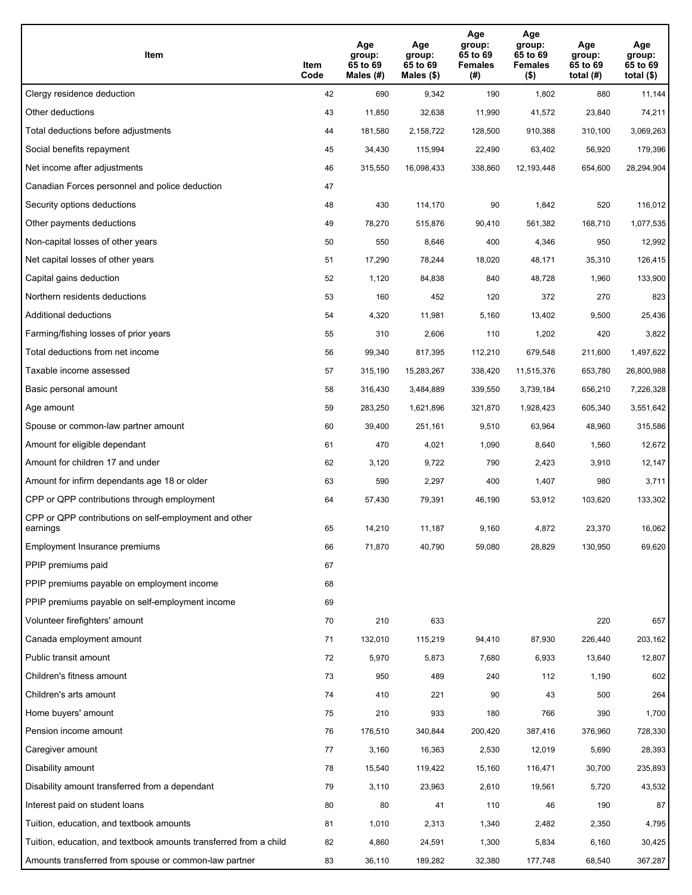| Item | Item Code | Age group: 65 to 69 Males (#) | Age group: 65 to 69 Males ($) | Age group: 65 to 69 Females (#) | Age group: 65 to 69 Females ($) | Age group: 65 to 69 total (#) | Age group: 65 to 69 total ($) |
|---|---|---|---|---|---|---|---|
| Clergy residence deduction | 42 | 690 | 9,342 | 190 | 1,802 | 880 | 11,144 |
| Other deductions | 43 | 11,850 | 32,638 | 11,990 | 41,572 | 23,840 | 74,211 |
| Total deductions before adjustments | 44 | 181,580 | 2,158,722 | 128,500 | 910,388 | 310,100 | 3,069,263 |
| Social benefits repayment | 45 | 34,430 | 115,994 | 22,490 | 63,402 | 56,920 | 179,396 |
| Net income after adjustments | 46 | 315,550 | 16,098,433 | 338,860 | 12,193,448 | 654,600 | 28,294,904 |
| Canadian Forces personnel and police deduction | 47 | | | | | | |
| Security options deductions | 48 | 430 | 114,170 | 90 | 1,842 | 520 | 116,012 |
| Other payments deductions | 49 | 78,270 | 515,876 | 90,410 | 561,382 | 168,710 | 1,077,535 |
| Non-capital losses of other years | 50 | 550 | 8,646 | 400 | 4,346 | 950 | 12,992 |
| Net capital losses of other years | 51 | 17,290 | 78,244 | 18,020 | 48,171 | 35,310 | 126,415 |
| Capital gains deduction | 52 | 1,120 | 84,838 | 840 | 48,728 | 1,960 | 133,900 |
| Northern residents deductions | 53 | 160 | 452 | 120 | 372 | 270 | 823 |
| Additional deductions | 54 | 4,320 | 11,981 | 5,160 | 13,402 | 9,500 | 25,436 |
| Farming/fishing losses of prior years | 55 | 310 | 2,606 | 110 | 1,202 | 420 | 3,822 |
| Total deductions from net income | 56 | 99,340 | 817,395 | 112,210 | 679,548 | 211,600 | 1,497,622 |
| Taxable income assessed | 57 | 315,190 | 15,283,267 | 338,420 | 11,515,376 | 653,780 | 26,800,988 |
| Basic personal amount | 58 | 316,430 | 3,484,889 | 339,550 | 3,739,184 | 656,210 | 7,226,328 |
| Age amount | 59 | 283,250 | 1,621,896 | 321,870 | 1,928,423 | 605,340 | 3,551,642 |
| Spouse or common-law partner amount | 60 | 39,400 | 251,161 | 9,510 | 63,964 | 48,960 | 315,586 |
| Amount for eligible dependant | 61 | 470 | 4,021 | 1,090 | 8,640 | 1,560 | 12,672 |
| Amount for children 17 and under | 62 | 3,120 | 9,722 | 790 | 2,423 | 3,910 | 12,147 |
| Amount for infirm dependants age 18 or older | 63 | 590 | 2,297 | 400 | 1,407 | 980 | 3,711 |
| CPP or QPP contributions through employment | 64 | 57,430 | 79,391 | 46,190 | 53,912 | 103,620 | 133,302 |
| CPP or QPP contributions on self-employment and other earnings | 65 | 14,210 | 11,187 | 9,160 | 4,872 | 23,370 | 16,062 |
| Employment Insurance premiums | 66 | 71,870 | 40,790 | 59,080 | 28,829 | 130,950 | 69,620 |
| PPIP premiums paid | 67 | | | | | | |
| PPIP premiums payable on employment income | 68 | | | | | | |
| PPIP premiums payable on self-employment income | 69 | | | | | | |
| Volunteer firefighters' amount | 70 | 210 | 633 | | | 220 | 657 |
| Canada employment amount | 71 | 132,010 | 115,219 | 94,410 | 87,930 | 226,440 | 203,162 |
| Public transit amount | 72 | 5,970 | 5,873 | 7,680 | 6,933 | 13,640 | 12,807 |
| Children's fitness amount | 73 | 950 | 489 | 240 | 112 | 1,190 | 602 |
| Children's arts amount | 74 | 410 | 221 | 90 | 43 | 500 | 264 |
| Home buyers' amount | 75 | 210 | 933 | 180 | 766 | 390 | 1,700 |
| Pension income amount | 76 | 176,510 | 340,844 | 200,420 | 387,416 | 376,960 | 728,330 |
| Caregiver amount | 77 | 3,160 | 16,363 | 2,530 | 12,019 | 5,690 | 28,393 |
| Disability amount | 78 | 15,540 | 119,422 | 15,160 | 116,471 | 30,700 | 235,893 |
| Disability amount transferred from a dependant | 79 | 3,110 | 23,963 | 2,610 | 19,561 | 5,720 | 43,532 |
| Interest paid on student loans | 80 | 80 | 41 | 110 | 46 | 190 | 87 |
| Tuition, education, and textbook amounts | 81 | 1,010 | 2,313 | 1,340 | 2,482 | 2,350 | 4,795 |
| Tuition, education, and textbook amounts transferred from a child | 82 | 4,860 | 24,591 | 1,300 | 5,834 | 6,160 | 30,425 |
| Amounts transferred from spouse or common-law partner | 83 | 36,110 | 189,282 | 32,380 | 177,748 | 68,540 | 367,287 |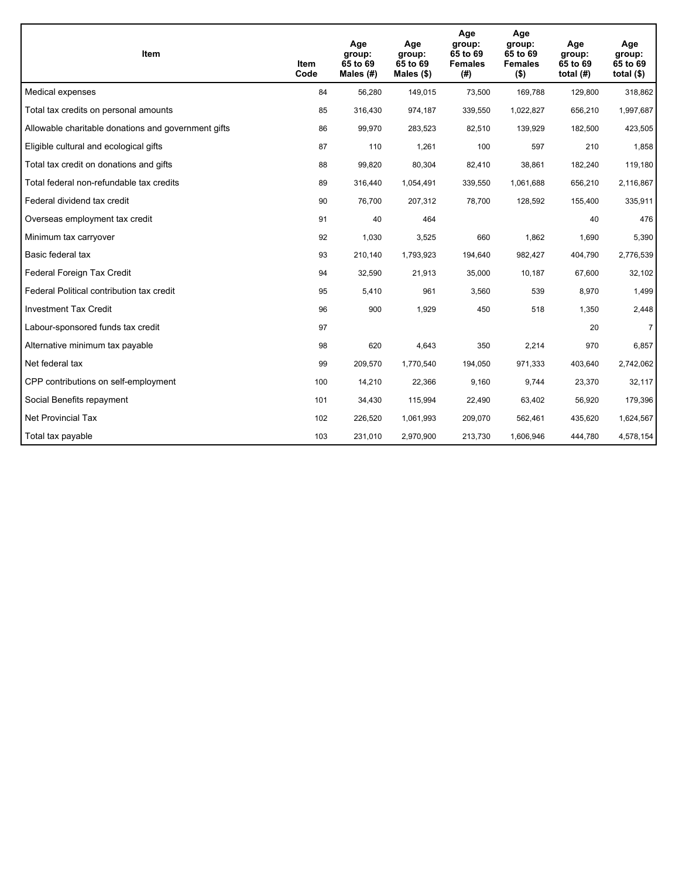| Item | Item Code | Age group: 65 to 69 Males (#) | Age group: 65 to 69 Males ($) | Age group: 65 to 69 Females (#) | Age group: 65 to 69 Females ($) | Age group: 65 to 69 total (#) | Age group: 65 to 69 total ($) |
|---|---|---|---|---|---|---|---|
| Medical expenses | 84 | 56,280 | 149,015 | 73,500 | 169,788 | 129,800 | 318,862 |
| Total tax credits on personal amounts | 85 | 316,430 | 974,187 | 339,550 | 1,022,827 | 656,210 | 1,997,687 |
| Allowable charitable donations and government gifts | 86 | 99,970 | 283,523 | 82,510 | 139,929 | 182,500 | 423,505 |
| Eligible cultural and ecological gifts | 87 | 110 | 1,261 | 100 | 597 | 210 | 1,858 |
| Total tax credit on donations and gifts | 88 | 99,820 | 80,304 | 82,410 | 38,861 | 182,240 | 119,180 |
| Total federal non-refundable tax credits | 89 | 316,440 | 1,054,491 | 339,550 | 1,061,688 | 656,210 | 2,116,867 |
| Federal dividend tax credit | 90 | 76,700 | 207,312 | 78,700 | 128,592 | 155,400 | 335,911 |
| Overseas employment tax credit | 91 | 40 | 464 | | | 40 | 476 |
| Minimum tax carryover | 92 | 1,030 | 3,525 | 660 | 1,862 | 1,690 | 5,390 |
| Basic federal tax | 93 | 210,140 | 1,793,923 | 194,640 | 982,427 | 404,790 | 2,776,539 |
| Federal Foreign Tax Credit | 94 | 32,590 | 21,913 | 35,000 | 10,187 | 67,600 | 32,102 |
| Federal Political contribution tax credit | 95 | 5,410 | 961 | 3,560 | 539 | 8,970 | 1,499 |
| Investment Tax Credit | 96 | 900 | 1,929 | 450 | 518 | 1,350 | 2,448 |
| Labour-sponsored funds tax credit | 97 | | | | | 20 | 7 |
| Alternative minimum tax payable | 98 | 620 | 4,643 | 350 | 2,214 | 970 | 6,857 |
| Net federal tax | 99 | 209,570 | 1,770,540 | 194,050 | 971,333 | 403,640 | 2,742,062 |
| CPP contributions on self-employment | 100 | 14,210 | 22,366 | 9,160 | 9,744 | 23,370 | 32,117 |
| Social Benefits repayment | 101 | 34,430 | 115,994 | 22,490 | 63,402 | 56,920 | 179,396 |
| Net Provincial Tax | 102 | 226,520 | 1,061,993 | 209,070 | 562,461 | 435,620 | 1,624,567 |
| Total tax payable | 103 | 231,010 | 2,970,900 | 213,730 | 1,606,946 | 444,780 | 4,578,154 |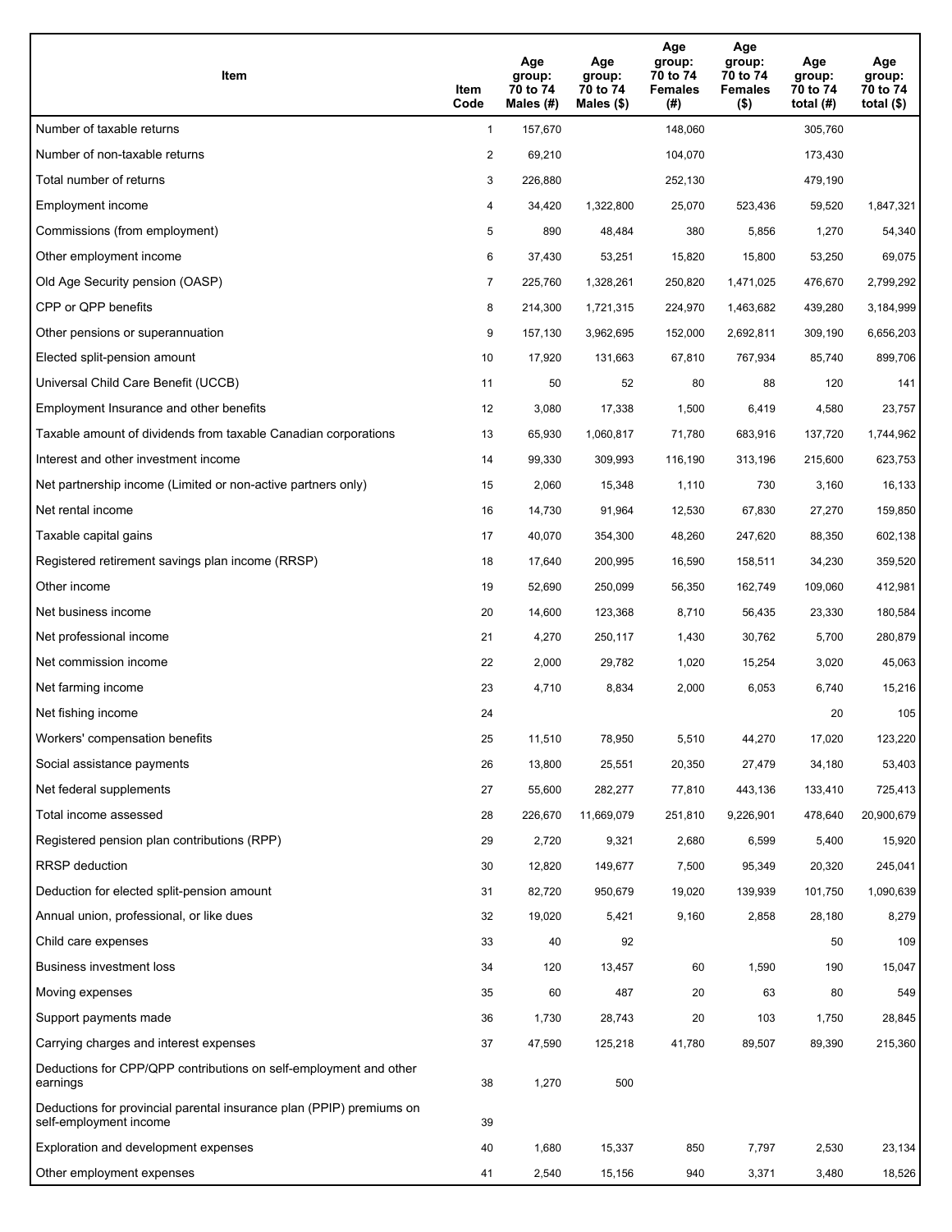| Item | Item Code | Age group: 70 to 74 Males (#) | Age group: 70 to 74 Males ($) | Age group: 70 to 74 Females (#) | Age group: 70 to 74 Females ($) | Age group: 70 to 74 total (#) | Age group: 70 to 74 total ($) |
|---|---|---|---|---|---|---|---|
| Number of taxable returns | 1 | 157,670 | | 148,060 | | 305,760 | |
| Number of non-taxable returns | 2 | 69,210 | | 104,070 | | 173,430 | |
| Total number of returns | 3 | 226,880 | | 252,130 | | 479,190 | |
| Employment income | 4 | 34,420 | 1,322,800 | 25,070 | 523,436 | 59,520 | 1,847,321 |
| Commissions (from employment) | 5 | 890 | 48,484 | 380 | 5,856 | 1,270 | 54,340 |
| Other employment income | 6 | 37,430 | 53,251 | 15,820 | 15,800 | 53,250 | 69,075 |
| Old Age Security pension (OASP) | 7 | 225,760 | 1,328,261 | 250,820 | 1,471,025 | 476,670 | 2,799,292 |
| CPP or QPP benefits | 8 | 214,300 | 1,721,315 | 224,970 | 1,463,682 | 439,280 | 3,184,999 |
| Other pensions or superannuation | 9 | 157,130 | 3,962,695 | 152,000 | 2,692,811 | 309,190 | 6,656,203 |
| Elected split-pension amount | 10 | 17,920 | 131,663 | 67,810 | 767,934 | 85,740 | 899,706 |
| Universal Child Care Benefit (UCCB) | 11 | 50 | 52 | 80 | 88 | 120 | 141 |
| Employment Insurance and other benefits | 12 | 3,080 | 17,338 | 1,500 | 6,419 | 4,580 | 23,757 |
| Taxable amount of dividends from taxable Canadian corporations | 13 | 65,930 | 1,060,817 | 71,780 | 683,916 | 137,720 | 1,744,962 |
| Interest and other investment income | 14 | 99,330 | 309,993 | 116,190 | 313,196 | 215,600 | 623,753 |
| Net partnership income (Limited or non-active partners only) | 15 | 2,060 | 15,348 | 1,110 | 730 | 3,160 | 16,133 |
| Net rental income | 16 | 14,730 | 91,964 | 12,530 | 67,830 | 27,270 | 159,850 |
| Taxable capital gains | 17 | 40,070 | 354,300 | 48,260 | 247,620 | 88,350 | 602,138 |
| Registered retirement savings plan income (RRSP) | 18 | 17,640 | 200,995 | 16,590 | 158,511 | 34,230 | 359,520 |
| Other income | 19 | 52,690 | 250,099 | 56,350 | 162,749 | 109,060 | 412,981 |
| Net business income | 20 | 14,600 | 123,368 | 8,710 | 56,435 | 23,330 | 180,584 |
| Net professional income | 21 | 4,270 | 250,117 | 1,430 | 30,762 | 5,700 | 280,879 |
| Net commission income | 22 | 2,000 | 29,782 | 1,020 | 15,254 | 3,020 | 45,063 |
| Net farming income | 23 | 4,710 | 8,834 | 2,000 | 6,053 | 6,740 | 15,216 |
| Net fishing income | 24 | | | | | 20 | 105 |
| Workers' compensation benefits | 25 | 11,510 | 78,950 | 5,510 | 44,270 | 17,020 | 123,220 |
| Social assistance payments | 26 | 13,800 | 25,551 | 20,350 | 27,479 | 34,180 | 53,403 |
| Net federal supplements | 27 | 55,600 | 282,277 | 77,810 | 443,136 | 133,410 | 725,413 |
| Total income assessed | 28 | 226,670 | 11,669,079 | 251,810 | 9,226,901 | 478,640 | 20,900,679 |
| Registered pension plan contributions (RPP) | 29 | 2,720 | 9,321 | 2,680 | 6,599 | 5,400 | 15,920 |
| RRSP deduction | 30 | 12,820 | 149,677 | 7,500 | 95,349 | 20,320 | 245,041 |
| Deduction for elected split-pension amount | 31 | 82,720 | 950,679 | 19,020 | 139,939 | 101,750 | 1,090,639 |
| Annual union, professional, or like dues | 32 | 19,020 | 5,421 | 9,160 | 2,858 | 28,180 | 8,279 |
| Child care expenses | 33 | 40 | 92 | | | 50 | 109 |
| Business investment loss | 34 | 120 | 13,457 | 60 | 1,590 | 190 | 15,047 |
| Moving expenses | 35 | 60 | 487 | 20 | 63 | 80 | 549 |
| Support payments made | 36 | 1,730 | 28,743 | 20 | 103 | 1,750 | 28,845 |
| Carrying charges and interest expenses | 37 | 47,590 | 125,218 | 41,780 | 89,507 | 89,390 | 215,360 |
| Deductions for CPP/QPP contributions on self-employment and other earnings | 38 | 1,270 | 500 | | | | |
| Deductions for provincial parental insurance plan (PPIP) premiums on self-employment income | 39 | | | | | | |
| Exploration and development expenses | 40 | 1,680 | 15,337 | 850 | 7,797 | 2,530 | 23,134 |
| Other employment expenses | 41 | 2,540 | 15,156 | 940 | 3,371 | 3,480 | 18,526 |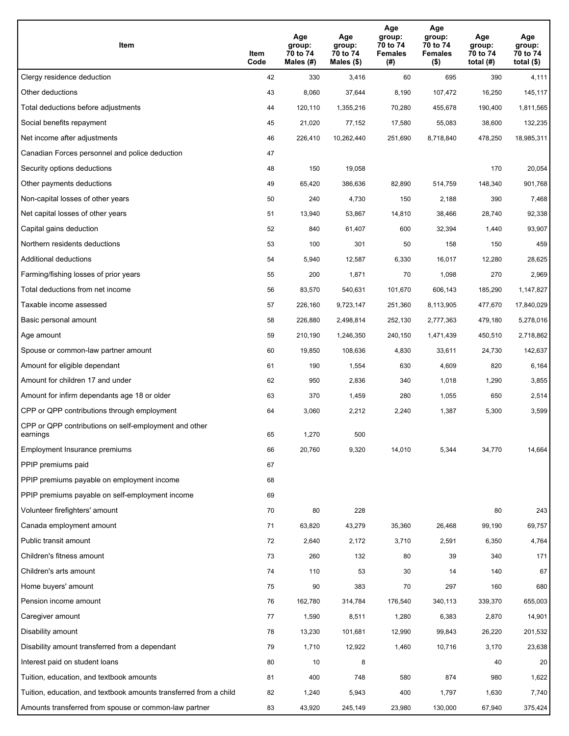| Item | Item Code | Age group: 70 to 74 Males (#) | Age group: 70 to 74 Males ($) | Age group: 70 to 74 Females (#) | Age group: 70 to 74 Females ($) | Age group: 70 to 74 total (#) | Age group: 70 to 74 total ($) |
|---|---|---|---|---|---|---|---|
| Clergy residence deduction | 42 | 330 | 3,416 | 60 | 695 | 390 | 4,111 |
| Other deductions | 43 | 8,060 | 37,644 | 8,190 | 107,472 | 16,250 | 145,117 |
| Total deductions before adjustments | 44 | 120,110 | 1,355,216 | 70,280 | 455,678 | 190,400 | 1,811,565 |
| Social benefits repayment | 45 | 21,020 | 77,152 | 17,580 | 55,083 | 38,600 | 132,235 |
| Net income after adjustments | 46 | 226,410 | 10,262,440 | 251,690 | 8,718,840 | 478,250 | 18,985,311 |
| Canadian Forces personnel and police deduction | 47 | | | | | | |
| Security options deductions | 48 | 150 | 19,058 | | | 170 | 20,054 |
| Other payments deductions | 49 | 65,420 | 386,636 | 82,890 | 514,759 | 148,340 | 901,768 |
| Non-capital losses of other years | 50 | 240 | 4,730 | 150 | 2,188 | 390 | 7,468 |
| Net capital losses of other years | 51 | 13,940 | 53,867 | 14,810 | 38,466 | 28,740 | 92,338 |
| Capital gains deduction | 52 | 840 | 61,407 | 600 | 32,394 | 1,440 | 93,907 |
| Northern residents deductions | 53 | 100 | 301 | 50 | 158 | 150 | 459 |
| Additional deductions | 54 | 5,940 | 12,587 | 6,330 | 16,017 | 12,280 | 28,625 |
| Farming/fishing losses of prior years | 55 | 200 | 1,871 | 70 | 1,098 | 270 | 2,969 |
| Total deductions from net income | 56 | 83,570 | 540,631 | 101,670 | 606,143 | 185,290 | 1,147,827 |
| Taxable income assessed | 57 | 226,160 | 9,723,147 | 251,360 | 8,113,905 | 477,670 | 17,840,029 |
| Basic personal amount | 58 | 226,880 | 2,498,814 | 252,130 | 2,777,363 | 479,180 | 5,278,016 |
| Age amount | 59 | 210,190 | 1,246,350 | 240,150 | 1,471,439 | 450,510 | 2,718,862 |
| Spouse or common-law partner amount | 60 | 19,850 | 108,636 | 4,830 | 33,611 | 24,730 | 142,637 |
| Amount for eligible dependant | 61 | 190 | 1,554 | 630 | 4,609 | 820 | 6,164 |
| Amount for children 17 and under | 62 | 950 | 2,836 | 340 | 1,018 | 1,290 | 3,855 |
| Amount for infirm dependants age 18 or older | 63 | 370 | 1,459 | 280 | 1,055 | 650 | 2,514 |
| CPP or QPP contributions through employment | 64 | 3,060 | 2,212 | 2,240 | 1,387 | 5,300 | 3,599 |
| CPP or QPP contributions on self-employment and other earnings | 65 | 1,270 | 500 | | | | |
| Employment Insurance premiums | 66 | 20,760 | 9,320 | 14,010 | 5,344 | 34,770 | 14,664 |
| PPIP premiums paid | 67 | | | | | | |
| PPIP premiums payable on employment income | 68 | | | | | | |
| PPIP premiums payable on self-employment income | 69 | | | | | | |
| Volunteer firefighters' amount | 70 | 80 | 228 | | | 80 | 243 |
| Canada employment amount | 71 | 63,820 | 43,279 | 35,360 | 26,468 | 99,190 | 69,757 |
| Public transit amount | 72 | 2,640 | 2,172 | 3,710 | 2,591 | 6,350 | 4,764 |
| Children's fitness amount | 73 | 260 | 132 | 80 | 39 | 340 | 171 |
| Children's arts amount | 74 | 110 | 53 | 30 | 14 | 140 | 67 |
| Home buyers' amount | 75 | 90 | 383 | 70 | 297 | 160 | 680 |
| Pension income amount | 76 | 162,780 | 314,784 | 176,540 | 340,113 | 339,370 | 655,003 |
| Caregiver amount | 77 | 1,590 | 8,511 | 1,280 | 6,383 | 2,870 | 14,901 |
| Disability amount | 78 | 13,230 | 101,681 | 12,990 | 99,843 | 26,220 | 201,532 |
| Disability amount transferred from a dependant | 79 | 1,710 | 12,922 | 1,460 | 10,716 | 3,170 | 23,638 |
| Interest paid on student loans | 80 | 10 | 8 | | | 40 | 20 |
| Tuition, education, and textbook amounts | 81 | 400 | 748 | 580 | 874 | 980 | 1,622 |
| Tuition, education, and textbook amounts transferred from a child | 82 | 1,240 | 5,943 | 400 | 1,797 | 1,630 | 7,740 |
| Amounts transferred from spouse or common-law partner | 83 | 43,920 | 245,149 | 23,980 | 130,000 | 67,940 | 375,424 |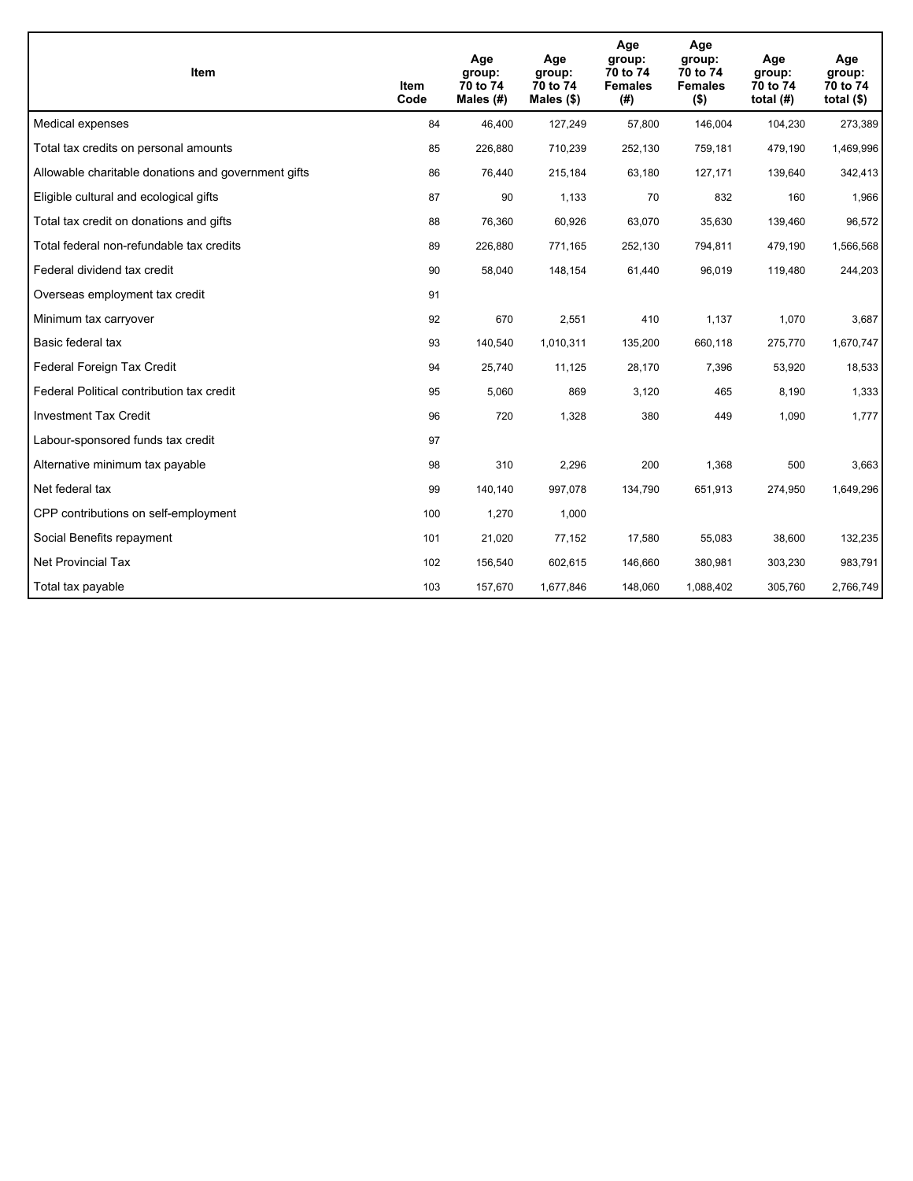| Item | Item Code | Age group: 70 to 74 Males (#) | Age group: 70 to 74 Males ($) | Age group: 70 to 74 Females (#) | Age group: 70 to 74 Females ($) | Age group: 70 to 74 total (#) | Age group: 70 to 74 total ($) |
|---|---|---|---|---|---|---|---|
| Medical expenses | 84 | 46,400 | 127,249 | 57,800 | 146,004 | 104,230 | 273,389 |
| Total tax credits on personal amounts | 85 | 226,880 | 710,239 | 252,130 | 759,181 | 479,190 | 1,469,996 |
| Allowable charitable donations and government gifts | 86 | 76,440 | 215,184 | 63,180 | 127,171 | 139,640 | 342,413 |
| Eligible cultural and ecological gifts | 87 | 90 | 1,133 | 70 | 832 | 160 | 1,966 |
| Total tax credit on donations and gifts | 88 | 76,360 | 60,926 | 63,070 | 35,630 | 139,460 | 96,572 |
| Total federal non-refundable tax credits | 89 | 226,880 | 771,165 | 252,130 | 794,811 | 479,190 | 1,566,568 |
| Federal dividend tax credit | 90 | 58,040 | 148,154 | 61,440 | 96,019 | 119,480 | 244,203 |
| Overseas employment tax credit | 91 | | | | | | |
| Minimum tax carryover | 92 | 670 | 2,551 | 410 | 1,137 | 1,070 | 3,687 |
| Basic federal tax | 93 | 140,540 | 1,010,311 | 135,200 | 660,118 | 275,770 | 1,670,747 |
| Federal Foreign Tax Credit | 94 | 25,740 | 11,125 | 28,170 | 7,396 | 53,920 | 18,533 |
| Federal Political contribution tax credit | 95 | 5,060 | 869 | 3,120 | 465 | 8,190 | 1,333 |
| Investment Tax Credit | 96 | 720 | 1,328 | 380 | 449 | 1,090 | 1,777 |
| Labour-sponsored funds tax credit | 97 | | | | | | |
| Alternative minimum tax payable | 98 | 310 | 2,296 | 200 | 1,368 | 500 | 3,663 |
| Net federal tax | 99 | 140,140 | 997,078 | 134,790 | 651,913 | 274,950 | 1,649,296 |
| CPP contributions on self-employment | 100 | 1,270 | 1,000 | | | | |
| Social Benefits repayment | 101 | 21,020 | 77,152 | 17,580 | 55,083 | 38,600 | 132,235 |
| Net Provincial Tax | 102 | 156,540 | 602,615 | 146,660 | 380,981 | 303,230 | 983,791 |
| Total tax payable | 103 | 157,670 | 1,677,846 | 148,060 | 1,088,402 | 305,760 | 2,766,749 |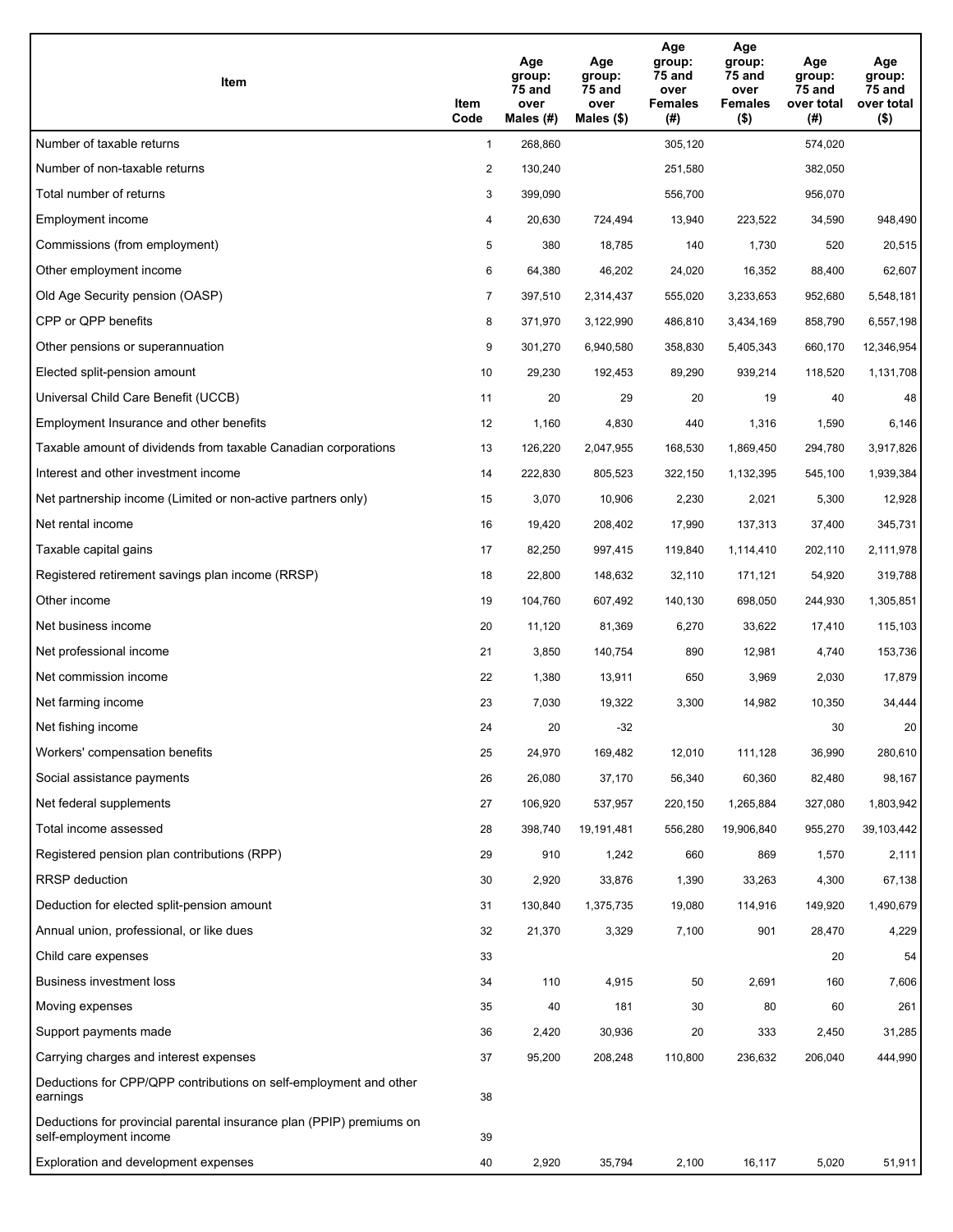| Item | Item Code | Age group: 75 and over Males (#) | Age group: 75 and over Males ($) | Age group: 75 and over Females (#) | Age group: 75 and over Females ($) | Age group: 75 and over total (#) | Age group: 75 and over total ($) |
|---|---|---|---|---|---|---|---|
| Number of taxable returns | 1 | 268,860 | | 305,120 | | 574,020 | |
| Number of non-taxable returns | 2 | 130,240 | | 251,580 | | 382,050 | |
| Total number of returns | 3 | 399,090 | | 556,700 | | 956,070 | |
| Employment income | 4 | 20,630 | 724,494 | 13,940 | 223,522 | 34,590 | 948,490 |
| Commissions (from employment) | 5 | 380 | 18,785 | 140 | 1,730 | 520 | 20,515 |
| Other employment income | 6 | 64,380 | 46,202 | 24,020 | 16,352 | 88,400 | 62,607 |
| Old Age Security pension (OASP) | 7 | 397,510 | 2,314,437 | 555,020 | 3,233,653 | 952,680 | 5,548,181 |
| CPP or QPP benefits | 8 | 371,970 | 3,122,990 | 486,810 | 3,434,169 | 858,790 | 6,557,198 |
| Other pensions or superannuation | 9 | 301,270 | 6,940,580 | 358,830 | 5,405,343 | 660,170 | 12,346,954 |
| Elected split-pension amount | 10 | 29,230 | 192,453 | 89,290 | 939,214 | 118,520 | 1,131,708 |
| Universal Child Care Benefit (UCCB) | 11 | 20 | 29 | 20 | 19 | 40 | 48 |
| Employment Insurance and other benefits | 12 | 1,160 | 4,830 | 440 | 1,316 | 1,590 | 6,146 |
| Taxable amount of dividends from taxable Canadian corporations | 13 | 126,220 | 2,047,955 | 168,530 | 1,869,450 | 294,780 | 3,917,826 |
| Interest and other investment income | 14 | 222,830 | 805,523 | 322,150 | 1,132,395 | 545,100 | 1,939,384 |
| Net partnership income (Limited or non-active partners only) | 15 | 3,070 | 10,906 | 2,230 | 2,021 | 5,300 | 12,928 |
| Net rental income | 16 | 19,420 | 208,402 | 17,990 | 137,313 | 37,400 | 345,731 |
| Taxable capital gains | 17 | 82,250 | 997,415 | 119,840 | 1,114,410 | 202,110 | 2,111,978 |
| Registered retirement savings plan income (RRSP) | 18 | 22,800 | 148,632 | 32,110 | 171,121 | 54,920 | 319,788 |
| Other income | 19 | 104,760 | 607,492 | 140,130 | 698,050 | 244,930 | 1,305,851 |
| Net business income | 20 | 11,120 | 81,369 | 6,270 | 33,622 | 17,410 | 115,103 |
| Net professional income | 21 | 3,850 | 140,754 | 890 | 12,981 | 4,740 | 153,736 |
| Net commission income | 22 | 1,380 | 13,911 | 650 | 3,969 | 2,030 | 17,879 |
| Net farming income | 23 | 7,030 | 19,322 | 3,300 | 14,982 | 10,350 | 34,444 |
| Net fishing income | 24 | 20 | -32 | | | 30 | 20 |
| Workers' compensation benefits | 25 | 24,970 | 169,482 | 12,010 | 111,128 | 36,990 | 280,610 |
| Social assistance payments | 26 | 26,080 | 37,170 | 56,340 | 60,360 | 82,480 | 98,167 |
| Net federal supplements | 27 | 106,920 | 537,957 | 220,150 | 1,265,884 | 327,080 | 1,803,942 |
| Total income assessed | 28 | 398,740 | 19,191,481 | 556,280 | 19,906,840 | 955,270 | 39,103,442 |
| Registered pension plan contributions (RPP) | 29 | 910 | 1,242 | 660 | 869 | 1,570 | 2,111 |
| RRSP deduction | 30 | 2,920 | 33,876 | 1,390 | 33,263 | 4,300 | 67,138 |
| Deduction for elected split-pension amount | 31 | 130,840 | 1,375,735 | 19,080 | 114,916 | 149,920 | 1,490,679 |
| Annual union, professional, or like dues | 32 | 21,370 | 3,329 | 7,100 | 901 | 28,470 | 4,229 |
| Child care expenses | 33 | | | | | 20 | 54 |
| Business investment loss | 34 | 110 | 4,915 | 50 | 2,691 | 160 | 7,606 |
| Moving expenses | 35 | 40 | 181 | 30 | 80 | 60 | 261 |
| Support payments made | 36 | 2,420 | 30,936 | 20 | 333 | 2,450 | 31,285 |
| Carrying charges and interest expenses | 37 | 95,200 | 208,248 | 110,800 | 236,632 | 206,040 | 444,990 |
| Deductions for CPP/QPP contributions on self-employment and other earnings | 38 | | | | | | |
| Deductions for provincial parental insurance plan (PPIP) premiums on self-employment income | 39 | | | | | | |
| Exploration and development expenses | 40 | 2,920 | 35,794 | 2,100 | 16,117 | 5,020 | 51,911 |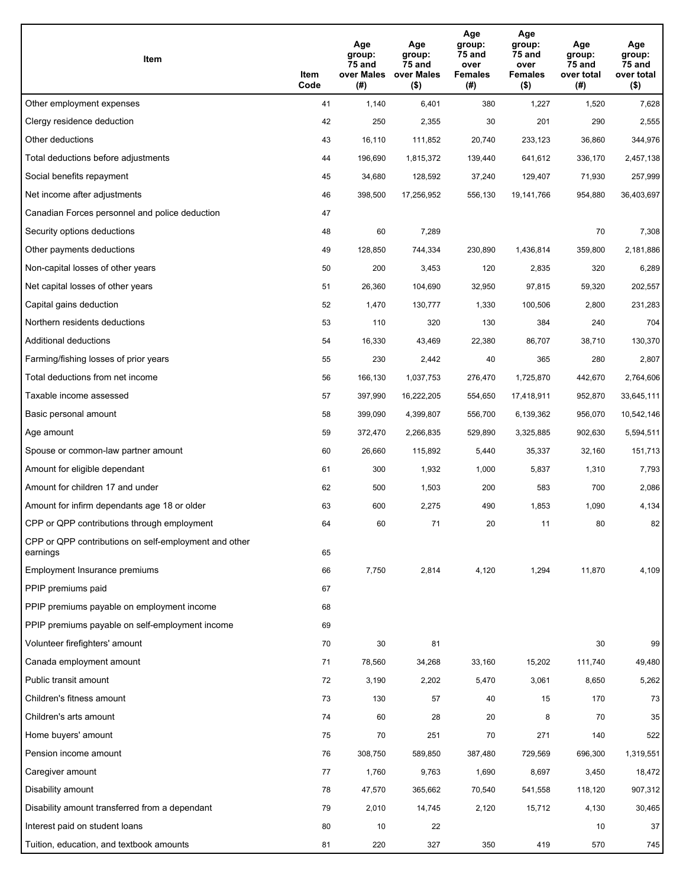| Item | Item Code | Age group: 75 and over Males (#) | Age group: 75 and over Males ($) | Age group: 75 and over Females (#) | Age group: 75 and over Females ($) | Age group: 75 and over total (#) | Age group: 75 and over total ($) |
|---|---|---|---|---|---|---|---|
| Other employment expenses | 41 | 1,140 | 6,401 | 380 | 1,227 | 1,520 | 7,628 |
| Clergy residence deduction | 42 | 250 | 2,355 | 30 | 201 | 290 | 2,555 |
| Other deductions | 43 | 16,110 | 111,852 | 20,740 | 233,123 | 36,860 | 344,976 |
| Total deductions before adjustments | 44 | 196,690 | 1,815,372 | 139,440 | 641,612 | 336,170 | 2,457,138 |
| Social benefits repayment | 45 | 34,680 | 128,592 | 37,240 | 129,407 | 71,930 | 257,999 |
| Net income after adjustments | 46 | 398,500 | 17,256,952 | 556,130 | 19,141,766 | 954,880 | 36,403,697 |
| Canadian Forces personnel and police deduction | 47 | | | | | | |
| Security options deductions | 48 | 60 | 7,289 | | | 70 | 7,308 |
| Other payments deductions | 49 | 128,850 | 744,334 | 230,890 | 1,436,814 | 359,800 | 2,181,886 |
| Non-capital losses of other years | 50 | 200 | 3,453 | 120 | 2,835 | 320 | 6,289 |
| Net capital losses of other years | 51 | 26,360 | 104,690 | 32,950 | 97,815 | 59,320 | 202,557 |
| Capital gains deduction | 52 | 1,470 | 130,777 | 1,330 | 100,506 | 2,800 | 231,283 |
| Northern residents deductions | 53 | 110 | 320 | 130 | 384 | 240 | 704 |
| Additional deductions | 54 | 16,330 | 43,469 | 22,380 | 86,707 | 38,710 | 130,370 |
| Farming/fishing losses of prior years | 55 | 230 | 2,442 | 40 | 365 | 280 | 2,807 |
| Total deductions from net income | 56 | 166,130 | 1,037,753 | 276,470 | 1,725,870 | 442,670 | 2,764,606 |
| Taxable income assessed | 57 | 397,990 | 16,222,205 | 554,650 | 17,418,911 | 952,870 | 33,645,111 |
| Basic personal amount | 58 | 399,090 | 4,399,807 | 556,700 | 6,139,362 | 956,070 | 10,542,146 |
| Age amount | 59 | 372,470 | 2,266,835 | 529,890 | 3,325,885 | 902,630 | 5,594,511 |
| Spouse or common-law partner amount | 60 | 26,660 | 115,892 | 5,440 | 35,337 | 32,160 | 151,713 |
| Amount for eligible dependant | 61 | 300 | 1,932 | 1,000 | 5,837 | 1,310 | 7,793 |
| Amount for children 17 and under | 62 | 500 | 1,503 | 200 | 583 | 700 | 2,086 |
| Amount for infirm dependants age 18 or older | 63 | 600 | 2,275 | 490 | 1,853 | 1,090 | 4,134 |
| CPP or QPP contributions through employment | 64 | 60 | 71 | 20 | 11 | 80 | 82 |
| CPP or QPP contributions on self-employment and other earnings | 65 | | | | | | |
| Employment Insurance premiums | 66 | 7,750 | 2,814 | 4,120 | 1,294 | 11,870 | 4,109 |
| PPIP premiums paid | 67 | | | | | | |
| PPIP premiums payable on employment income | 68 | | | | | | |
| PPIP premiums payable on self-employment income | 69 | | | | | | |
| Volunteer firefighters' amount | 70 | 30 | 81 | | | 30 | 99 |
| Canada employment amount | 71 | 78,560 | 34,268 | 33,160 | 15,202 | 111,740 | 49,480 |
| Public transit amount | 72 | 3,190 | 2,202 | 5,470 | 3,061 | 8,650 | 5,262 |
| Children's fitness amount | 73 | 130 | 57 | 40 | 15 | 170 | 73 |
| Children's arts amount | 74 | 60 | 28 | 20 | 8 | 70 | 35 |
| Home buyers' amount | 75 | 70 | 251 | 70 | 271 | 140 | 522 |
| Pension income amount | 76 | 308,750 | 589,850 | 387,480 | 729,569 | 696,300 | 1,319,551 |
| Caregiver amount | 77 | 1,760 | 9,763 | 1,690 | 8,697 | 3,450 | 18,472 |
| Disability amount | 78 | 47,570 | 365,662 | 70,540 | 541,558 | 118,120 | 907,312 |
| Disability amount transferred from a dependant | 79 | 2,010 | 14,745 | 2,120 | 15,712 | 4,130 | 30,465 |
| Interest paid on student loans | 80 | 10 | 22 | | | 10 | 37 |
| Tuition, education, and textbook amounts | 81 | 220 | 327 | 350 | 419 | 570 | 745 |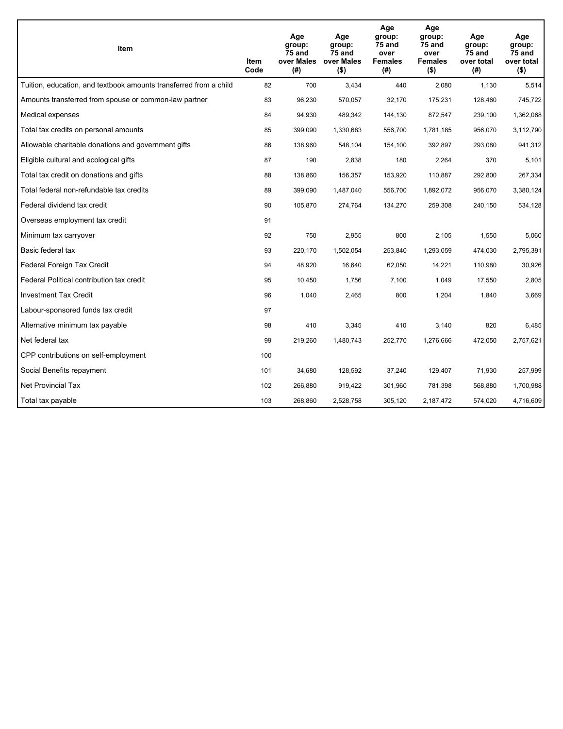| Item | Item Code | Age group: 75 and over Males (#) | Age group: 75 and over Males ($) | Age group: 75 and over Females (#) | Age group: 75 and over Females ($) | Age group: 75 and over total (#) | Age group: 75 and over total ($) |
|---|---|---|---|---|---|---|---|
| Tuition, education, and textbook amounts transferred from a child | 82 | 700 | 3,434 | 440 | 2,080 | 1,130 | 5,514 |
| Amounts transferred from spouse or common-law partner | 83 | 96,230 | 570,057 | 32,170 | 175,231 | 128,460 | 745,722 |
| Medical expenses | 84 | 94,930 | 489,342 | 144,130 | 872,547 | 239,100 | 1,362,068 |
| Total tax credits on personal amounts | 85 | 399,090 | 1,330,683 | 556,700 | 1,781,185 | 956,070 | 3,112,790 |
| Allowable charitable donations and government gifts | 86 | 138,960 | 548,104 | 154,100 | 392,897 | 293,080 | 941,312 |
| Eligible cultural and ecological gifts | 87 | 190 | 2,838 | 180 | 2,264 | 370 | 5,101 |
| Total tax credit on donations and gifts | 88 | 138,860 | 156,357 | 153,920 | 110,887 | 292,800 | 267,334 |
| Total federal non-refundable tax credits | 89 | 399,090 | 1,487,040 | 556,700 | 1,892,072 | 956,070 | 3,380,124 |
| Federal dividend tax credit | 90 | 105,870 | 274,764 | 134,270 | 259,308 | 240,150 | 534,128 |
| Overseas employment tax credit | 91 | | | | | | |
| Minimum tax carryover | 92 | 750 | 2,955 | 800 | 2,105 | 1,550 | 5,060 |
| Basic federal tax | 93 | 220,170 | 1,502,054 | 253,840 | 1,293,059 | 474,030 | 2,795,391 |
| Federal Foreign Tax Credit | 94 | 48,920 | 16,640 | 62,050 | 14,221 | 110,980 | 30,926 |
| Federal Political contribution tax credit | 95 | 10,450 | 1,756 | 7,100 | 1,049 | 17,550 | 2,805 |
| Investment Tax Credit | 96 | 1,040 | 2,465 | 800 | 1,204 | 1,840 | 3,669 |
| Labour-sponsored funds tax credit | 97 | | | | | | |
| Alternative minimum tax payable | 98 | 410 | 3,345 | 410 | 3,140 | 820 | 6,485 |
| Net federal tax | 99 | 219,260 | 1,480,743 | 252,770 | 1,276,666 | 472,050 | 2,757,621 |
| CPP contributions on self-employment | 100 | | | | | | |
| Social Benefits repayment | 101 | 34,680 | 128,592 | 37,240 | 129,407 | 71,930 | 257,999 |
| Net Provincial Tax | 102 | 266,880 | 919,422 | 301,960 | 781,398 | 568,880 | 1,700,988 |
| Total tax payable | 103 | 268,860 | 2,528,758 | 305,120 | 2,187,472 | 574,020 | 4,716,609 |